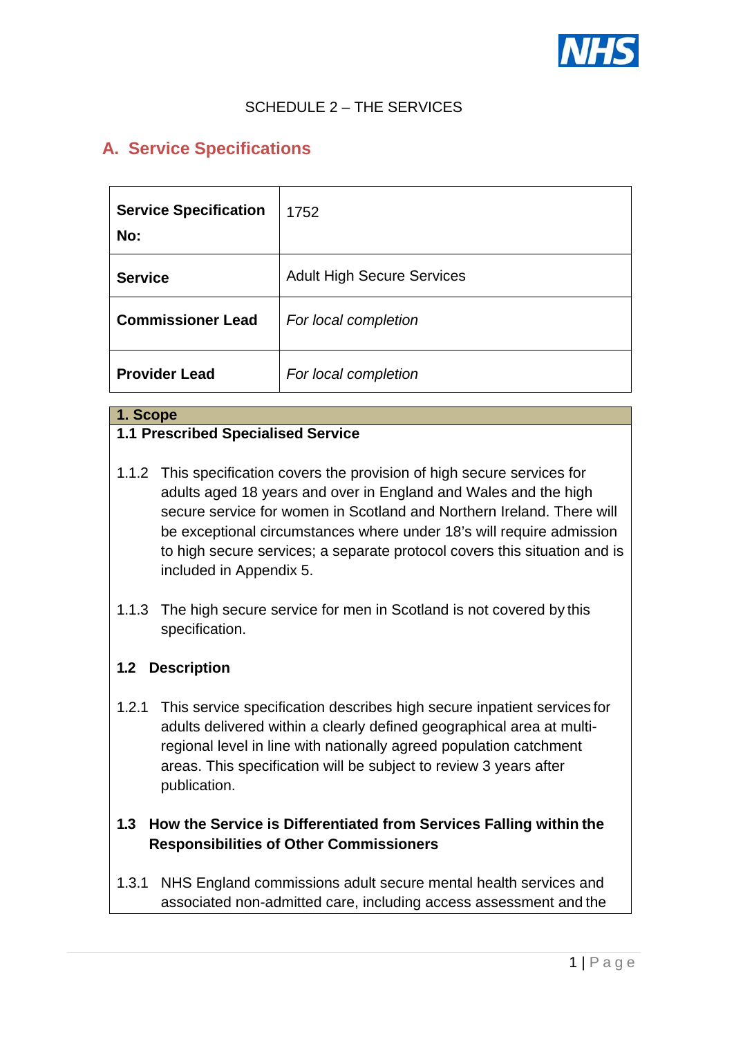SCHEDULE 2 – THE SERVICES

## A. Service Specifications

| **Service Specification No:** | 1752 |
|---|---|
| **Service** | Adult High Secure Services |
| **Commissioner Lead** | *For local completion* |
| **Provider Lead** | *For local completion* |

### 1. Scope

#### 1.1 Prescribed Specialised Service

1.1.2 This specification covers the provision of high secure services for adults aged 18 years and over in England and Wales and the high secure service for women in Scotland and Northern Ireland. There will be exceptional circumstances where under 18's will require admission to high secure services; a separate protocol covers this situation and is included in Appendix 5.

1.1.3 The high secure service for men in Scotland is not covered by this specification.

#### 1.2 Description

1.2.1 This service specification describes high secure inpatient services for adults delivered within a clearly defined geographical area at multi-regional level in line with nationally agreed population catchment areas. This specification will be subject to review 3 years after publication.

#### 1.3 How the Service is Differentiated from Services Falling within the Responsibilities of Other Commissioners

1.3.1 NHS England commissions adult secure mental health services and associated non-admitted care, including access assessment and the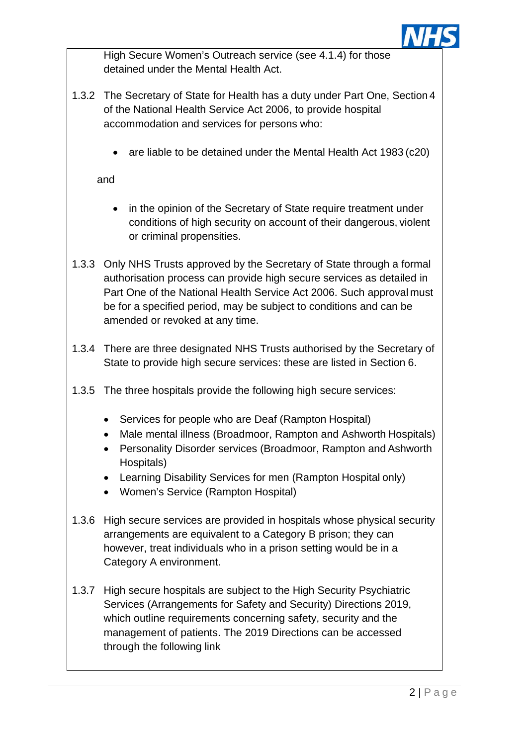High Secure Women's Outreach service (see 4.1.4) for those detained under the Mental Health Act.

1.3.2 The Secretary of State for Health has a duty under Part One, Section 4 of the National Health Service Act 2006, to provide hospital accommodation and services for persons who:

- are liable to be detained under the Mental Health Act 1983 (c20)

and

- in the opinion of the Secretary of State require treatment under conditions of high security on account of their dangerous, violent or criminal propensities.

1.3.3 Only NHS Trusts approved by the Secretary of State through a formal authorisation process can provide high secure services as detailed in Part One of the National Health Service Act 2006. Such approval must be for a specified period, may be subject to conditions and can be amended or revoked at any time.

1.3.4 There are three designated NHS Trusts authorised by the Secretary of State to provide high secure services: these are listed in Section 6.

1.3.5 The three hospitals provide the following high secure services:

- Services for people who are Deaf (Rampton Hospital)
- Male mental illness (Broadmoor, Rampton and Ashworth Hospitals)
- Personality Disorder services (Broadmoor, Rampton and Ashworth Hospitals)
- Learning Disability Services for men (Rampton Hospital only)
- Women's Service (Rampton Hospital)

1.3.6 High secure services are provided in hospitals whose physical security arrangements are equivalent to a Category B prison; they can however, treat individuals who in a prison setting would be in a Category A environment.

1.3.7 High secure hospitals are subject to the High Security Psychiatric Services (Arrangements for Safety and Security) Directions 2019, which outline requirements concerning safety, security and the management of patients. The 2019 Directions can be accessed through the following link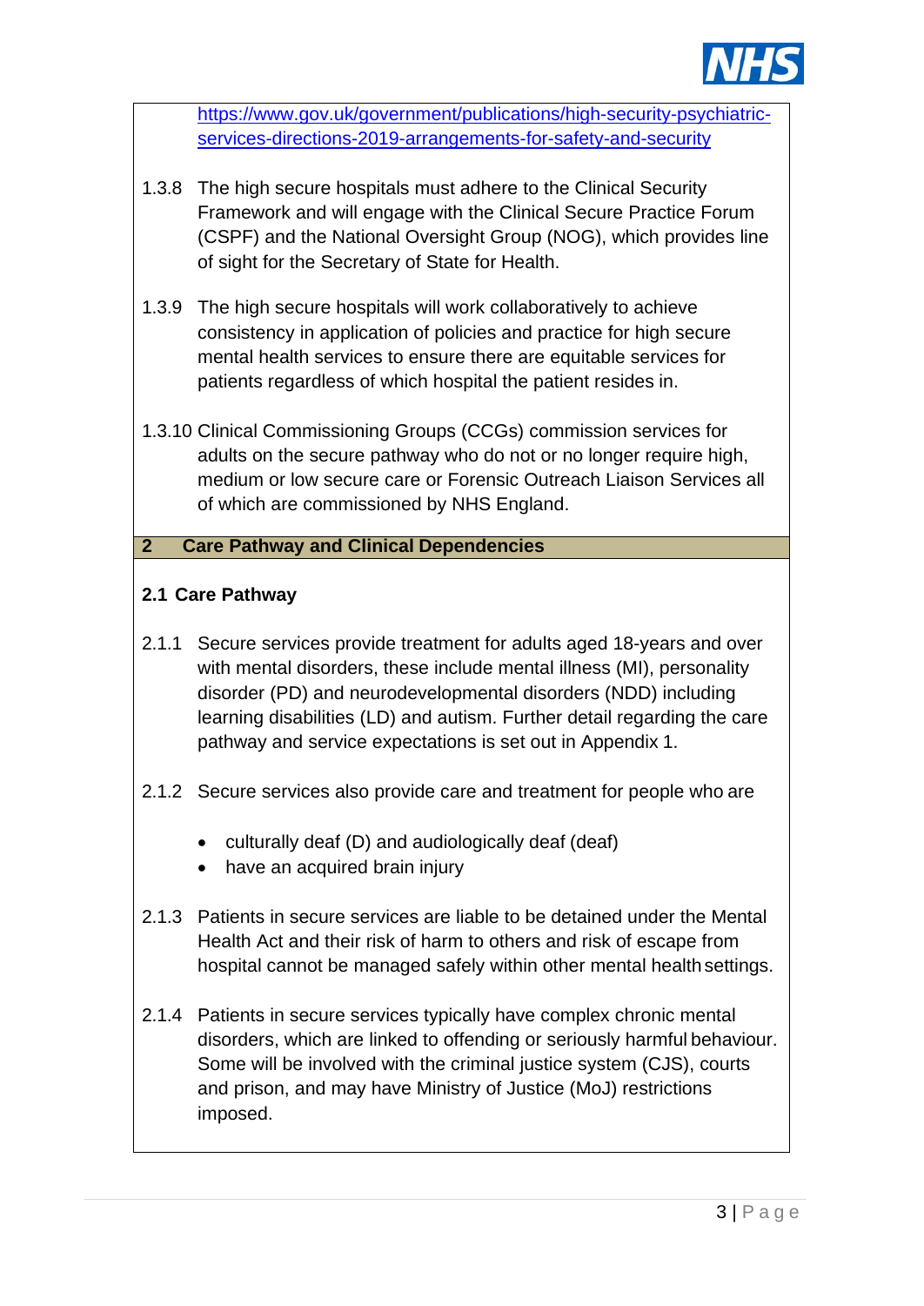https://www.gov.uk/government/publications/high-security-psychiatric-services-directions-2019-arrangements-for-safety-and-security

1.3.8 The high secure hospitals must adhere to the Clinical Security Framework and will engage with the Clinical Secure Practice Forum (CSPF) and the National Oversight Group (NOG), which provides line of sight for the Secretary of State for Health.

1.3.9 The high secure hospitals will work collaboratively to achieve consistency in application of policies and practice for high secure mental health services to ensure there are equitable services for patients regardless of which hospital the patient resides in.

1.3.10 Clinical Commissioning Groups (CCGs) commission services for adults on the secure pathway who do not or no longer require high, medium or low secure care or Forensic Outreach Liaison Services all of which are commissioned by NHS England.

## 2 Care Pathway and Clinical Dependencies

### 2.1 Care Pathway

2.1.1 Secure services provide treatment for adults aged 18-years and over with mental disorders, these include mental illness (MI), personality disorder (PD) and neurodevelopmental disorders (NDD) including learning disabilities (LD) and autism. Further detail regarding the care pathway and service expectations is set out in Appendix 1.

2.1.2 Secure services also provide care and treatment for people who are

- culturally deaf (D) and audiologically deaf (deaf)
- have an acquired brain injury

2.1.3 Patients in secure services are liable to be detained under the Mental Health Act and their risk of harm to others and risk of escape from hospital cannot be managed safely within other mental health settings.

2.1.4 Patients in secure services typically have complex chronic mental disorders, which are linked to offending or seriously harmful behaviour. Some will be involved with the criminal justice system (CJS), courts and prison, and may have Ministry of Justice (MoJ) restrictions imposed.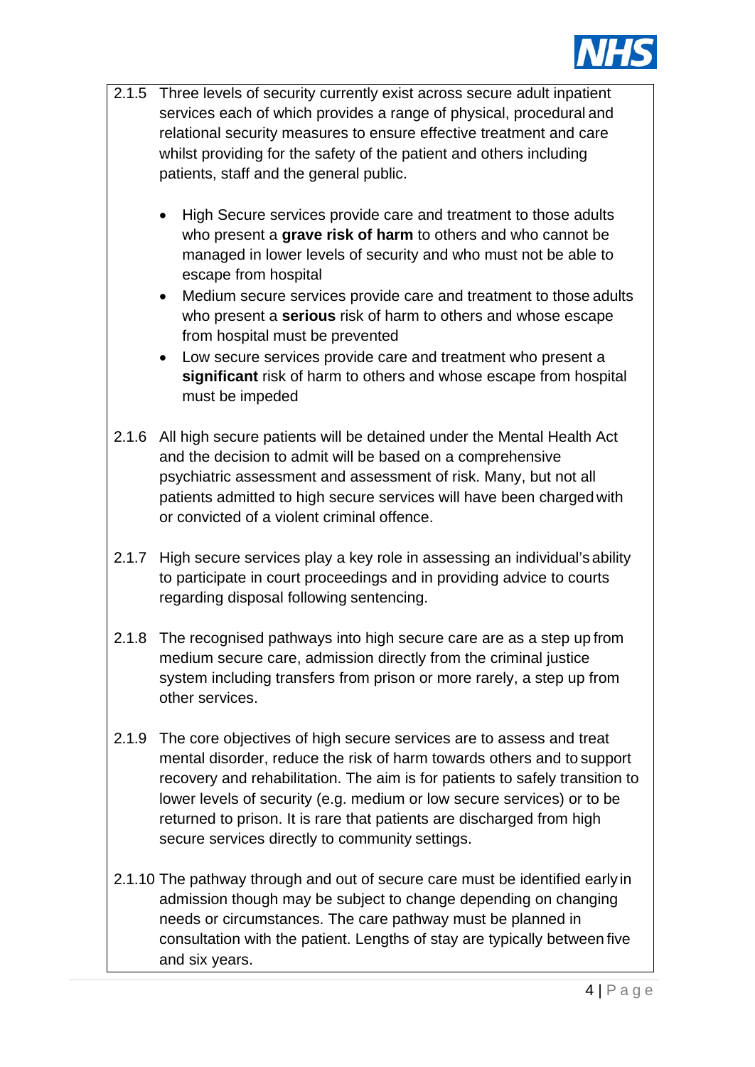2.1.5 Three levels of security currently exist across secure adult inpatient services each of which provides a range of physical, procedural and relational security measures to ensure effective treatment and care whilst providing for the safety of the patient and others including patients, staff and the general public.

- High Secure services provide care and treatment to those adults who present a **grave risk of harm** to others and who cannot be managed in lower levels of security and who must not be able to escape from hospital
- Medium secure services provide care and treatment to those adults who present a **serious** risk of harm to others and whose escape from hospital must be prevented
- Low secure services provide care and treatment who present a **significant** risk of harm to others and whose escape from hospital must be impeded

2.1.6 All high secure patients will be detained under the Mental Health Act and the decision to admit will be based on a comprehensive psychiatric assessment and assessment of risk. Many, but not all patients admitted to high secure services will have been charged with or convicted of a violent criminal offence.

2.1.7 High secure services play a key role in assessing an individual's ability to participate in court proceedings and in providing advice to courts regarding disposal following sentencing.

2.1.8 The recognised pathways into high secure care are as a step up from medium secure care, admission directly from the criminal justice system including transfers from prison or more rarely, a step up from other services.

2.1.9 The core objectives of high secure services are to assess and treat mental disorder, reduce the risk of harm towards others and to support recovery and rehabilitation. The aim is for patients to safely transition to lower levels of security (e.g. medium or low secure services) or to be returned to prison. It is rare that patients are discharged from high secure services directly to community settings.

2.1.10 The pathway through and out of secure care must be identified early in admission though may be subject to change depending on changing needs or circumstances. The care pathway must be planned in consultation with the patient. Lengths of stay are typically between five and six years.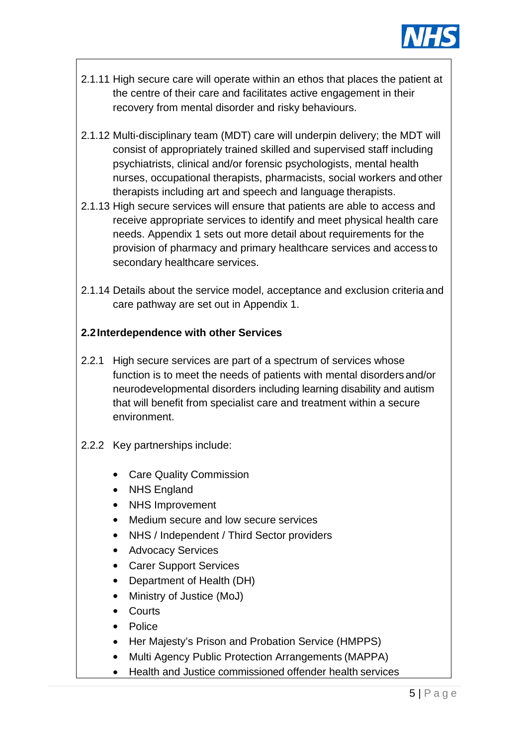2.1.11 High secure care will operate within an ethos that places the patient at the centre of their care and facilitates active engagement in their recovery from mental disorder and risky behaviours.

2.1.12 Multi-disciplinary team (MDT) care will underpin delivery; the MDT will consist of appropriately trained skilled and supervised staff including psychiatrists, clinical and/or forensic psychologists, mental health nurses, occupational therapists, pharmacists, social workers and other therapists including art and speech and language therapists.

2.1.13 High secure services will ensure that patients are able to access and receive appropriate services to identify and meet physical health care needs. Appendix 1 sets out more detail about requirements for the provision of pharmacy and primary healthcare services and access to secondary healthcare services.

2.1.14 Details about the service model, acceptance and exclusion criteria and care pathway are set out in Appendix 1.

## 2.2 Interdependence with other Services

2.2.1 High secure services are part of a spectrum of services whose function is to meet the needs of patients with mental disorders and/or neurodevelopmental disorders including learning disability and autism that will benefit from specialist care and treatment within a secure environment.

2.2.2 Key partnerships include:

- Care Quality Commission
- NHS England
- NHS Improvement
- Medium secure and low secure services
- NHS / Independent / Third Sector providers
- Advocacy Services
- Carer Support Services
- Department of Health (DH)
- Ministry of Justice (MoJ)
- Courts
- Police
- Her Majesty's Prison and Probation Service (HMPPS)
- Multi Agency Public Protection Arrangements (MAPPA)
- Health and Justice commissioned offender health services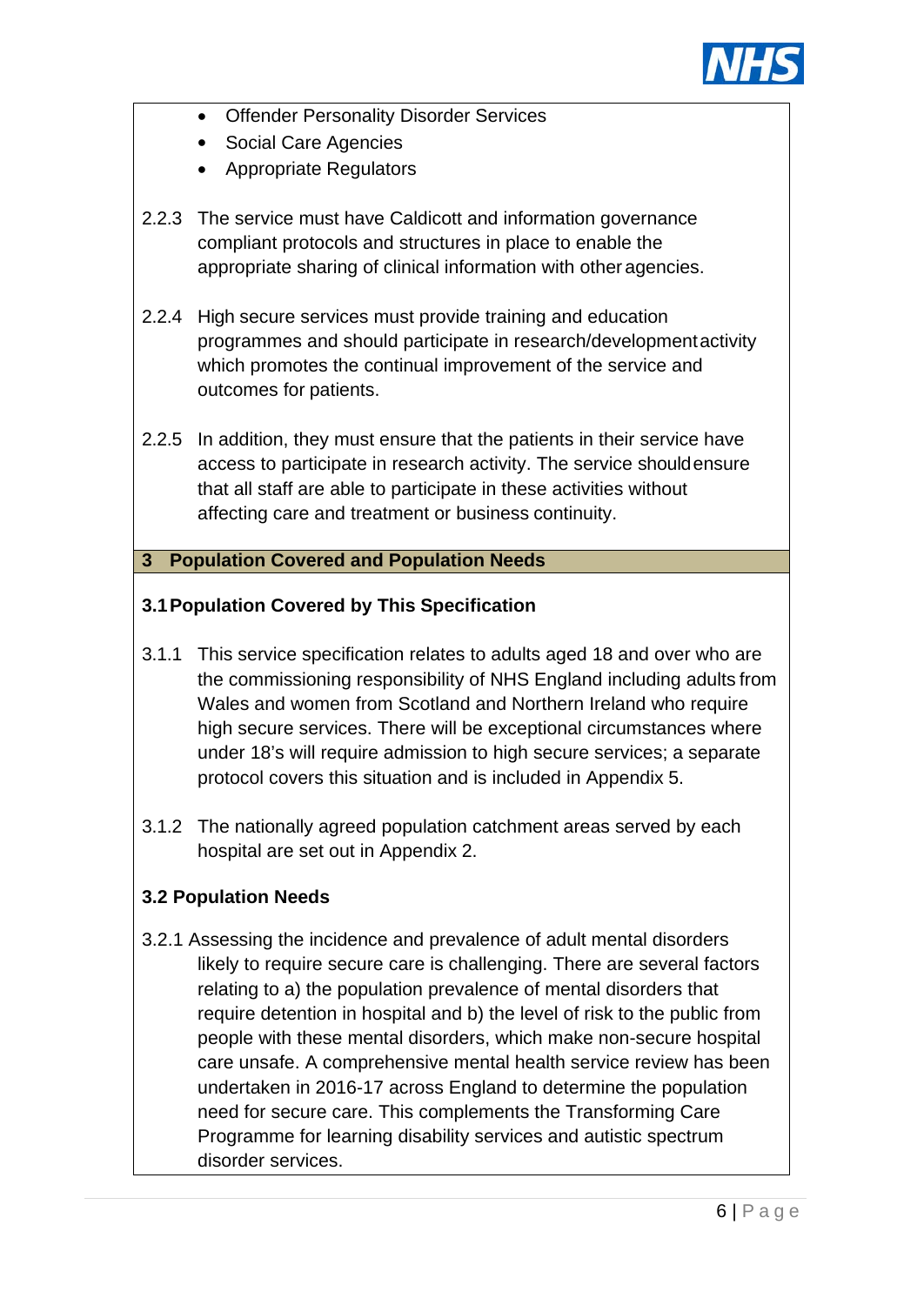- Offender Personality Disorder Services
- Social Care Agencies
- Appropriate Regulators

2.2.3 The service must have Caldicott and information governance compliant protocols and structures in place to enable the appropriate sharing of clinical information with other agencies.

2.2.4 High secure services must provide training and education programmes and should participate in research/development activity which promotes the continual improvement of the service and outcomes for patients.

2.2.5 In addition, they must ensure that the patients in their service have access to participate in research activity. The service should ensure that all staff are able to participate in these activities without affecting care and treatment or business continuity.

## 3 Population Covered and Population Needs

### 3.1 Population Covered by This Specification

3.1.1 This service specification relates to adults aged 18 and over who are the commissioning responsibility of NHS England including adults from Wales and women from Scotland and Northern Ireland who require high secure services. There will be exceptional circumstances where under 18's will require admission to high secure services; a separate protocol covers this situation and is included in Appendix 5.

3.1.2 The nationally agreed population catchment areas served by each hospital are set out in Appendix 2.

### 3.2 Population Needs

3.2.1 Assessing the incidence and prevalence of adult mental disorders likely to require secure care is challenging. There are several factors relating to a) the population prevalence of mental disorders that require detention in hospital and b) the level of risk to the public from people with these mental disorders, which make non-secure hospital care unsafe. A comprehensive mental health service review has been undertaken in 2016-17 across England to determine the population need for secure care. This complements the Transforming Care Programme for learning disability services and autistic spectrum disorder services.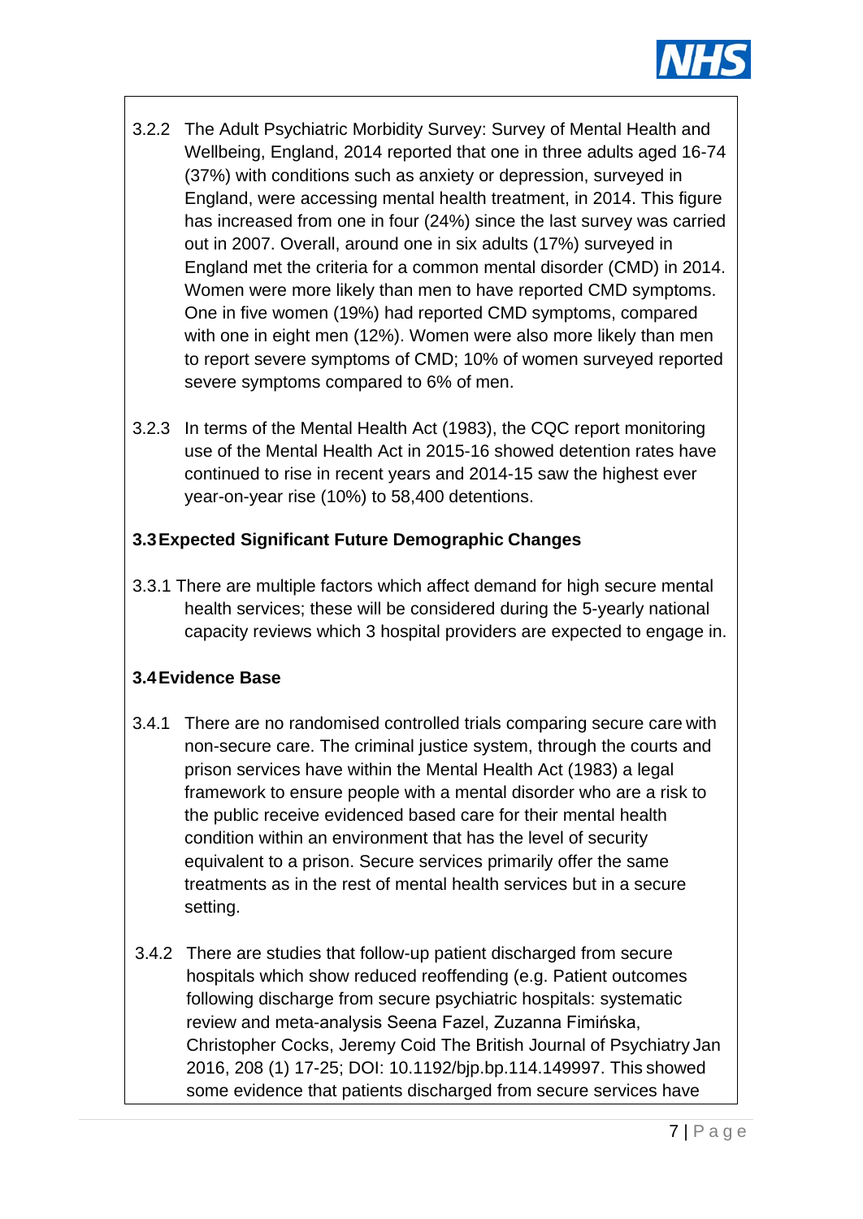3.2.2 The Adult Psychiatric Morbidity Survey: Survey of Mental Health and Wellbeing, England, 2014 reported that one in three adults aged 16-74 (37%) with conditions such as anxiety or depression, surveyed in England, were accessing mental health treatment, in 2014. This figure has increased from one in four (24%) since the last survey was carried out in 2007. Overall, around one in six adults (17%) surveyed in England met the criteria for a common mental disorder (CMD) in 2014. Women were more likely than men to have reported CMD symptoms. One in five women (19%) had reported CMD symptoms, compared with one in eight men (12%). Women were also more likely than men to report severe symptoms of CMD; 10% of women surveyed reported severe symptoms compared to 6% of men.

3.2.3 In terms of the Mental Health Act (1983), the CQC report monitoring use of the Mental Health Act in 2015-16 showed detention rates have continued to rise in recent years and 2014-15 saw the highest ever year-on-year rise (10%) to 58,400 detentions.

### 3.3 Expected Significant Future Demographic Changes

3.3.1 There are multiple factors which affect demand for high secure mental health services; these will be considered during the 5-yearly national capacity reviews which 3 hospital providers are expected to engage in.

### 3.4 Evidence Base

3.4.1 There are no randomised controlled trials comparing secure care with non-secure care. The criminal justice system, through the courts and prison services have within the Mental Health Act (1983) a legal framework to ensure people with a mental disorder who are a risk to the public receive evidenced based care for their mental health condition within an environment that has the level of security equivalent to a prison. Secure services primarily offer the same treatments as in the rest of mental health services but in a secure setting.

3.4.2 There are studies that follow-up patient discharged from secure hospitals which show reduced reoffending (e.g. Patient outcomes following discharge from secure psychiatric hospitals: systematic review and meta-analysis Seena Fazel, Zuzanna Fimińska, Christopher Cocks, Jeremy Coid The British Journal of Psychiatry Jan 2016, 208 (1) 17-25; DOI: 10.1192/bjp.bp.114.149997. This showed some evidence that patients discharged from secure services have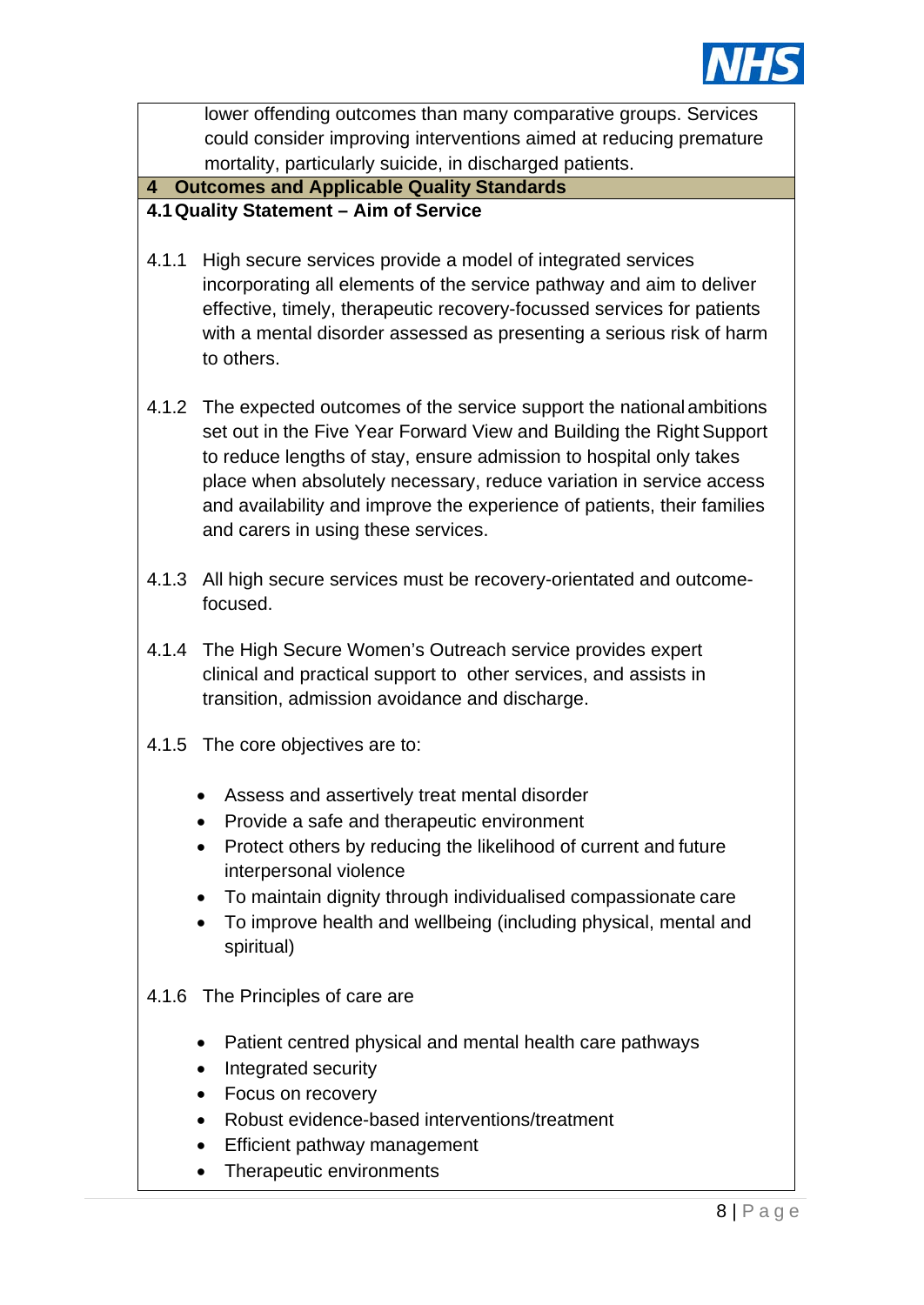lower offending outcomes than many comparative groups. Services could consider improving interventions aimed at reducing premature mortality, particularly suicide, in discharged patients.

## 4 Outcomes and Applicable Quality Standards

### 4.1 Quality Statement – Aim of Service

4.1.1 High secure services provide a model of integrated services incorporating all elements of the service pathway and aim to deliver effective, timely, therapeutic recovery-focussed services for patients with a mental disorder assessed as presenting a serious risk of harm to others.

4.1.2 The expected outcomes of the service support the national ambitions set out in the Five Year Forward View and Building the Right Support to reduce lengths of stay, ensure admission to hospital only takes place when absolutely necessary, reduce variation in service access and availability and improve the experience of patients, their families and carers in using these services.

4.1.3 All high secure services must be recovery-orientated and outcome-focused.

4.1.4 The High Secure Women's Outreach service provides expert clinical and practical support to other services, and assists in transition, admission avoidance and discharge.

4.1.5 The core objectives are to:

- Assess and assertively treat mental disorder
- Provide a safe and therapeutic environment
- Protect others by reducing the likelihood of current and future interpersonal violence
- To maintain dignity through individualised compassionate care
- To improve health and wellbeing (including physical, mental and spiritual)

4.1.6 The Principles of care are

- Patient centred physical and mental health care pathways
- Integrated security
- Focus on recovery
- Robust evidence-based interventions/treatment
- Efficient pathway management
- Therapeutic environments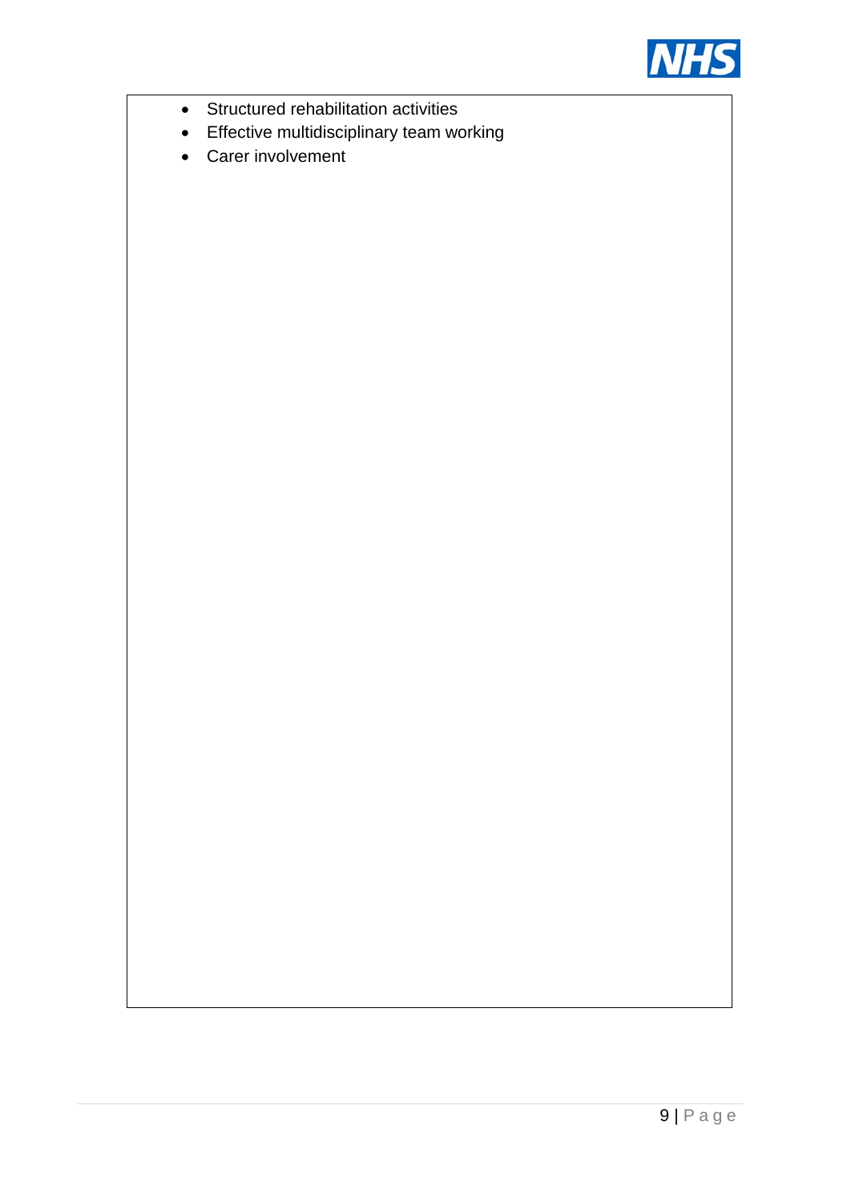- Structured rehabilitation activities
- Effective multidisciplinary team working
- Carer involvement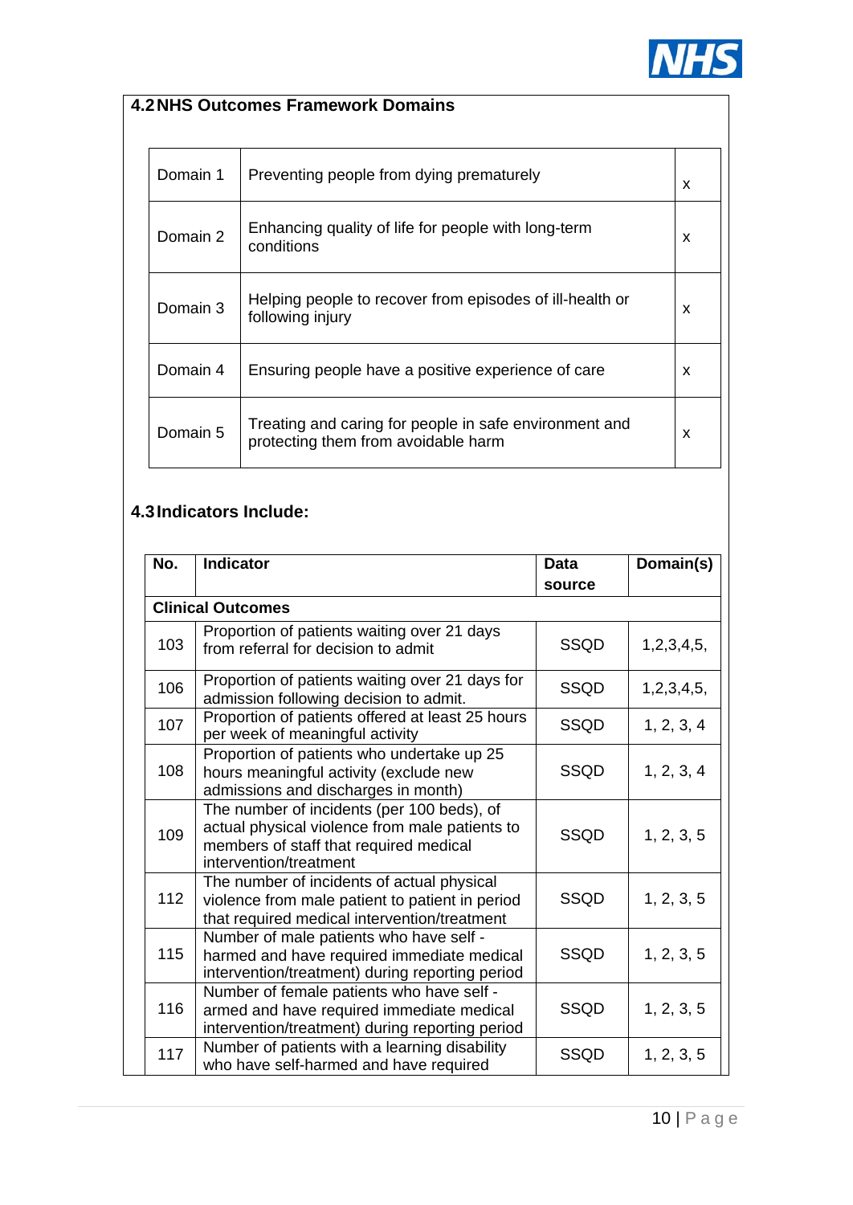### 4.2 NHS Outcomes Framework Domains

| | | |
|---|---|---|
| Domain 1 | Preventing people from dying prematurely | x |
| Domain 2 | Enhancing quality of life for people with long-term conditions | x |
| Domain 3 | Helping people to recover from episodes of ill-health or following injury | x |
| Domain 4 | Ensuring people have a positive experience of care | x |
| Domain 5 | Treating and caring for people in safe environment and protecting them from avoidable harm | x |

### 4.3 Indicators Include:

| No. | Indicator | Data source | Domain(s) |
|---|---|---|---|
| **Clinical Outcomes** | | | |
| 103 | Proportion of patients waiting over 21 days from referral for decision to admit | SSQD | 1,2,3,4,5, |
| 106 | Proportion of patients waiting over 21 days for admission following decision to admit. | SSQD | 1,2,3,4,5, |
| 107 | Proportion of patients offered at least 25 hours per week of meaningful activity | SSQD | 1, 2, 3, 4 |
| 108 | Proportion of patients who undertake up 25 hours meaningful activity (exclude new admissions and discharges in month) | SSQD | 1, 2, 3, 4 |
| 109 | The number of incidents (per 100 beds), of actual physical violence from male patients to members of staff that required medical intervention/treatment | SSQD | 1, 2, 3, 5 |
| 112 | The number of incidents of actual physical violence from male patient to patient in period that required medical intervention/treatment | SSQD | 1, 2, 3, 5 |
| 115 | Number of male patients who have self - harmed and have required immediate medical intervention/treatment) during reporting period | SSQD | 1, 2, 3, 5 |
| 116 | Number of female patients who have self - armed and have required immediate medical intervention/treatment) during reporting period | SSQD | 1, 2, 3, 5 |
| 117 | Number of patients with a learning disability who have self-harmed and have required | SSQD | 1, 2, 3, 5 |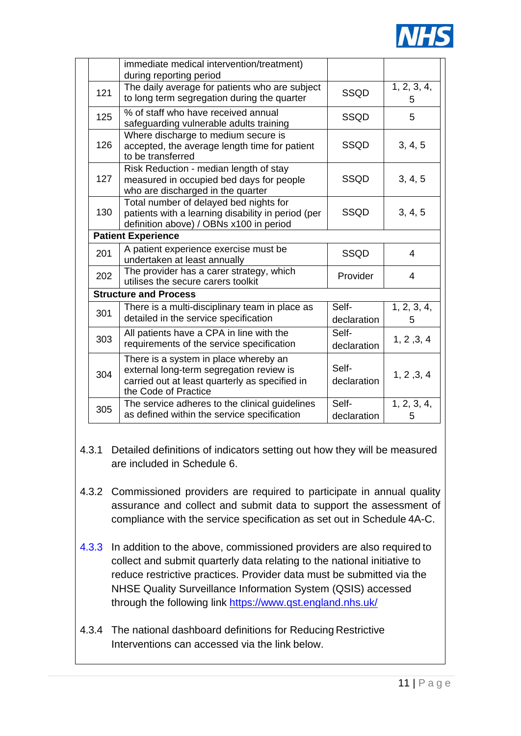| | | | |
|---|---|---|---|
| | immediate medical intervention/treatment) during reporting period | | |
| 121 | The daily average for patients who are subject to long term segregation during the quarter | SSQD | 1, 2, 3, 4, 5 |
| 125 | % of staff who have received annual safeguarding vulnerable adults training | SSQD | 5 |
| 126 | Where discharge to medium secure is accepted, the average length time for patient to be transferred | SSQD | 3, 4, 5 |
| 127 | Risk Reduction - median length of stay measured in occupied bed days for people who are discharged in the quarter | SSQD | 3, 4, 5 |
| 130 | Total number of delayed bed nights for patients with a learning disability in period (per definition above) / OBNs x100 in period | SSQD | 3, 4, 5 |
| **Patient Experience** | | | |
| 201 | A patient experience exercise must be undertaken at least annually | SSQD | 4 |
| 202 | The provider has a carer strategy, which utilises the secure carers toolkit | Provider | 4 |
| **Structure and Process** | | | |
| 301 | There is a multi-disciplinary team in place as detailed in the service specification | Self-declaration | 1, 2, 3, 4, 5 |
| 303 | All patients have a CPA in line with the requirements of the service specification | Self-declaration | 1, 2 ,3, 4 |
| 304 | There is a system in place whereby an external long-term segregation review is carried out at least quarterly as specified in the Code of Practice | Self-declaration | 1, 2 ,3, 4 |
| 305 | The service adheres to the clinical guidelines as defined within the service specification | Self-declaration | 1, 2, 3, 4, 5 |

4.3.1 Detailed definitions of indicators setting out how they will be measured are included in Schedule 6.

4.3.2 Commissioned providers are required to participate in annual quality assurance and collect and submit data to support the assessment of compliance with the service specification as set out in Schedule 4A-C.

4.3.3 In addition to the above, commissioned providers are also required to collect and submit quarterly data relating to the national initiative to reduce restrictive practices. Provider data must be submitted via the NHSE Quality Surveillance Information System (QSIS) accessed through the following link https://www.qst.england.nhs.uk/

4.3.4 The national dashboard definitions for Reducing Restrictive Interventions can accessed via the link below.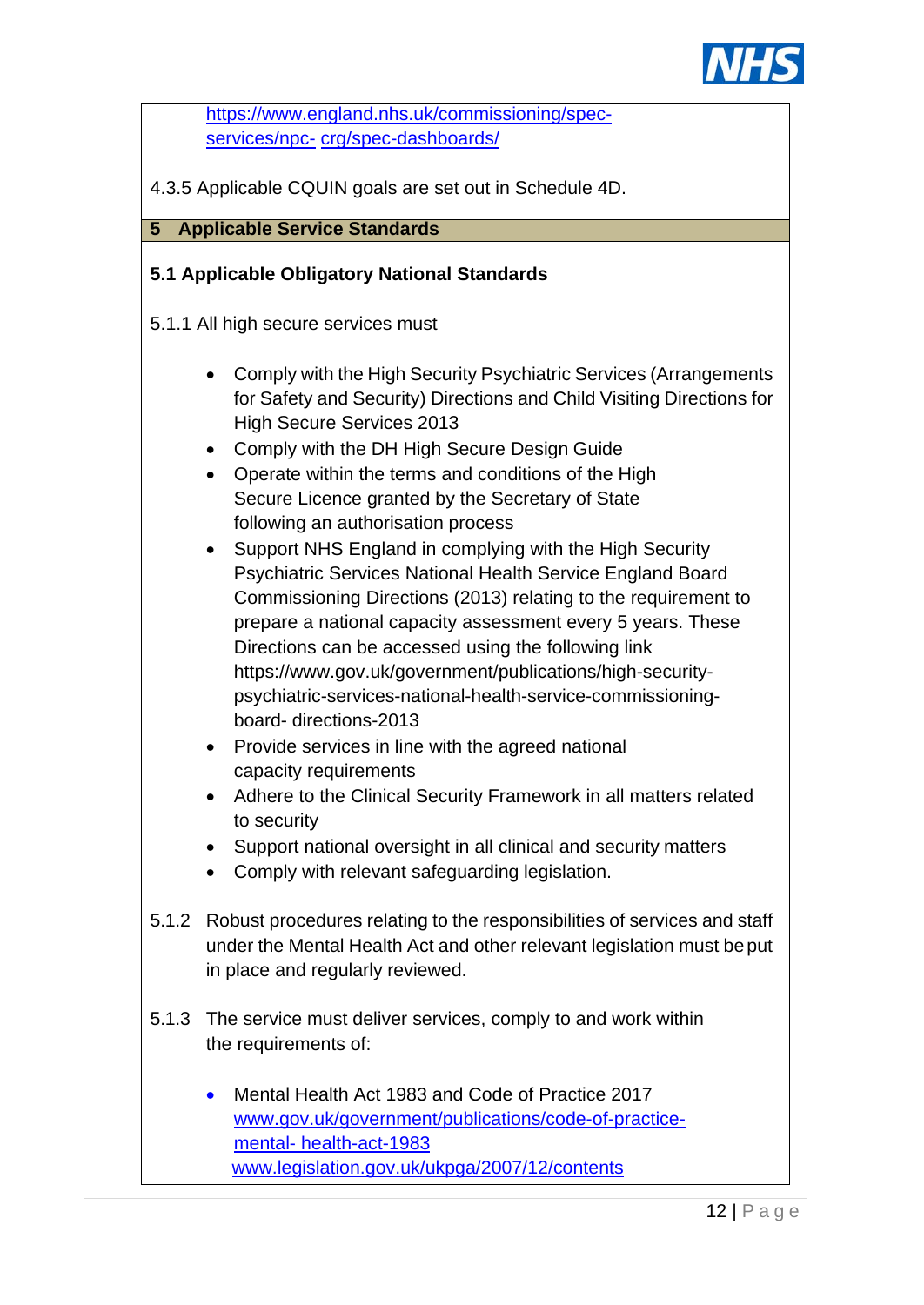https://www.england.nhs.uk/commissioning/spec-services/npc- crg/spec-dashboards/

4.3.5 Applicable CQUIN goals are set out in Schedule 4D.

## 5 Applicable Service Standards

### 5.1 Applicable Obligatory National Standards

5.1.1 All high secure services must

- Comply with the High Security Psychiatric Services (Arrangements for Safety and Security) Directions and Child Visiting Directions for High Secure Services 2013
- Comply with the DH High Secure Design Guide
- Operate within the terms and conditions of the High Secure Licence granted by the Secretary of State following an authorisation process
- Support NHS England in complying with the High Security Psychiatric Services National Health Service England Board Commissioning Directions (2013) relating to the requirement to prepare a national capacity assessment every 5 years. These Directions can be accessed using the following link https://www.gov.uk/government/publications/high-security-psychiatric-services-national-health-service-commissioning-board- directions-2013
- Provide services in line with the agreed national capacity requirements
- Adhere to the Clinical Security Framework in all matters related to security
- Support national oversight in all clinical and security matters
- Comply with relevant safeguarding legislation.

5.1.2 Robust procedures relating to the responsibilities of services and staff under the Mental Health Act and other relevant legislation must be put in place and regularly reviewed.

5.1.3 The service must deliver services, comply to and work within the requirements of:

- Mental Health Act 1983 and Code of Practice 2017
  www.gov.uk/government/publications/code-of-practice-mental- health-act-1983
  www.legislation.gov.uk/ukpga/2007/12/contents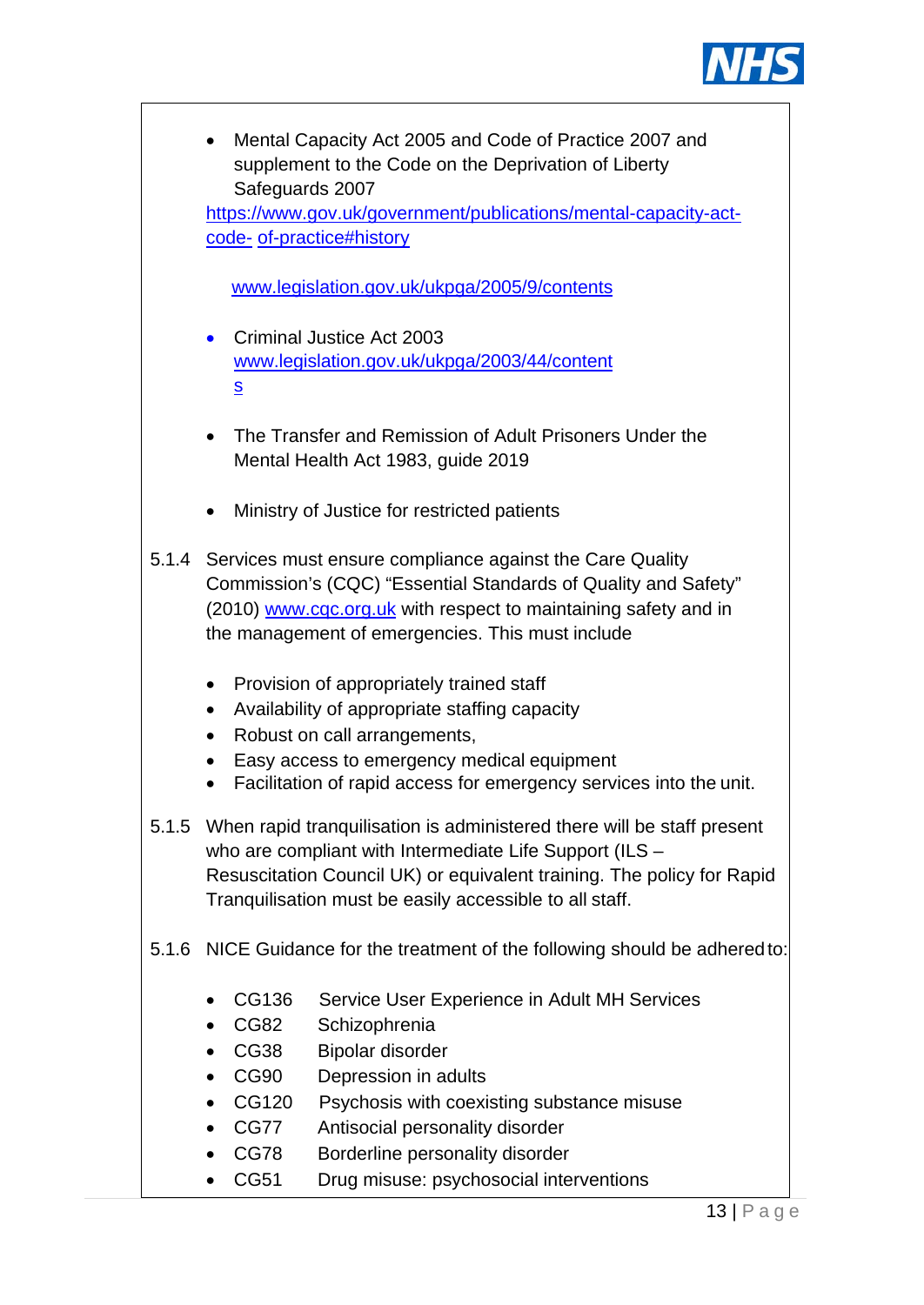- Mental Capacity Act 2005 and Code of Practice 2007 and supplement to the Code on the Deprivation of Liberty Safeguards 2007

  https://www.gov.uk/government/publications/mental-capacity-act-code- of-practice#history

  www.legislation.gov.uk/ukpga/2005/9/contents

- Criminal Justice Act 2003
  www.legislation.gov.uk/ukpga/2003/44/contents

- The Transfer and Remission of Adult Prisoners Under the Mental Health Act 1983, guide 2019

- Ministry of Justice for restricted patients

5.1.4 Services must ensure compliance against the Care Quality Commission's (CQC) "Essential Standards of Quality and Safety" (2010) www.cqc.org.uk with respect to maintaining safety and in the management of emergencies. This must include

- Provision of appropriately trained staff
- Availability of appropriate staffing capacity
- Robust on call arrangements,
- Easy access to emergency medical equipment
- Facilitation of rapid access for emergency services into the unit.

5.1.5 When rapid tranquilisation is administered there will be staff present who are compliant with Intermediate Life Support (ILS – Resuscitation Council UK) or equivalent training. The policy for Rapid Tranquilisation must be easily accessible to all staff.

5.1.6 NICE Guidance for the treatment of the following should be adhered to:

- CG136 Service User Experience in Adult MH Services
- CG82 Schizophrenia
- CG38 Bipolar disorder
- CG90 Depression in adults
- CG120 Psychosis with coexisting substance misuse
- CG77 Antisocial personality disorder
- CG78 Borderline personality disorder
- CG51 Drug misuse: psychosocial interventions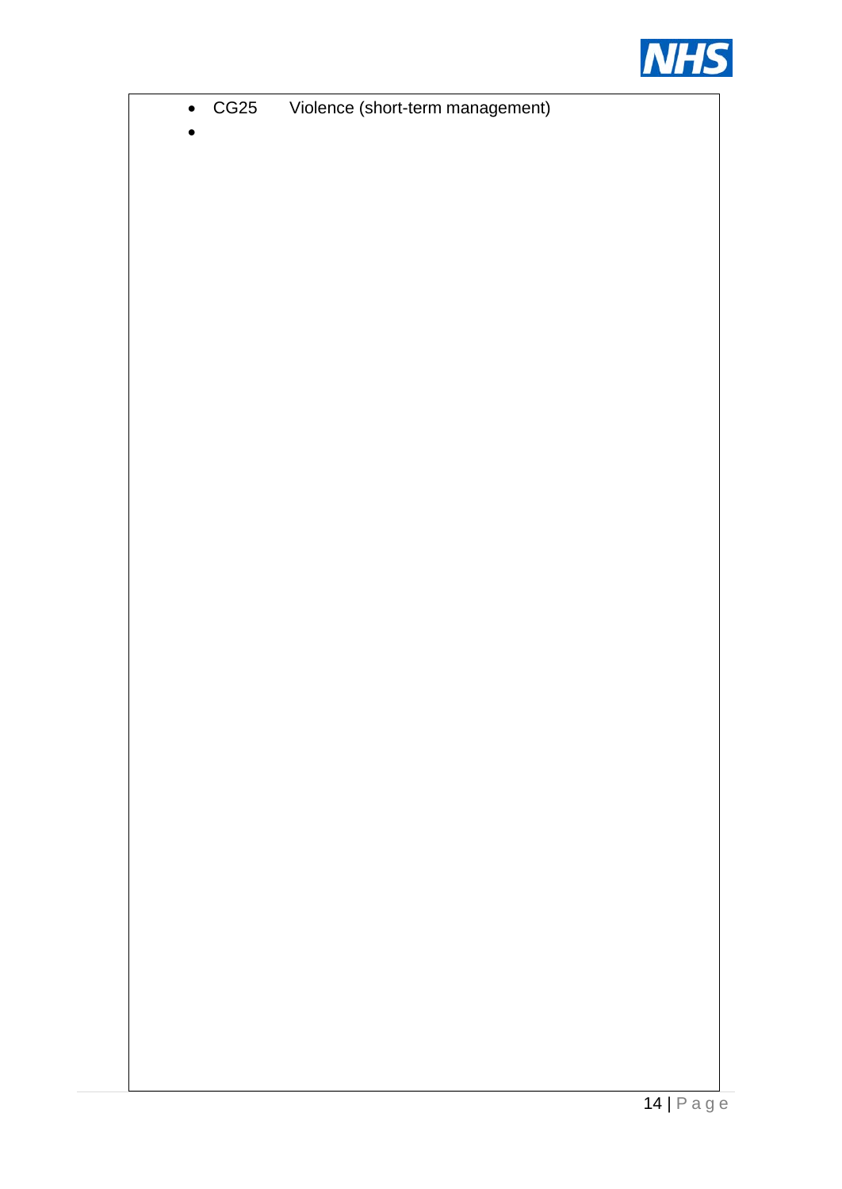- CG25 Violence (short-term management)
-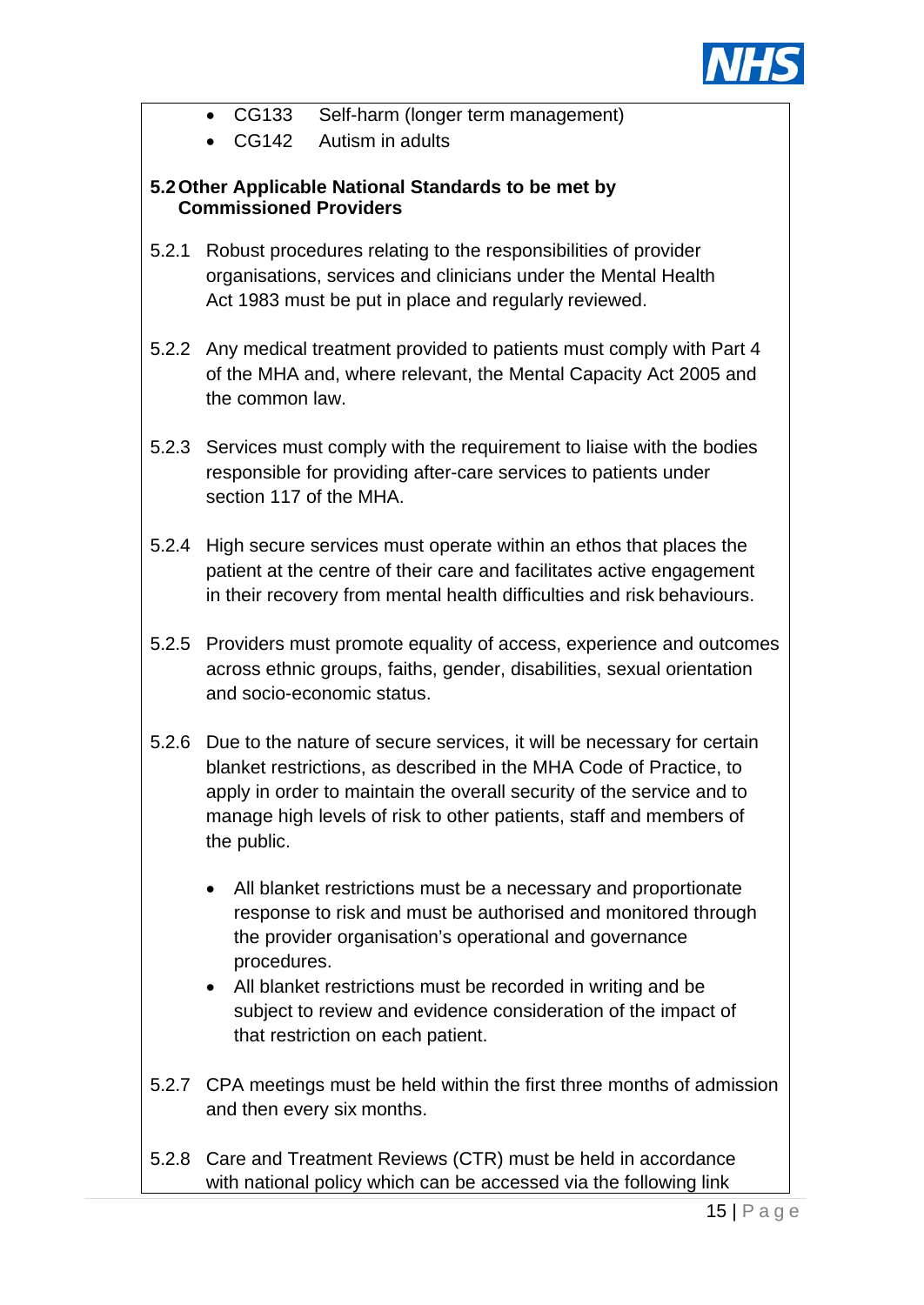- CG133 Self-harm (longer term management)
- CG142 Autism in adults

### 5.2 Other Applicable National Standards to be met by Commissioned Providers

5.2.1 Robust procedures relating to the responsibilities of provider organisations, services and clinicians under the Mental Health Act 1983 must be put in place and regularly reviewed.

5.2.2 Any medical treatment provided to patients must comply with Part 4 of the MHA and, where relevant, the Mental Capacity Act 2005 and the common law.

5.2.3 Services must comply with the requirement to liaise with the bodies responsible for providing after-care services to patients under section 117 of the MHA.

5.2.4 High secure services must operate within an ethos that places the patient at the centre of their care and facilitates active engagement in their recovery from mental health difficulties and risk behaviours.

5.2.5 Providers must promote equality of access, experience and outcomes across ethnic groups, faiths, gender, disabilities, sexual orientation and socio-economic status.

5.2.6 Due to the nature of secure services, it will be necessary for certain blanket restrictions, as described in the MHA Code of Practice, to apply in order to maintain the overall security of the service and to manage high levels of risk to other patients, staff and members of the public.

- All blanket restrictions must be a necessary and proportionate response to risk and must be authorised and monitored through the provider organisation's operational and governance procedures.
- All blanket restrictions must be recorded in writing and be subject to review and evidence consideration of the impact of that restriction on each patient.

5.2.7 CPA meetings must be held within the first three months of admission and then every six months.

5.2.8 Care and Treatment Reviews (CTR) must be held in accordance with national policy which can be accessed via the following link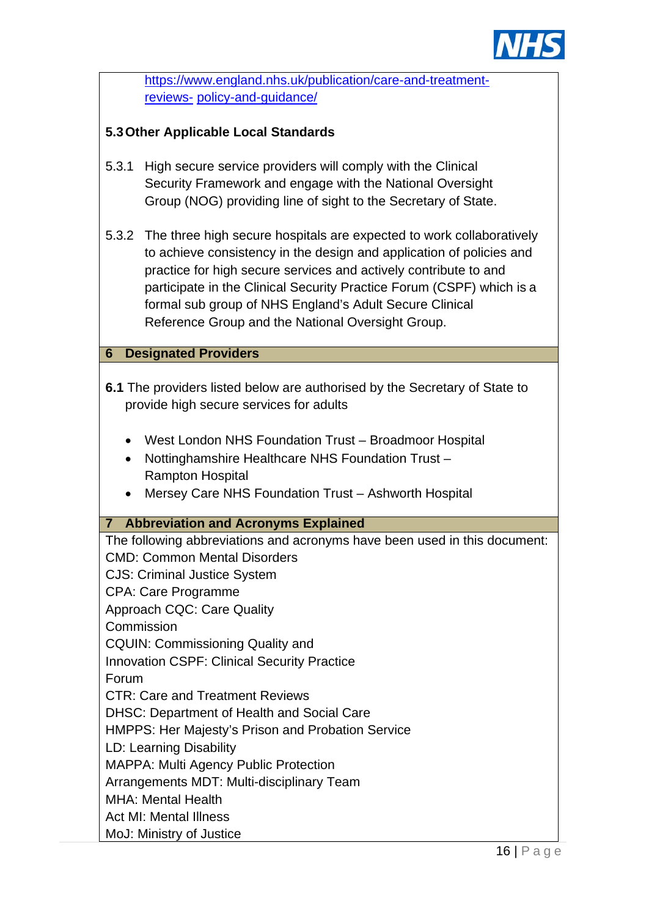https://www.england.nhs.uk/publication/care-and-treatment-reviews- policy-and-guidance/

### 5.3 Other Applicable Local Standards

5.3.1 High secure service providers will comply with the Clinical Security Framework and engage with the National Oversight Group (NOG) providing line of sight to the Secretary of State.

5.3.2 The three high secure hospitals are expected to work collaboratively to achieve consistency in the design and application of policies and practice for high secure services and actively contribute to and participate in the Clinical Security Practice Forum (CSPF) which is a formal sub group of NHS England's Adult Secure Clinical Reference Group and the National Oversight Group.

## 6 Designated Providers

**6.1** The providers listed below are authorised by the Secretary of State to provide high secure services for adults

- West London NHS Foundation Trust – Broadmoor Hospital
- Nottinghamshire Healthcare NHS Foundation Trust – Rampton Hospital
- Mersey Care NHS Foundation Trust – Ashworth Hospital

## 7 Abbreviation and Acronyms Explained

The following abbreviations and acronyms have been used in this document:

CMD: Common Mental Disorders
CJS: Criminal Justice System
CPA: Care Programme Approach
CQC: Care Quality Commission
CQUIN: Commissioning Quality and Innovation
CSPF: Clinical Security Practice Forum
CTR: Care and Treatment Reviews
DHSC: Department of Health and Social Care
HMPPS: Her Majesty's Prison and Probation Service
LD: Learning Disability
MAPPA: Multi Agency Public Protection Arrangements
MDT: Multi-disciplinary Team
MHA: Mental Health Act
MI: Mental Illness
MoJ: Ministry of Justice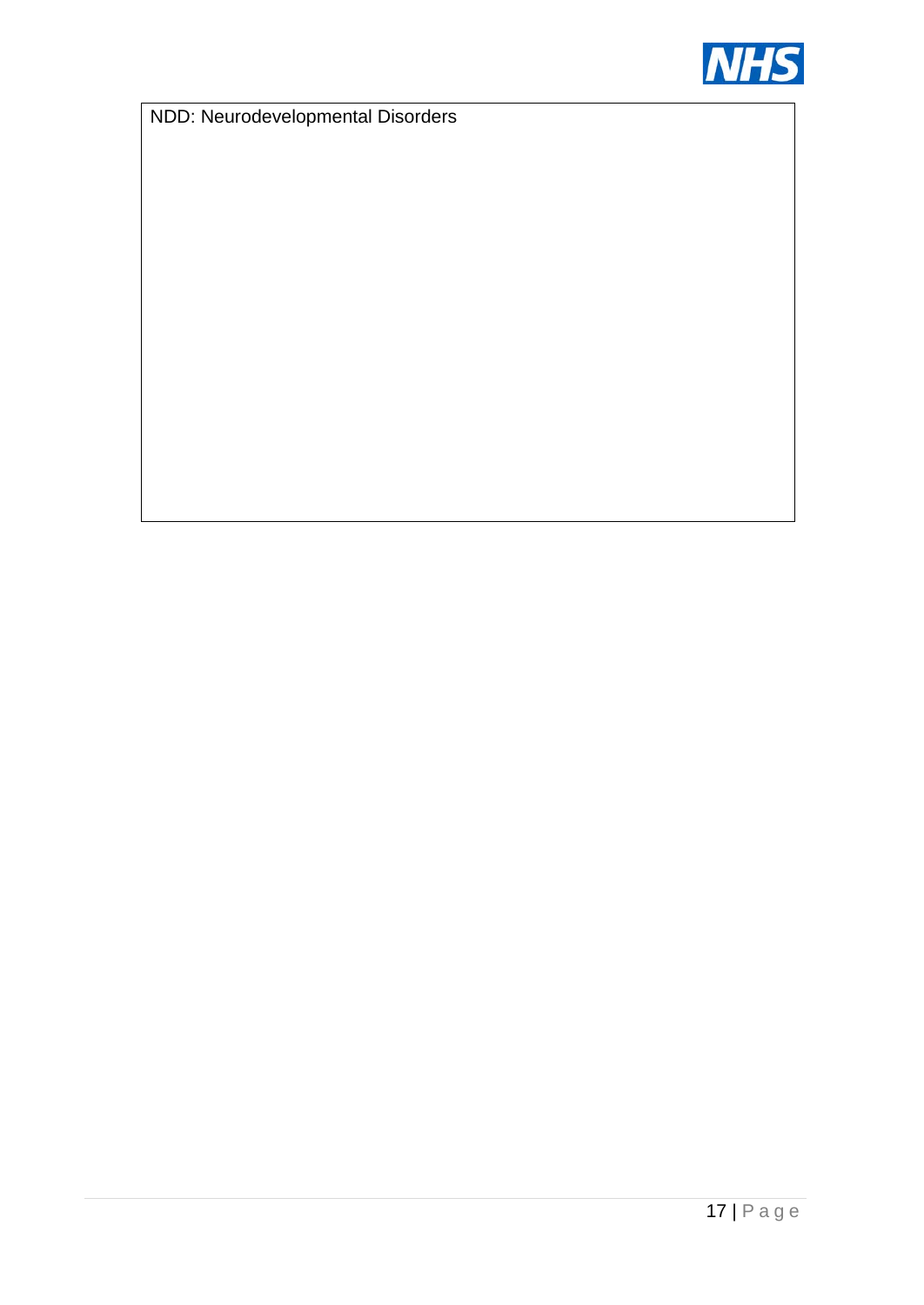NDD: Neurodevelopmental Disorders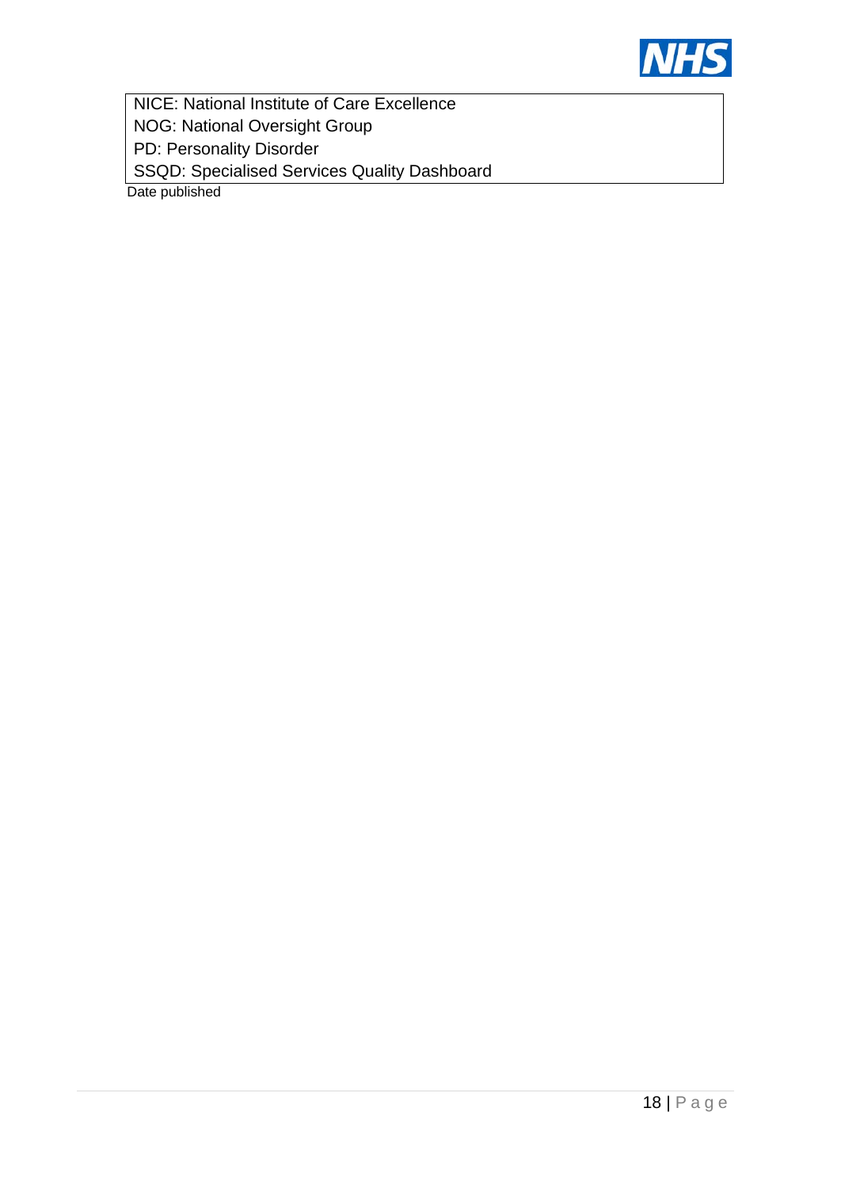| NICE: National Institute of Care Excellence |
| --- |
| NOG: National Oversight Group |
| PD: Personality Disorder |
| SSQD: Specialised Services Quality Dashboard |

Date published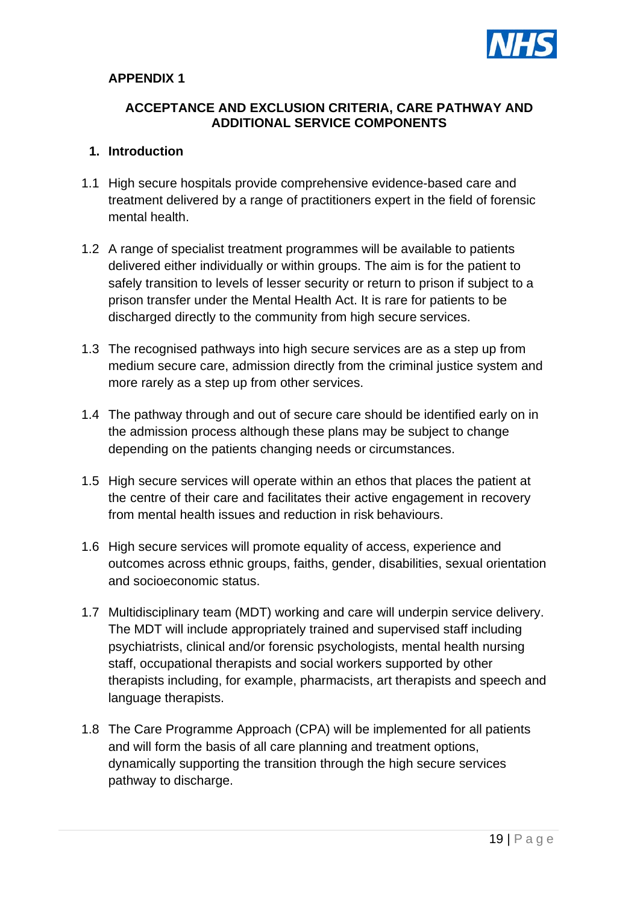**APPENDIX 1**

**ACCEPTANCE AND EXCLUSION CRITERIA, CARE PATHWAY AND ADDITIONAL SERVICE COMPONENTS**

## 1. Introduction

1.1 High secure hospitals provide comprehensive evidence-based care and treatment delivered by a range of practitioners expert in the field of forensic mental health.

1.2 A range of specialist treatment programmes will be available to patients delivered either individually or within groups. The aim is for the patient to safely transition to levels of lesser security or return to prison if subject to a prison transfer under the Mental Health Act. It is rare for patients to be discharged directly to the community from high secure services.

1.3 The recognised pathways into high secure services are as a step up from medium secure care, admission directly from the criminal justice system and more rarely as a step up from other services.

1.4 The pathway through and out of secure care should be identified early on in the admission process although these plans may be subject to change depending on the patients changing needs or circumstances.

1.5 High secure services will operate within an ethos that places the patient at the centre of their care and facilitates their active engagement in recovery from mental health issues and reduction in risk behaviours.

1.6 High secure services will promote equality of access, experience and outcomes across ethnic groups, faiths, gender, disabilities, sexual orientation and socioeconomic status.

1.7 Multidisciplinary team (MDT) working and care will underpin service delivery. The MDT will include appropriately trained and supervised staff including psychiatrists, clinical and/or forensic psychologists, mental health nursing staff, occupational therapists and social workers supported by other therapists including, for example, pharmacists, art therapists and speech and language therapists.

1.8 The Care Programme Approach (CPA) will be implemented for all patients and will form the basis of all care planning and treatment options, dynamically supporting the transition through the high secure services pathway to discharge.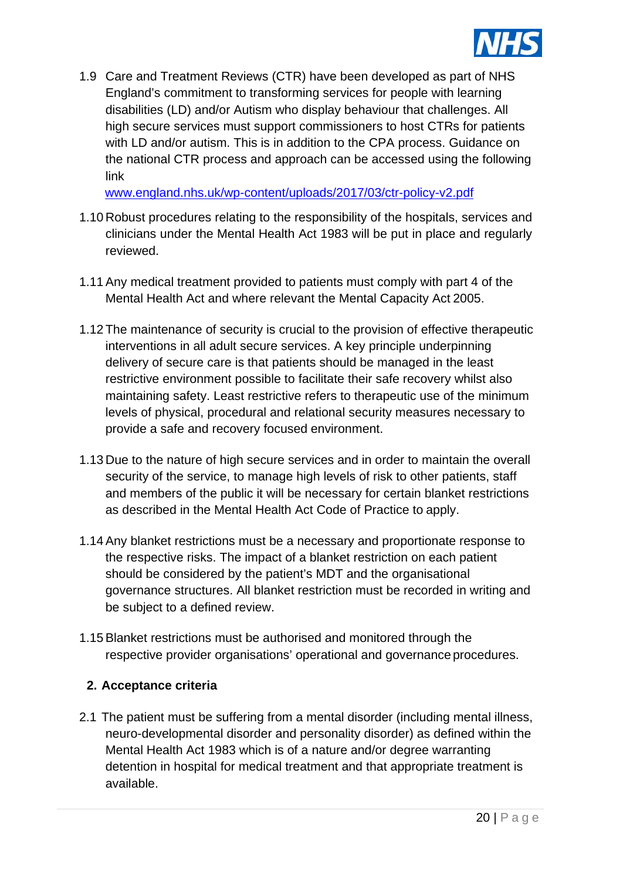1.9 Care and Treatment Reviews (CTR) have been developed as part of NHS England's commitment to transforming services for people with learning disabilities (LD) and/or Autism who display behaviour that challenges. All high secure services must support commissioners to host CTRs for patients with LD and/or autism. This is in addition to the CPA process. Guidance on the national CTR process and approach can be accessed using the following link [www.england.nhs.uk/wp-content/uploads/2017/03/ctr-policy-v2.pdf](http://www.england.nhs.uk/wp-content/uploads/2017/03/ctr-policy-v2.pdf)

1.10 Robust procedures relating to the responsibility of the hospitals, services and clinicians under the Mental Health Act 1983 will be put in place and regularly reviewed.

1.11 Any medical treatment provided to patients must comply with part 4 of the Mental Health Act and where relevant the Mental Capacity Act 2005.

1.12 The maintenance of security is crucial to the provision of effective therapeutic interventions in all adult secure services. A key principle underpinning delivery of secure care is that patients should be managed in the least restrictive environment possible to facilitate their safe recovery whilst also maintaining safety. Least restrictive refers to therapeutic use of the minimum levels of physical, procedural and relational security measures necessary to provide a safe and recovery focused environment.

1.13 Due to the nature of high secure services and in order to maintain the overall security of the service, to manage high levels of risk to other patients, staff and members of the public it will be necessary for certain blanket restrictions as described in the Mental Health Act Code of Practice to apply.

1.14 Any blanket restrictions must be a necessary and proportionate response to the respective risks. The impact of a blanket restriction on each patient should be considered by the patient's MDT and the organisational governance structures. All blanket restriction must be recorded in writing and be subject to a defined review.

1.15 Blanket restrictions must be authorised and monitored through the respective provider organisations' operational and governance procedures.

## 2. Acceptance criteria

2.1 The patient must be suffering from a mental disorder (including mental illness, neuro-developmental disorder and personality disorder) as defined within the Mental Health Act 1983 which is of a nature and/or degree warranting detention in hospital for medical treatment and that appropriate treatment is available.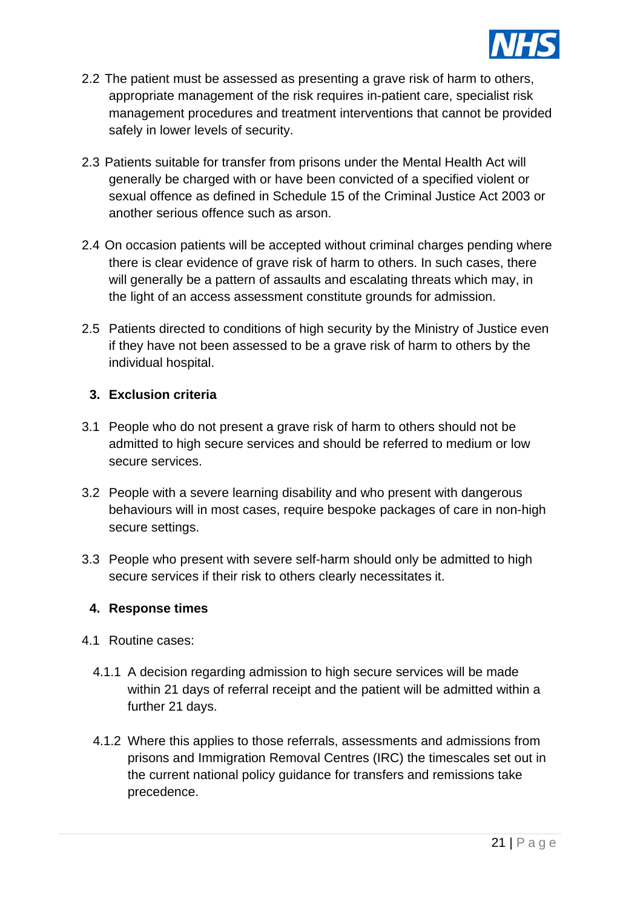2.2 The patient must be assessed as presenting a grave risk of harm to others, appropriate management of the risk requires in-patient care, specialist risk management procedures and treatment interventions that cannot be provided safely in lower levels of security.

2.3 Patients suitable for transfer from prisons under the Mental Health Act will generally be charged with or have been convicted of a specified violent or sexual offence as defined in Schedule 15 of the Criminal Justice Act 2003 or another serious offence such as arson.

2.4 On occasion patients will be accepted without criminal charges pending where there is clear evidence of grave risk of harm to others. In such cases, there will generally be a pattern of assaults and escalating threats which may, in the light of an access assessment constitute grounds for admission.

2.5 Patients directed to conditions of high security by the Ministry of Justice even if they have not been assessed to be a grave risk of harm to others by the individual hospital.

## 3. Exclusion criteria

3.1 People who do not present a grave risk of harm to others should not be admitted to high secure services and should be referred to medium or low secure services.

3.2 People with a severe learning disability and who present with dangerous behaviours will in most cases, require bespoke packages of care in non-high secure settings.

3.3 People who present with severe self-harm should only be admitted to high secure services if their risk to others clearly necessitates it.

## 4. Response times

4.1 Routine cases:

4.1.1 A decision regarding admission to high secure services will be made within 21 days of referral receipt and the patient will be admitted within a further 21 days.

4.1.2 Where this applies to those referrals, assessments and admissions from prisons and Immigration Removal Centres (IRC) the timescales set out in the current national policy guidance for transfers and remissions take precedence.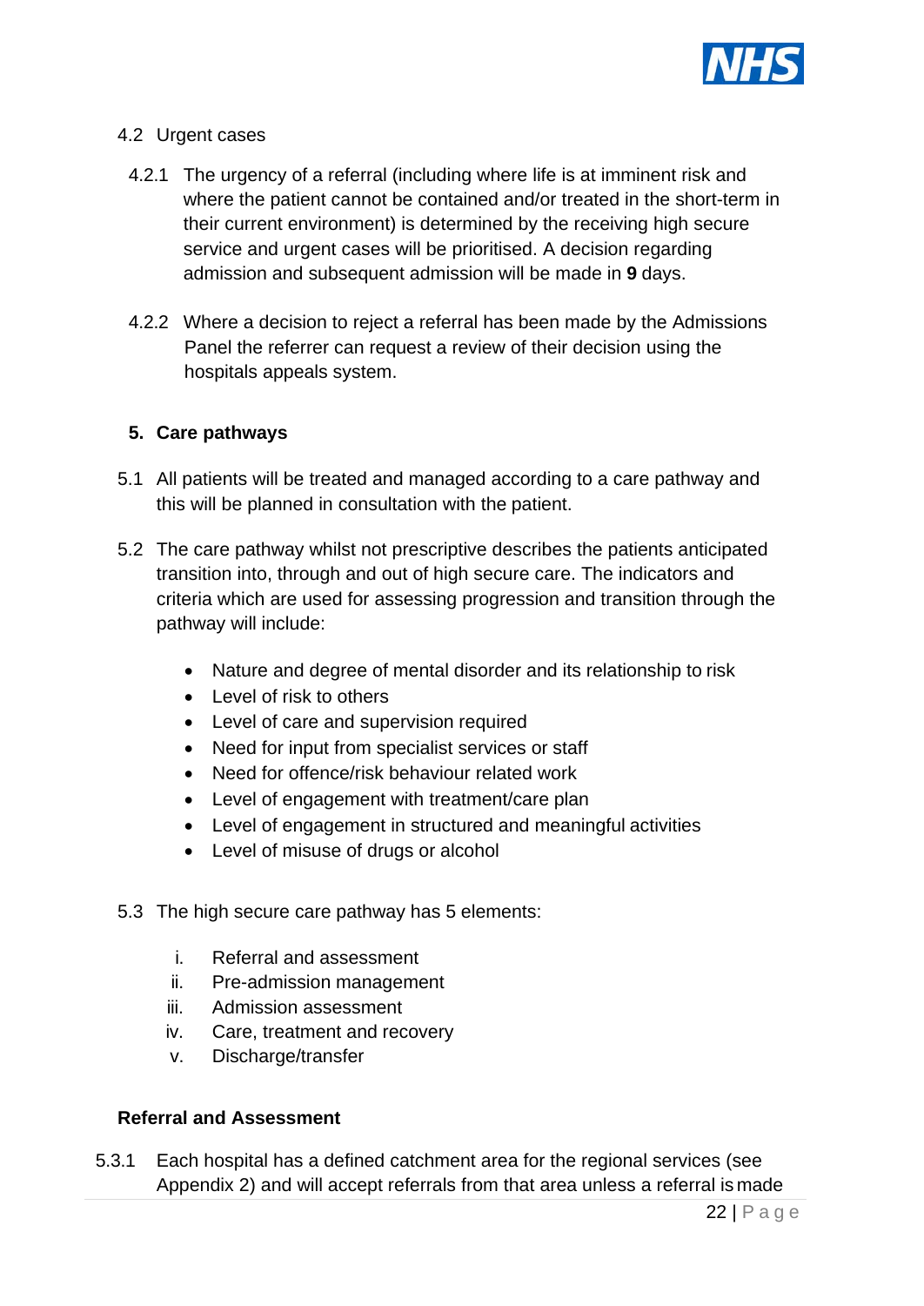4.2 Urgent cases

4.2.1 The urgency of a referral (including where life is at imminent risk and where the patient cannot be contained and/or treated in the short-term in their current environment) is determined by the receiving high secure service and urgent cases will be prioritised. A decision regarding admission and subsequent admission will be made in **9** days.

4.2.2 Where a decision to reject a referral has been made by the Admissions Panel the referrer can request a review of their decision using the hospitals appeals system.

## 5. Care pathways

5.1 All patients will be treated and managed according to a care pathway and this will be planned in consultation with the patient.

5.2 The care pathway whilst not prescriptive describes the patients anticipated transition into, through and out of high secure care. The indicators and criteria which are used for assessing progression and transition through the pathway will include:

- Nature and degree of mental disorder and its relationship to risk
- Level of risk to others
- Level of care and supervision required
- Need for input from specialist services or staff
- Need for offence/risk behaviour related work
- Level of engagement with treatment/care plan
- Level of engagement in structured and meaningful activities
- Level of misuse of drugs or alcohol

5.3 The high secure care pathway has 5 elements:

i. Referral and assessment
ii. Pre-admission management
iii. Admission assessment
iv. Care, treatment and recovery
v. Discharge/transfer

**Referral and Assessment**

5.3.1 Each hospital has a defined catchment area for the regional services (see Appendix 2) and will accept referrals from that area unless a referral is made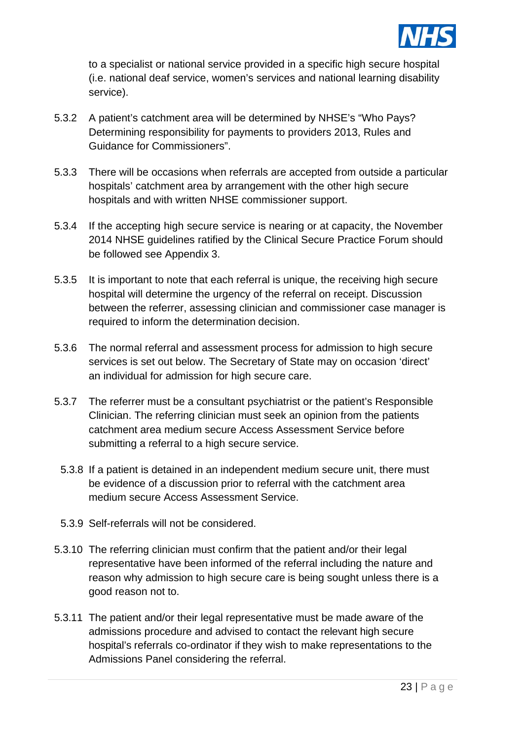to a specialist or national service provided in a specific high secure hospital (i.e. national deaf service, women's services and national learning disability service).

5.3.2 A patient's catchment area will be determined by NHSE's "Who Pays? Determining responsibility for payments to providers 2013, Rules and Guidance for Commissioners".

5.3.3 There will be occasions when referrals are accepted from outside a particular hospitals' catchment area by arrangement with the other high secure hospitals and with written NHSE commissioner support.

5.3.4 If the accepting high secure service is nearing or at capacity, the November 2014 NHSE guidelines ratified by the Clinical Secure Practice Forum should be followed see Appendix 3.

5.3.5 It is important to note that each referral is unique, the receiving high secure hospital will determine the urgency of the referral on receipt. Discussion between the referrer, assessing clinician and commissioner case manager is required to inform the determination decision.

5.3.6 The normal referral and assessment process for admission to high secure services is set out below. The Secretary of State may on occasion 'direct' an individual for admission for high secure care.

5.3.7 The referrer must be a consultant psychiatrist or the patient's Responsible Clinician. The referring clinician must seek an opinion from the patients catchment area medium secure Access Assessment Service before submitting a referral to a high secure service.

5.3.8 If a patient is detained in an independent medium secure unit, there must be evidence of a discussion prior to referral with the catchment area medium secure Access Assessment Service.

5.3.9 Self-referrals will not be considered.

5.3.10 The referring clinician must confirm that the patient and/or their legal representative have been informed of the referral including the nature and reason why admission to high secure care is being sought unless there is a good reason not to.

5.3.11 The patient and/or their legal representative must be made aware of the admissions procedure and advised to contact the relevant high secure hospital's referrals co-ordinator if they wish to make representations to the Admissions Panel considering the referral.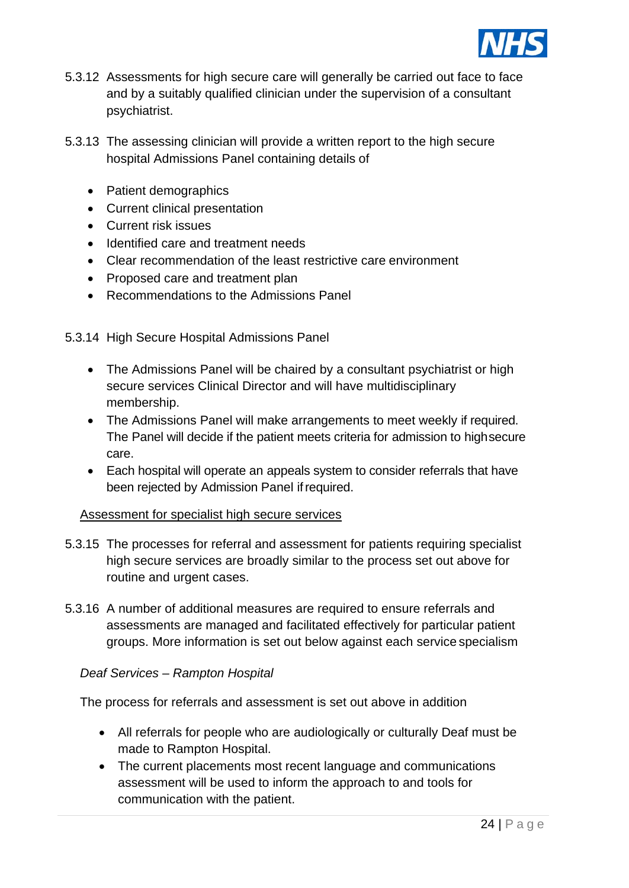5.3.12 Assessments for high secure care will generally be carried out face to face and by a suitably qualified clinician under the supervision of a consultant psychiatrist.

5.3.13 The assessing clinician will provide a written report to the high secure hospital Admissions Panel containing details of

- Patient demographics
- Current clinical presentation
- Current risk issues
- Identified care and treatment needs
- Clear recommendation of the least restrictive care environment
- Proposed care and treatment plan
- Recommendations to the Admissions Panel

5.3.14 High Secure Hospital Admissions Panel

- The Admissions Panel will be chaired by a consultant psychiatrist or high secure services Clinical Director and will have multidisciplinary membership.
- The Admissions Panel will make arrangements to meet weekly if required. The Panel will decide if the patient meets criteria for admission to high secure care.
- Each hospital will operate an appeals system to consider referrals that have been rejected by Admission Panel if required.

<u>Assessment for specialist high secure services</u>

5.3.15 The processes for referral and assessment for patients requiring specialist high secure services are broadly similar to the process set out above for routine and urgent cases.

5.3.16 A number of additional measures are required to ensure referrals and assessments are managed and facilitated effectively for particular patient groups. More information is set out below against each service specialism

*Deaf Services – Rampton Hospital*

The process for referrals and assessment is set out above in addition

- All referrals for people who are audiologically or culturally Deaf must be made to Rampton Hospital.
- The current placements most recent language and communications assessment will be used to inform the approach to and tools for communication with the patient.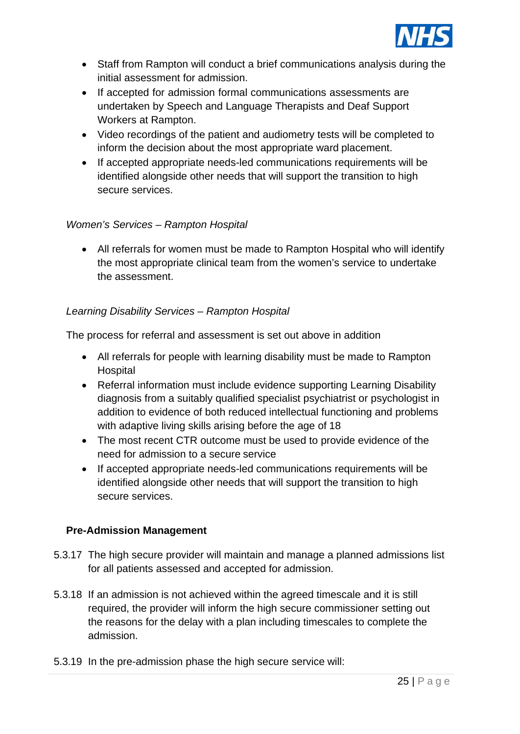- Staff from Rampton will conduct a brief communications analysis during the initial assessment for admission.
- If accepted for admission formal communications assessments are undertaken by Speech and Language Therapists and Deaf Support Workers at Rampton.
- Video recordings of the patient and audiometry tests will be completed to inform the decision about the most appropriate ward placement.
- If accepted appropriate needs-led communications requirements will be identified alongside other needs that will support the transition to high secure services.

*Women's Services – Rampton Hospital*

- All referrals for women must be made to Rampton Hospital who will identify the most appropriate clinical team from the women's service to undertake the assessment.

*Learning Disability Services – Rampton Hospital*

The process for referral and assessment is set out above in addition

- All referrals for people with learning disability must be made to Rampton Hospital
- Referral information must include evidence supporting Learning Disability diagnosis from a suitably qualified specialist psychiatrist or psychologist in addition to evidence of both reduced intellectual functioning and problems with adaptive living skills arising before the age of 18
- The most recent CTR outcome must be used to provide evidence of the need for admission to a secure service
- If accepted appropriate needs-led communications requirements will be identified alongside other needs that will support the transition to high secure services.

**Pre-Admission Management**

5.3.17 The high secure provider will maintain and manage a planned admissions list for all patients assessed and accepted for admission.

5.3.18 If an admission is not achieved within the agreed timescale and it is still required, the provider will inform the high secure commissioner setting out the reasons for the delay with a plan including timescales to complete the admission.

5.3.19 In the pre-admission phase the high secure service will: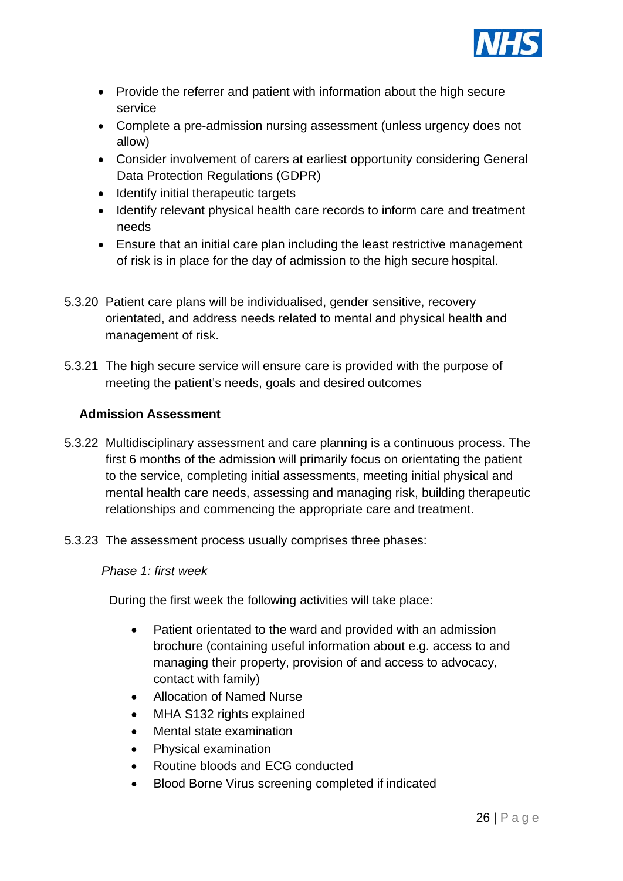- Provide the referrer and patient with information about the high secure service
- Complete a pre-admission nursing assessment (unless urgency does not allow)
- Consider involvement of carers at earliest opportunity considering General Data Protection Regulations (GDPR)
- Identify initial therapeutic targets
- Identify relevant physical health care records to inform care and treatment needs
- Ensure that an initial care plan including the least restrictive management of risk is in place for the day of admission to the high secure hospital.

5.3.20 Patient care plans will be individualised, gender sensitive, recovery orientated, and address needs related to mental and physical health and management of risk.

5.3.21 The high secure service will ensure care is provided with the purpose of meeting the patient's needs, goals and desired outcomes

**Admission Assessment**

5.3.22 Multidisciplinary assessment and care planning is a continuous process. The first 6 months of the admission will primarily focus on orientating the patient to the service, completing initial assessments, meeting initial physical and mental health care needs, assessing and managing risk, building therapeutic relationships and commencing the appropriate care and treatment.

5.3.23 The assessment process usually comprises three phases:

*Phase 1: first week*

During the first week the following activities will take place:

- Patient orientated to the ward and provided with an admission brochure (containing useful information about e.g. access to and managing their property, provision of and access to advocacy, contact with family)
- Allocation of Named Nurse
- MHA S132 rights explained
- Mental state examination
- Physical examination
- Routine bloods and ECG conducted
- Blood Borne Virus screening completed if indicated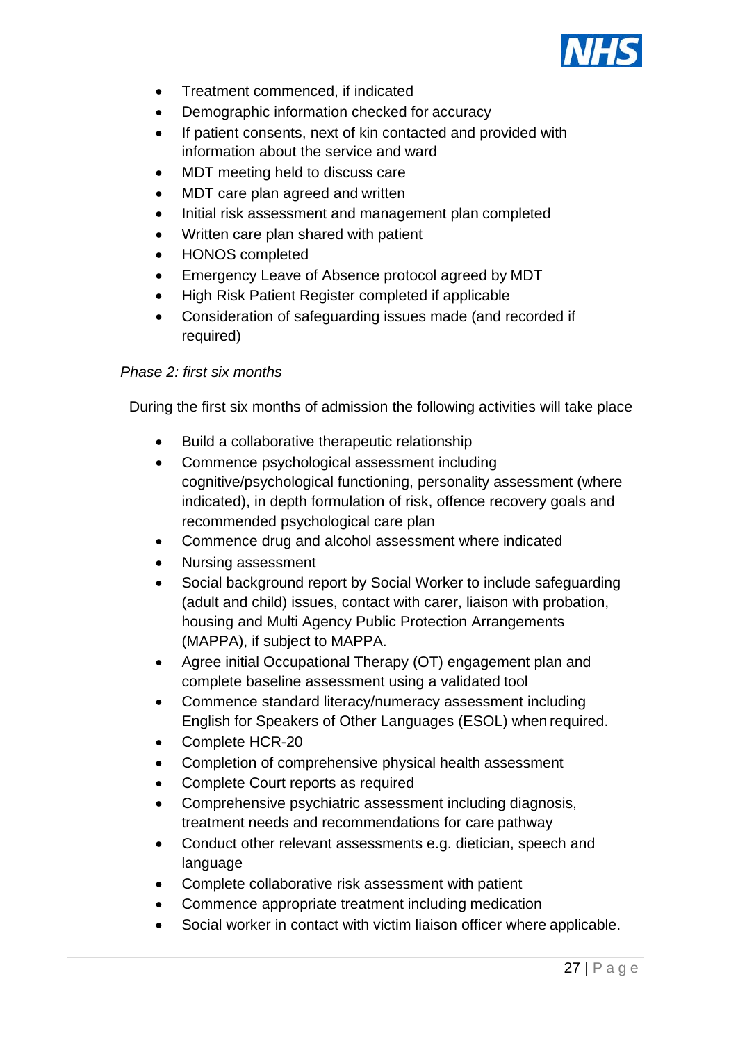- Treatment commenced, if indicated
- Demographic information checked for accuracy
- If patient consents, next of kin contacted and provided with information about the service and ward
- MDT meeting held to discuss care
- MDT care plan agreed and written
- Initial risk assessment and management plan completed
- Written care plan shared with patient
- HONOS completed
- Emergency Leave of Absence protocol agreed by MDT
- High Risk Patient Register completed if applicable
- Consideration of safeguarding issues made (and recorded if required)

*Phase 2: first six months*

During the first six months of admission the following activities will take place

- Build a collaborative therapeutic relationship
- Commence psychological assessment including cognitive/psychological functioning, personality assessment (where indicated), in depth formulation of risk, offence recovery goals and recommended psychological care plan
- Commence drug and alcohol assessment where indicated
- Nursing assessment
- Social background report by Social Worker to include safeguarding (adult and child) issues, contact with carer, liaison with probation, housing and Multi Agency Public Protection Arrangements (MAPPA), if subject to MAPPA.
- Agree initial Occupational Therapy (OT) engagement plan and complete baseline assessment using a validated tool
- Commence standard literacy/numeracy assessment including English for Speakers of Other Languages (ESOL) when required.
- Complete HCR-20
- Completion of comprehensive physical health assessment
- Complete Court reports as required
- Comprehensive psychiatric assessment including diagnosis, treatment needs and recommendations for care pathway
- Conduct other relevant assessments e.g. dietician, speech and language
- Complete collaborative risk assessment with patient
- Commence appropriate treatment including medication
- Social worker in contact with victim liaison officer where applicable.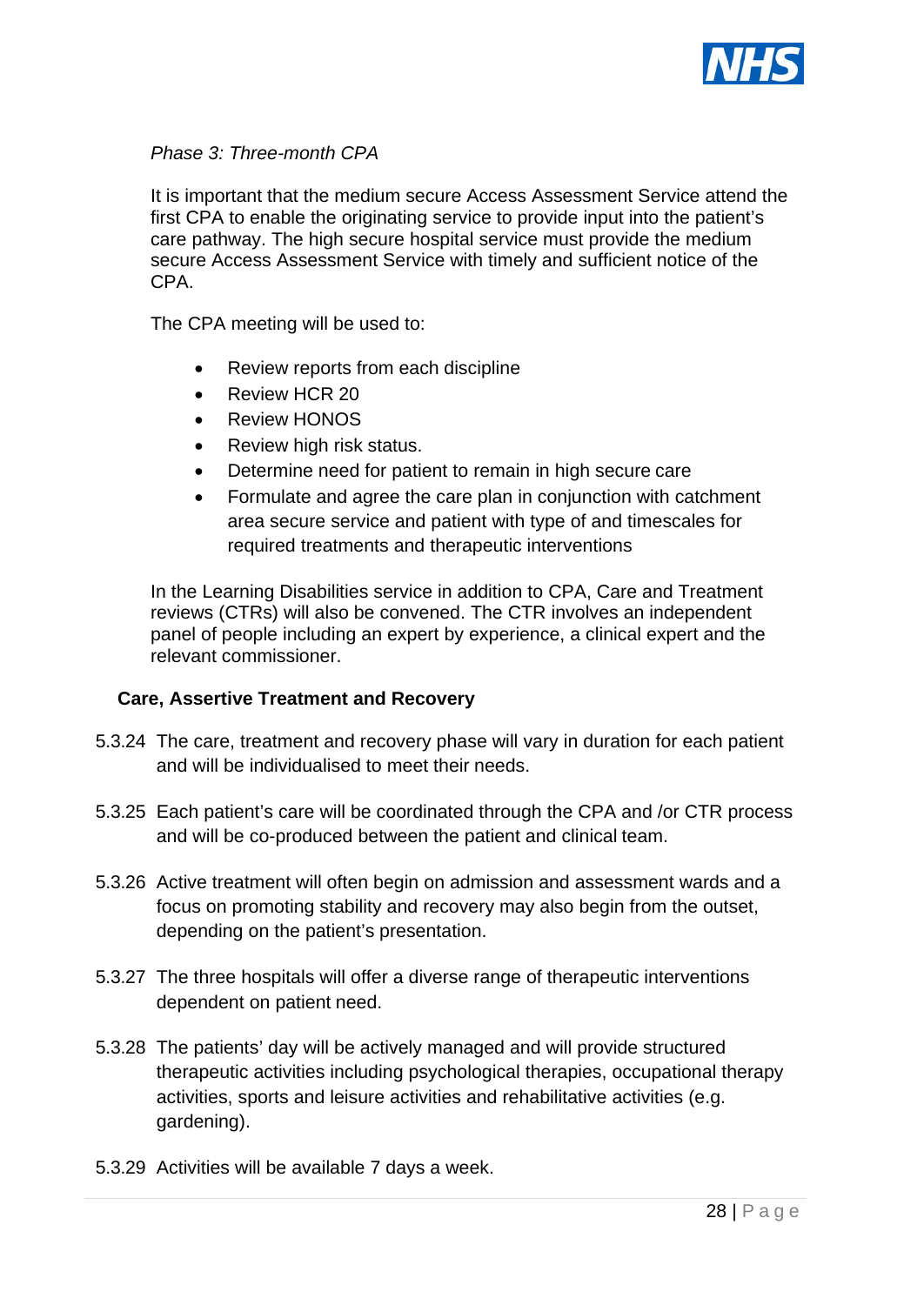*Phase 3: Three-month CPA*

It is important that the medium secure Access Assessment Service attend the first CPA to enable the originating service to provide input into the patient's care pathway. The high secure hospital service must provide the medium secure Access Assessment Service with timely and sufficient notice of the CPA.

The CPA meeting will be used to:

- Review reports from each discipline
- Review HCR 20
- Review HONOS
- Review high risk status.
- Determine need for patient to remain in high secure care
- Formulate and agree the care plan in conjunction with catchment area secure service and patient with type of and timescales for required treatments and therapeutic interventions

In the Learning Disabilities service in addition to CPA, Care and Treatment reviews (CTRs) will also be convened. The CTR involves an independent panel of people including an expert by experience, a clinical expert and the relevant commissioner.

**Care, Assertive Treatment and Recovery**

5.3.24 The care, treatment and recovery phase will vary in duration for each patient and will be individualised to meet their needs.

5.3.25 Each patient's care will be coordinated through the CPA and /or CTR process and will be co-produced between the patient and clinical team.

5.3.26 Active treatment will often begin on admission and assessment wards and a focus on promoting stability and recovery may also begin from the outset, depending on the patient's presentation.

5.3.27 The three hospitals will offer a diverse range of therapeutic interventions dependent on patient need.

5.3.28 The patients' day will be actively managed and will provide structured therapeutic activities including psychological therapies, occupational therapy activities, sports and leisure activities and rehabilitative activities (e.g. gardening).

5.3.29 Activities will be available 7 days a week.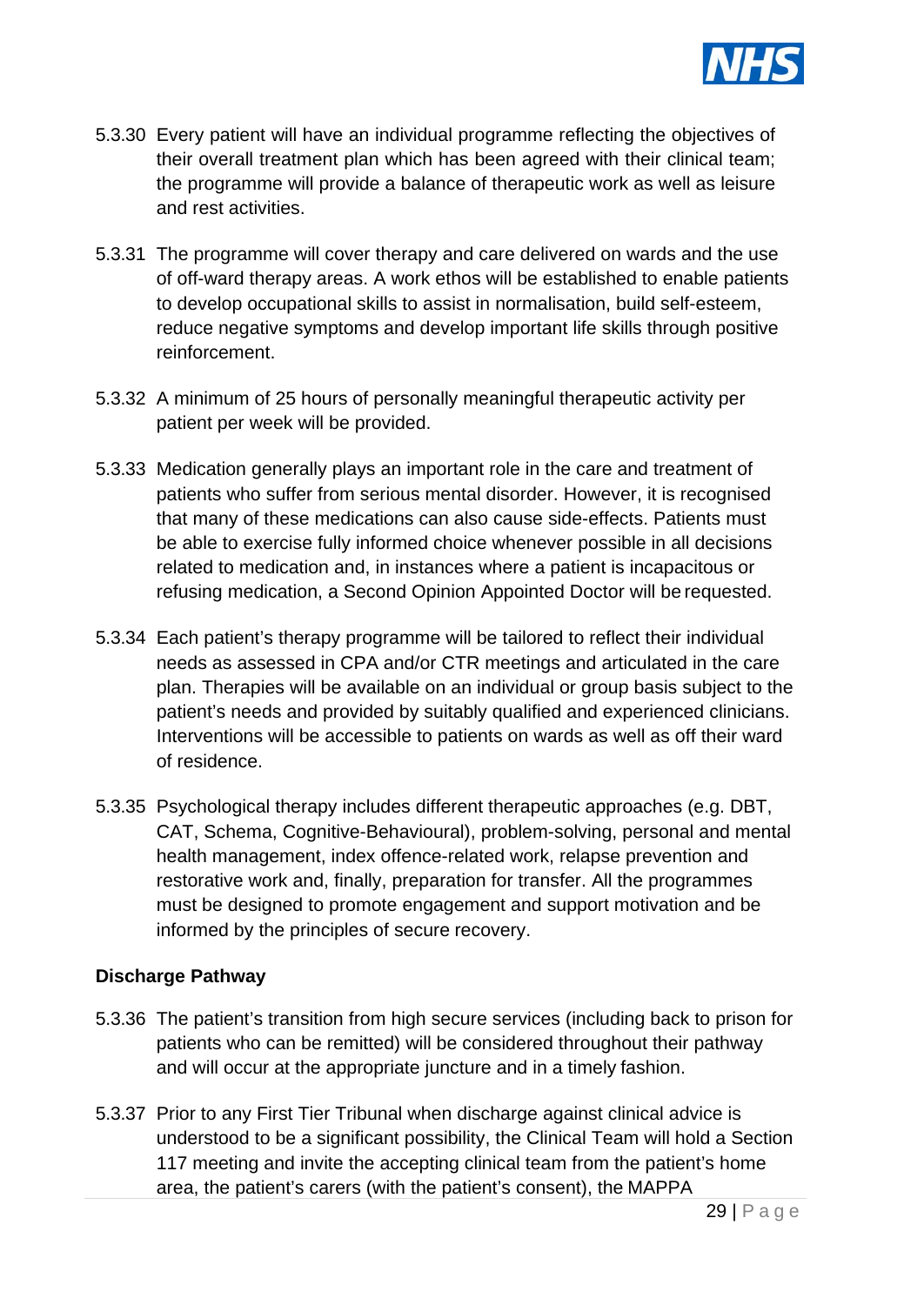5.3.30 Every patient will have an individual programme reflecting the objectives of their overall treatment plan which has been agreed with their clinical team; the programme will provide a balance of therapeutic work as well as leisure and rest activities.

5.3.31 The programme will cover therapy and care delivered on wards and the use of off-ward therapy areas. A work ethos will be established to enable patients to develop occupational skills to assist in normalisation, build self-esteem, reduce negative symptoms and develop important life skills through positive reinforcement.

5.3.32 A minimum of 25 hours of personally meaningful therapeutic activity per patient per week will be provided.

5.3.33 Medication generally plays an important role in the care and treatment of patients who suffer from serious mental disorder. However, it is recognised that many of these medications can also cause side-effects. Patients must be able to exercise fully informed choice whenever possible in all decisions related to medication and, in instances where a patient is incapacitous or refusing medication, a Second Opinion Appointed Doctor will be requested.

5.3.34 Each patient's therapy programme will be tailored to reflect their individual needs as assessed in CPA and/or CTR meetings and articulated in the care plan. Therapies will be available on an individual or group basis subject to the patient's needs and provided by suitably qualified and experienced clinicians. Interventions will be accessible to patients on wards as well as off their ward of residence.

5.3.35 Psychological therapy includes different therapeutic approaches (e.g. DBT, CAT, Schema, Cognitive-Behavioural), problem-solving, personal and mental health management, index offence-related work, relapse prevention and restorative work and, finally, preparation for transfer. All the programmes must be designed to promote engagement and support motivation and be informed by the principles of secure recovery.

**Discharge Pathway**

5.3.36 The patient's transition from high secure services (including back to prison for patients who can be remitted) will be considered throughout their pathway and will occur at the appropriate juncture and in a timely fashion.

5.3.37 Prior to any First Tier Tribunal when discharge against clinical advice is understood to be a significant possibility, the Clinical Team will hold a Section 117 meeting and invite the accepting clinical team from the patient's home area, the patient's carers (with the patient's consent), the MAPPA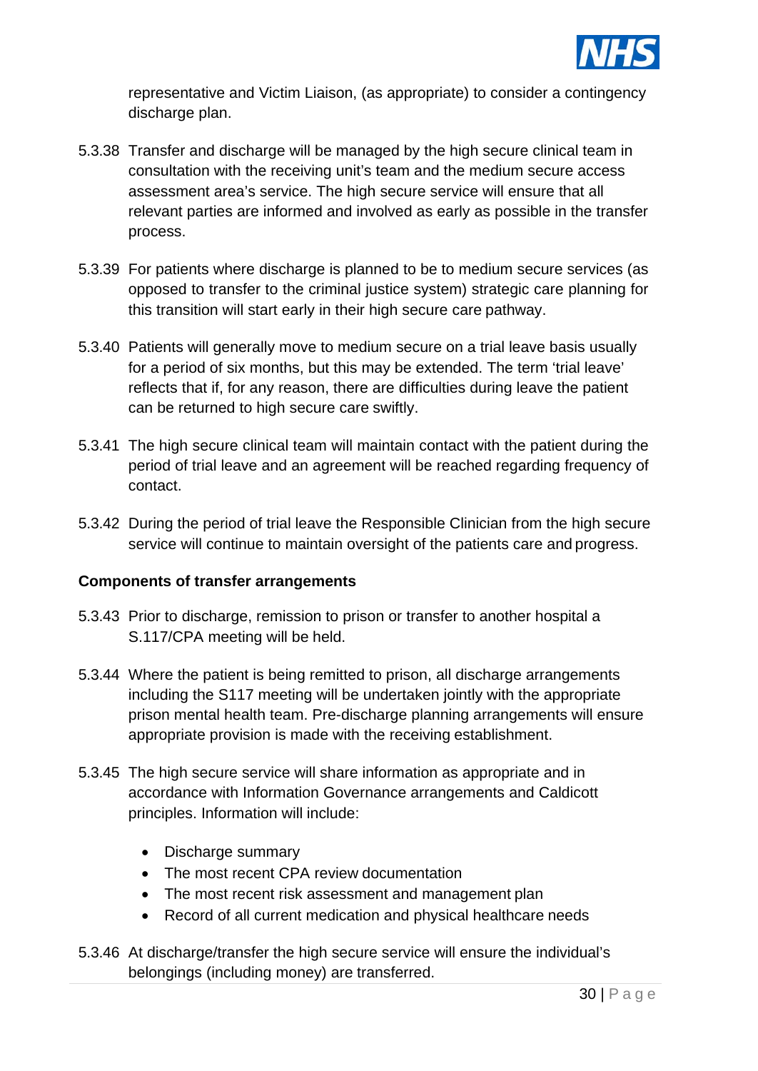representative and Victim Liaison, (as appropriate) to consider a contingency discharge plan.

5.3.38 Transfer and discharge will be managed by the high secure clinical team in consultation with the receiving unit's team and the medium secure access assessment area's service. The high secure service will ensure that all relevant parties are informed and involved as early as possible in the transfer process.

5.3.39 For patients where discharge is planned to be to medium secure services (as opposed to transfer to the criminal justice system) strategic care planning for this transition will start early in their high secure care pathway.

5.3.40 Patients will generally move to medium secure on a trial leave basis usually for a period of six months, but this may be extended. The term 'trial leave' reflects that if, for any reason, there are difficulties during leave the patient can be returned to high secure care swiftly.

5.3.41 The high secure clinical team will maintain contact with the patient during the period of trial leave and an agreement will be reached regarding frequency of contact.

5.3.42 During the period of trial leave the Responsible Clinician from the high secure service will continue to maintain oversight of the patients care and progress.

**Components of transfer arrangements**

5.3.43 Prior to discharge, remission to prison or transfer to another hospital a S.117/CPA meeting will be held.

5.3.44 Where the patient is being remitted to prison, all discharge arrangements including the S117 meeting will be undertaken jointly with the appropriate prison mental health team. Pre-discharge planning arrangements will ensure appropriate provision is made with the receiving establishment.

5.3.45 The high secure service will share information as appropriate and in accordance with Information Governance arrangements and Caldicott principles. Information will include:

- Discharge summary
- The most recent CPA review documentation
- The most recent risk assessment and management plan
- Record of all current medication and physical healthcare needs

5.3.46 At discharge/transfer the high secure service will ensure the individual's belongings (including money) are transferred.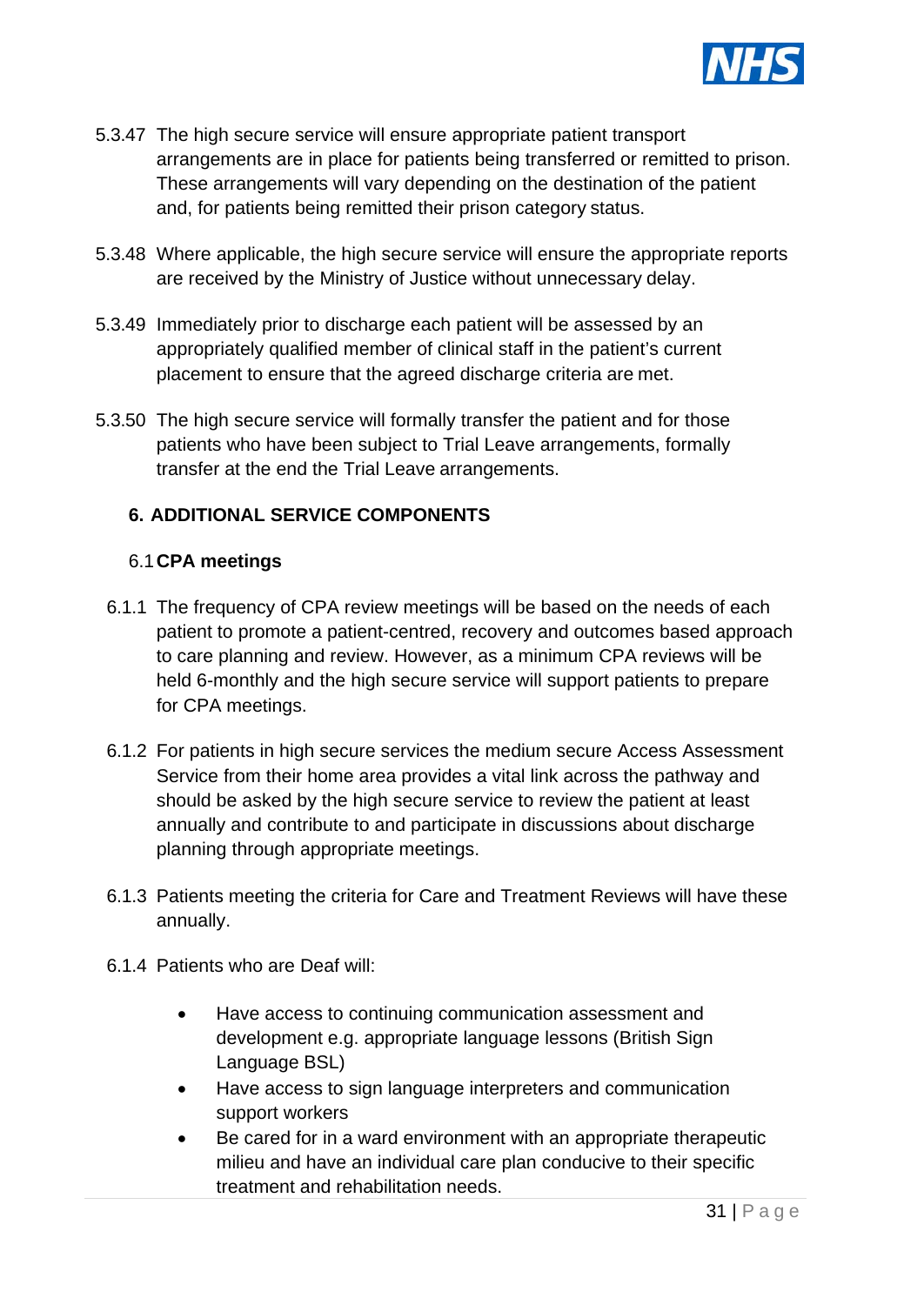5.3.47 The high secure service will ensure appropriate patient transport arrangements are in place for patients being transferred or remitted to prison. These arrangements will vary depending on the destination of the patient and, for patients being remitted their prison category status.

5.3.48 Where applicable, the high secure service will ensure the appropriate reports are received by the Ministry of Justice without unnecessary delay.

5.3.49 Immediately prior to discharge each patient will be assessed by an appropriately qualified member of clinical staff in the patient's current placement to ensure that the agreed discharge criteria are met.

5.3.50 The high secure service will formally transfer the patient and for those patients who have been subject to Trial Leave arrangements, formally transfer at the end the Trial Leave arrangements.

## 6. ADDITIONAL SERVICE COMPONENTS

### 6.1 CPA meetings

6.1.1 The frequency of CPA review meetings will be based on the needs of each patient to promote a patient-centred, recovery and outcomes based approach to care planning and review. However, as a minimum CPA reviews will be held 6-monthly and the high secure service will support patients to prepare for CPA meetings.

6.1.2 For patients in high secure services the medium secure Access Assessment Service from their home area provides a vital link across the pathway and should be asked by the high secure service to review the patient at least annually and contribute to and participate in discussions about discharge planning through appropriate meetings.

6.1.3 Patients meeting the criteria for Care and Treatment Reviews will have these annually.

6.1.4 Patients who are Deaf will:

- Have access to continuing communication assessment and development e.g. appropriate language lessons (British Sign Language BSL)
- Have access to sign language interpreters and communication support workers
- Be cared for in a ward environment with an appropriate therapeutic milieu and have an individual care plan conducive to their specific treatment and rehabilitation needs.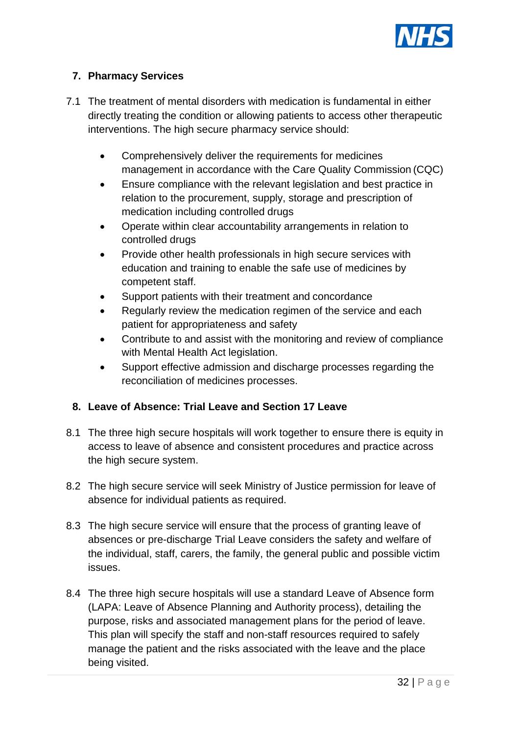## 7. Pharmacy Services

7.1 The treatment of mental disorders with medication is fundamental in either directly treating the condition or allowing patients to access other therapeutic interventions. The high secure pharmacy service should:

- Comprehensively deliver the requirements for medicines management in accordance with the Care Quality Commission (CQC)
- Ensure compliance with the relevant legislation and best practice in relation to the procurement, supply, storage and prescription of medication including controlled drugs
- Operate within clear accountability arrangements in relation to controlled drugs
- Provide other health professionals in high secure services with education and training to enable the safe use of medicines by competent staff.
- Support patients with their treatment and concordance
- Regularly review the medication regimen of the service and each patient for appropriateness and safety
- Contribute to and assist with the monitoring and review of compliance with Mental Health Act legislation.
- Support effective admission and discharge processes regarding the reconciliation of medicines processes.

## 8. Leave of Absence: Trial Leave and Section 17 Leave

8.1 The three high secure hospitals will work together to ensure there is equity in access to leave of absence and consistent procedures and practice across the high secure system.

8.2 The high secure service will seek Ministry of Justice permission for leave of absence for individual patients as required.

8.3 The high secure service will ensure that the process of granting leave of absences or pre-discharge Trial Leave considers the safety and welfare of the individual, staff, carers, the family, the general public and possible victim issues.

8.4 The three high secure hospitals will use a standard Leave of Absence form (LAPA: Leave of Absence Planning and Authority process), detailing the purpose, risks and associated management plans for the period of leave. This plan will specify the staff and non-staff resources required to safely manage the patient and the risks associated with the leave and the place being visited.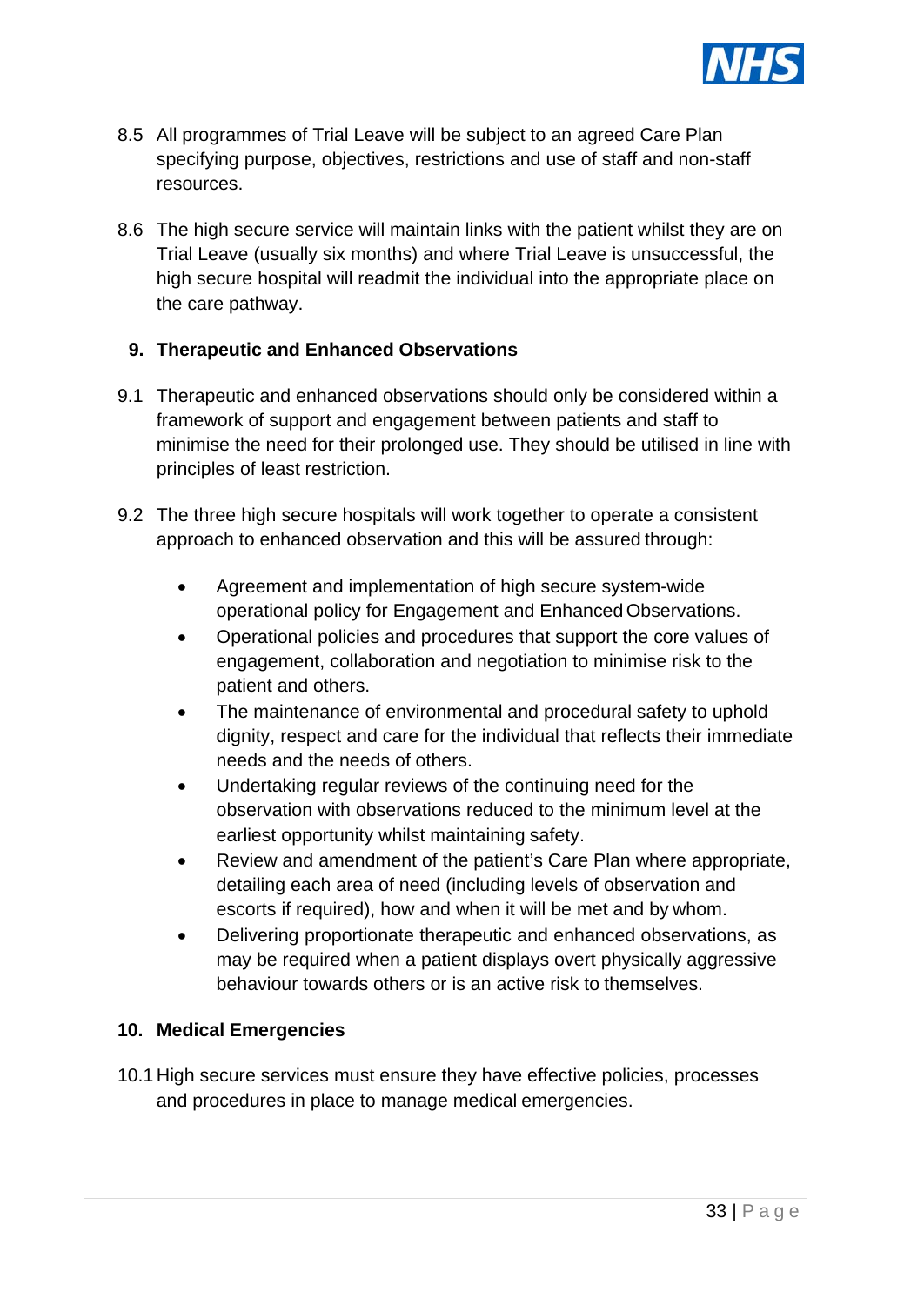8.5 All programmes of Trial Leave will be subject to an agreed Care Plan specifying purpose, objectives, restrictions and use of staff and non-staff resources.

8.6 The high secure service will maintain links with the patient whilst they are on Trial Leave (usually six months) and where Trial Leave is unsuccessful, the high secure hospital will readmit the individual into the appropriate place on the care pathway.

## 9. Therapeutic and Enhanced Observations

9.1 Therapeutic and enhanced observations should only be considered within a framework of support and engagement between patients and staff to minimise the need for their prolonged use. They should be utilised in line with principles of least restriction.

9.2 The three high secure hospitals will work together to operate a consistent approach to enhanced observation and this will be assured through:

- Agreement and implementation of high secure system-wide operational policy for Engagement and Enhanced Observations.
- Operational policies and procedures that support the core values of engagement, collaboration and negotiation to minimise risk to the patient and others.
- The maintenance of environmental and procedural safety to uphold dignity, respect and care for the individual that reflects their immediate needs and the needs of others.
- Undertaking regular reviews of the continuing need for the observation with observations reduced to the minimum level at the earliest opportunity whilst maintaining safety.
- Review and amendment of the patient's Care Plan where appropriate, detailing each area of need (including levels of observation and escorts if required), how and when it will be met and by whom.
- Delivering proportionate therapeutic and enhanced observations, as may be required when a patient displays overt physically aggressive behaviour towards others or is an active risk to themselves.

## 10. Medical Emergencies

10.1 High secure services must ensure they have effective policies, processes and procedures in place to manage medical emergencies.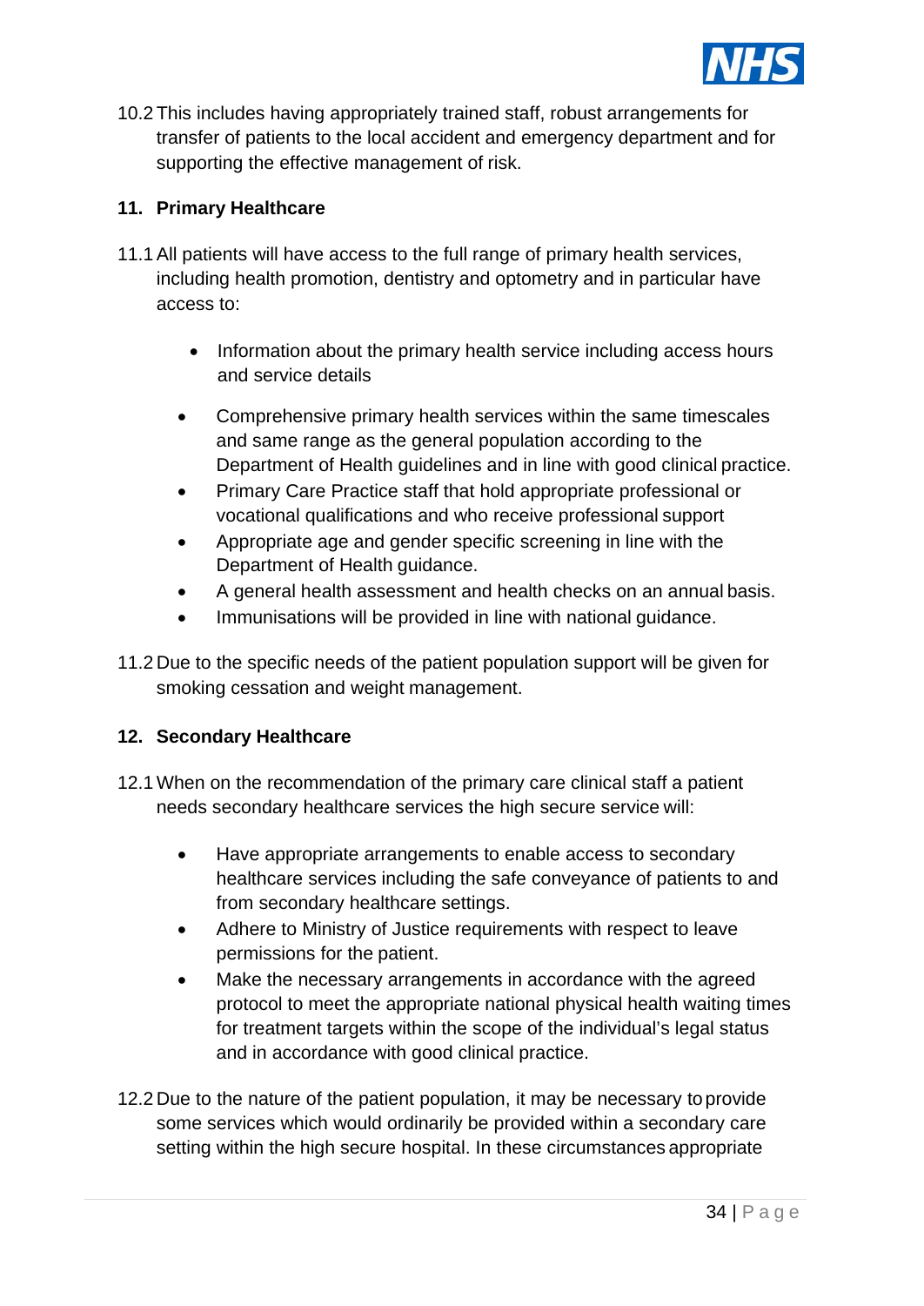10.2 This includes having appropriately trained staff, robust arrangements for transfer of patients to the local accident and emergency department and for supporting the effective management of risk.

## 11. Primary Healthcare

11.1 All patients will have access to the full range of primary health services, including health promotion, dentistry and optometry and in particular have access to:

- Information about the primary health service including access hours and service details
- Comprehensive primary health services within the same timescales and same range as the general population according to the Department of Health guidelines and in line with good clinical practice.
- Primary Care Practice staff that hold appropriate professional or vocational qualifications and who receive professional support
- Appropriate age and gender specific screening in line with the Department of Health guidance.
- A general health assessment and health checks on an annual basis.
- Immunisations will be provided in line with national guidance.

11.2 Due to the specific needs of the patient population support will be given for smoking cessation and weight management.

## 12. Secondary Healthcare

12.1 When on the recommendation of the primary care clinical staff a patient needs secondary healthcare services the high secure service will:

- Have appropriate arrangements to enable access to secondary healthcare services including the safe conveyance of patients to and from secondary healthcare settings.
- Adhere to Ministry of Justice requirements with respect to leave permissions for the patient.
- Make the necessary arrangements in accordance with the agreed protocol to meet the appropriate national physical health waiting times for treatment targets within the scope of the individual's legal status and in accordance with good clinical practice.

12.2 Due to the nature of the patient population, it may be necessary to provide some services which would ordinarily be provided within a secondary care setting within the high secure hospital. In these circumstances appropriate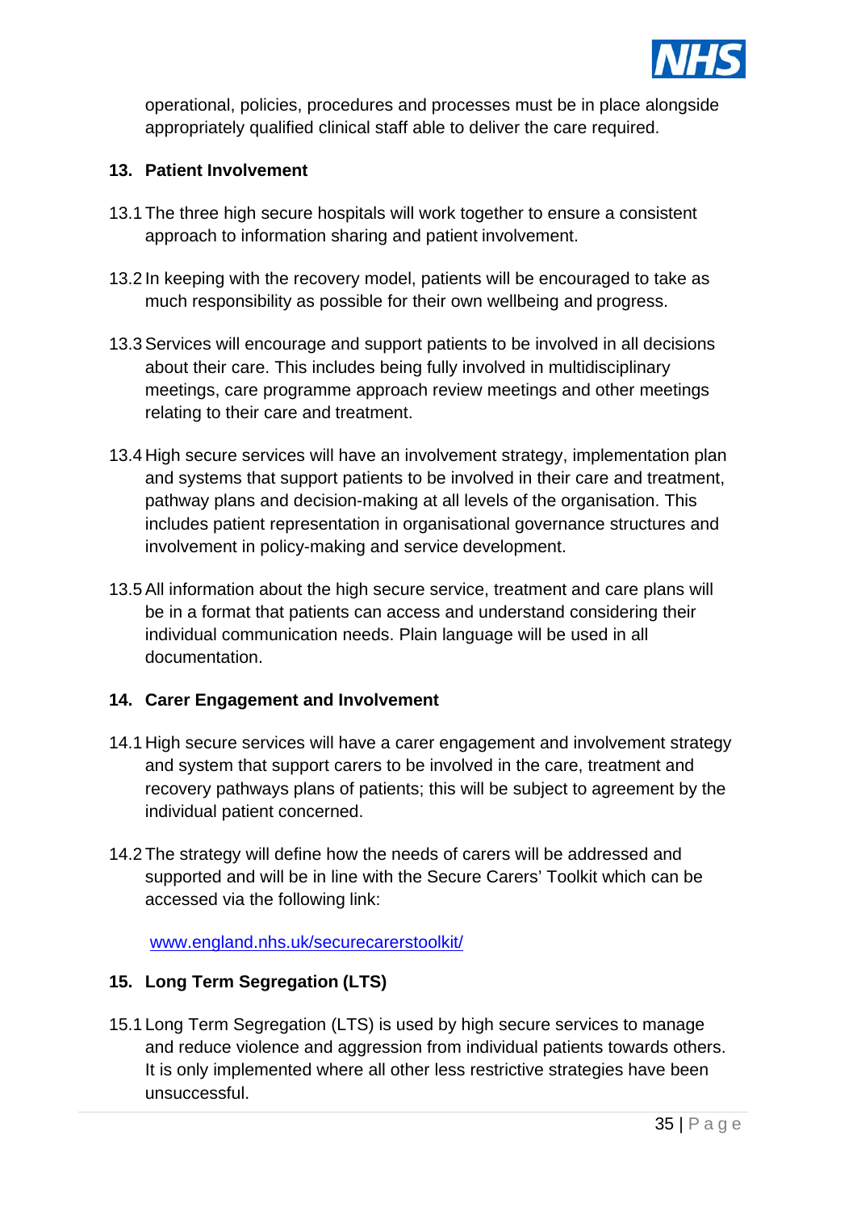operational, policies, procedures and processes must be in place alongside appropriately qualified clinical staff able to deliver the care required.

## 13. Patient Involvement

13.1 The three high secure hospitals will work together to ensure a consistent approach to information sharing and patient involvement.

13.2 In keeping with the recovery model, patients will be encouraged to take as much responsibility as possible for their own wellbeing and progress.

13.3 Services will encourage and support patients to be involved in all decisions about their care. This includes being fully involved in multidisciplinary meetings, care programme approach review meetings and other meetings relating to their care and treatment.

13.4 High secure services will have an involvement strategy, implementation plan and systems that support patients to be involved in their care and treatment, pathway plans and decision-making at all levels of the organisation. This includes patient representation in organisational governance structures and involvement in policy-making and service development.

13.5 All information about the high secure service, treatment and care plans will be in a format that patients can access and understand considering their individual communication needs. Plain language will be used in all documentation.

## 14. Carer Engagement and Involvement

14.1 High secure services will have a carer engagement and involvement strategy and system that support carers to be involved in the care, treatment and recovery pathways plans of patients; this will be subject to agreement by the individual patient concerned.

14.2 The strategy will define how the needs of carers will be addressed and supported and will be in line with the Secure Carers' Toolkit which can be accessed via the following link:

[www.england.nhs.uk/securecarerstoolkit/](http://www.england.nhs.uk/securecarerstoolkit/)

## 15. Long Term Segregation (LTS)

15.1 Long Term Segregation (LTS) is used by high secure services to manage and reduce violence and aggression from individual patients towards others. It is only implemented where all other less restrictive strategies have been unsuccessful.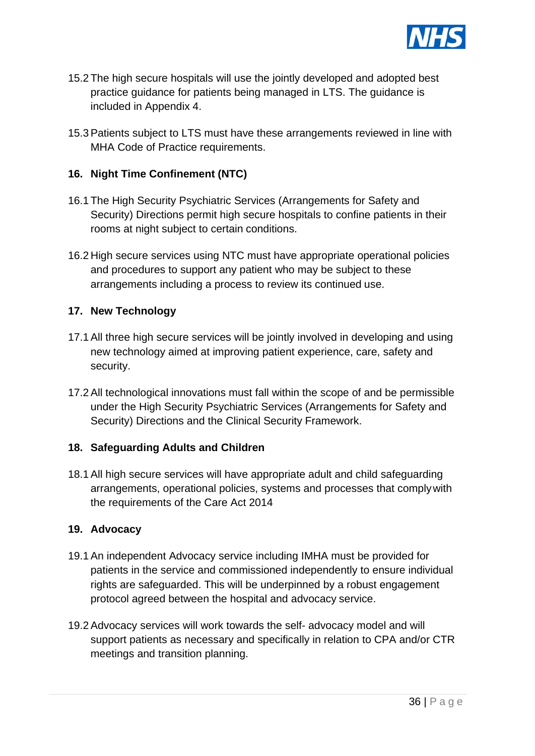15.2 The high secure hospitals will use the jointly developed and adopted best practice guidance for patients being managed in LTS. The guidance is included in Appendix 4.

15.3 Patients subject to LTS must have these arrangements reviewed in line with MHA Code of Practice requirements.

## 16. Night Time Confinement (NTC)

16.1 The High Security Psychiatric Services (Arrangements for Safety and Security) Directions permit high secure hospitals to confine patients in their rooms at night subject to certain conditions.

16.2 High secure services using NTC must have appropriate operational policies and procedures to support any patient who may be subject to these arrangements including a process to review its continued use.

## 17. New Technology

17.1 All three high secure services will be jointly involved in developing and using new technology aimed at improving patient experience, care, safety and security.

17.2 All technological innovations must fall within the scope of and be permissible under the High Security Psychiatric Services (Arrangements for Safety and Security) Directions and the Clinical Security Framework.

## 18. Safeguarding Adults and Children

18.1 All high secure services will have appropriate adult and child safeguarding arrangements, operational policies, systems and processes that comply with the requirements of the Care Act 2014

## 19. Advocacy

19.1 An independent Advocacy service including IMHA must be provided for patients in the service and commissioned independently to ensure individual rights are safeguarded. This will be underpinned by a robust engagement protocol agreed between the hospital and advocacy service.

19.2 Advocacy services will work towards the self- advocacy model and will support patients as necessary and specifically in relation to CPA and/or CTR meetings and transition planning.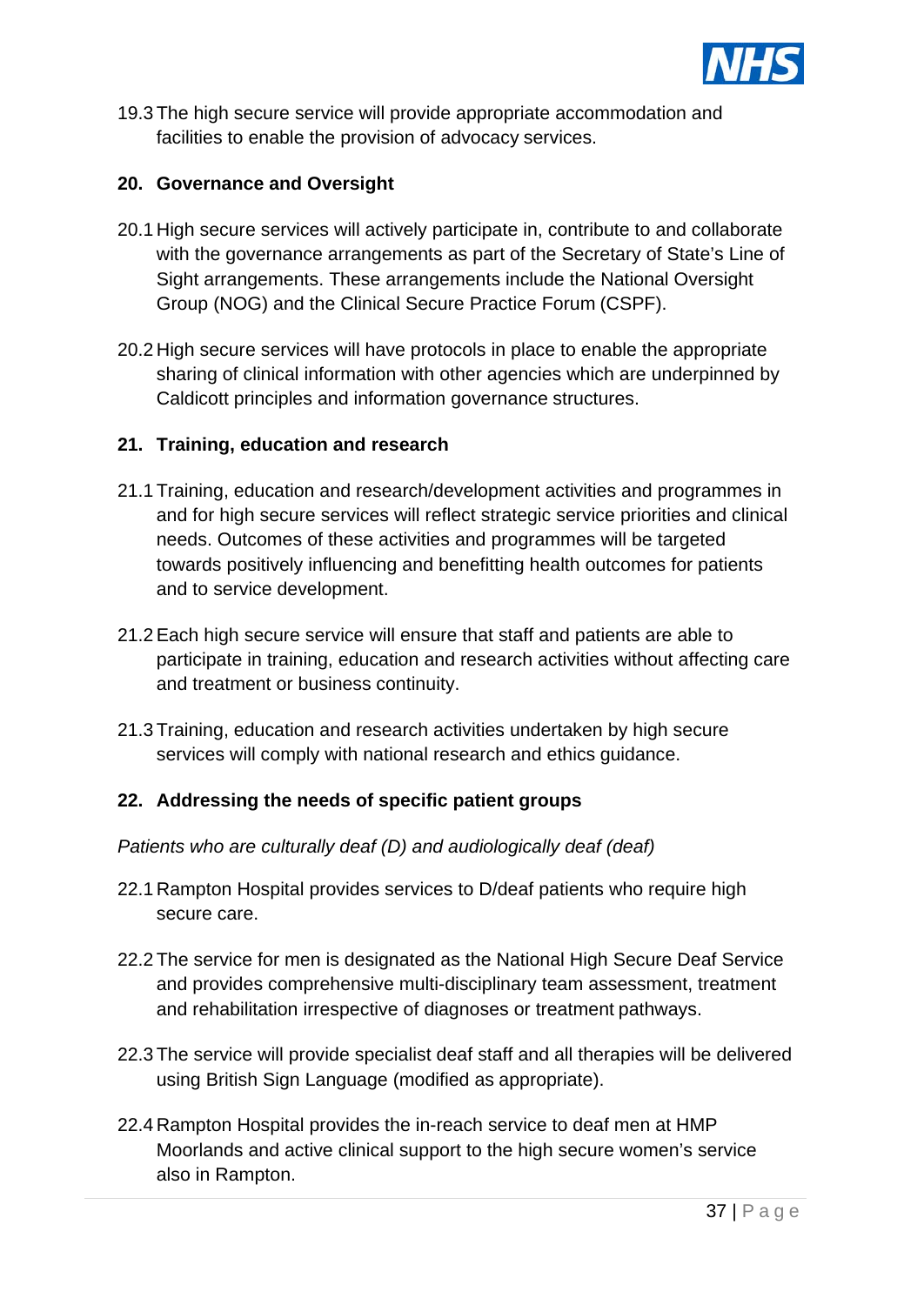19.3 The high secure service will provide appropriate accommodation and facilities to enable the provision of advocacy services.

## 20. Governance and Oversight

20.1 High secure services will actively participate in, contribute to and collaborate with the governance arrangements as part of the Secretary of State's Line of Sight arrangements. These arrangements include the National Oversight Group (NOG) and the Clinical Secure Practice Forum (CSPF).

20.2 High secure services will have protocols in place to enable the appropriate sharing of clinical information with other agencies which are underpinned by Caldicott principles and information governance structures.

## 21. Training, education and research

21.1 Training, education and research/development activities and programmes in and for high secure services will reflect strategic service priorities and clinical needs. Outcomes of these activities and programmes will be targeted towards positively influencing and benefitting health outcomes for patients and to service development.

21.2 Each high secure service will ensure that staff and patients are able to participate in training, education and research activities without affecting care and treatment or business continuity.

21.3 Training, education and research activities undertaken by high secure services will comply with national research and ethics guidance.

## 22. Addressing the needs of specific patient groups

*Patients who are culturally deaf (D) and audiologically deaf (deaf)*

22.1 Rampton Hospital provides services to D/deaf patients who require high secure care.

22.2 The service for men is designated as the National High Secure Deaf Service and provides comprehensive multi-disciplinary team assessment, treatment and rehabilitation irrespective of diagnoses or treatment pathways.

22.3 The service will provide specialist deaf staff and all therapies will be delivered using British Sign Language (modified as appropriate).

22.4 Rampton Hospital provides the in-reach service to deaf men at HMP Moorlands and active clinical support to the high secure women's service also in Rampton.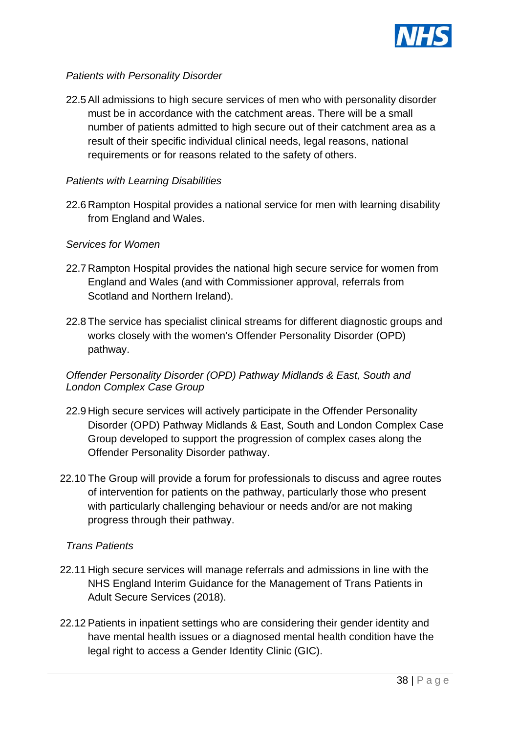*Patients with Personality Disorder*

22.5 All admissions to high secure services of men who with personality disorder must be in accordance with the catchment areas. There will be a small number of patients admitted to high secure out of their catchment area as a result of their specific individual clinical needs, legal reasons, national requirements or for reasons related to the safety of others.

*Patients with Learning Disabilities*

22.6 Rampton Hospital provides a national service for men with learning disability from England and Wales.

*Services for Women*

22.7 Rampton Hospital provides the national high secure service for women from England and Wales (and with Commissioner approval, referrals from Scotland and Northern Ireland).

22.8 The service has specialist clinical streams for different diagnostic groups and works closely with the women's Offender Personality Disorder (OPD) pathway.

*Offender Personality Disorder (OPD) Pathway Midlands & East, South and London Complex Case Group*

22.9 High secure services will actively participate in the Offender Personality Disorder (OPD) Pathway Midlands & East, South and London Complex Case Group developed to support the progression of complex cases along the Offender Personality Disorder pathway.

22.10 The Group will provide a forum for professionals to discuss and agree routes of intervention for patients on the pathway, particularly those who present with particularly challenging behaviour or needs and/or are not making progress through their pathway.

*Trans Patients*

22.11 High secure services will manage referrals and admissions in line with the NHS England Interim Guidance for the Management of Trans Patients in Adult Secure Services (2018).

22.12 Patients in inpatient settings who are considering their gender identity and have mental health issues or a diagnosed mental health condition have the legal right to access a Gender Identity Clinic (GIC).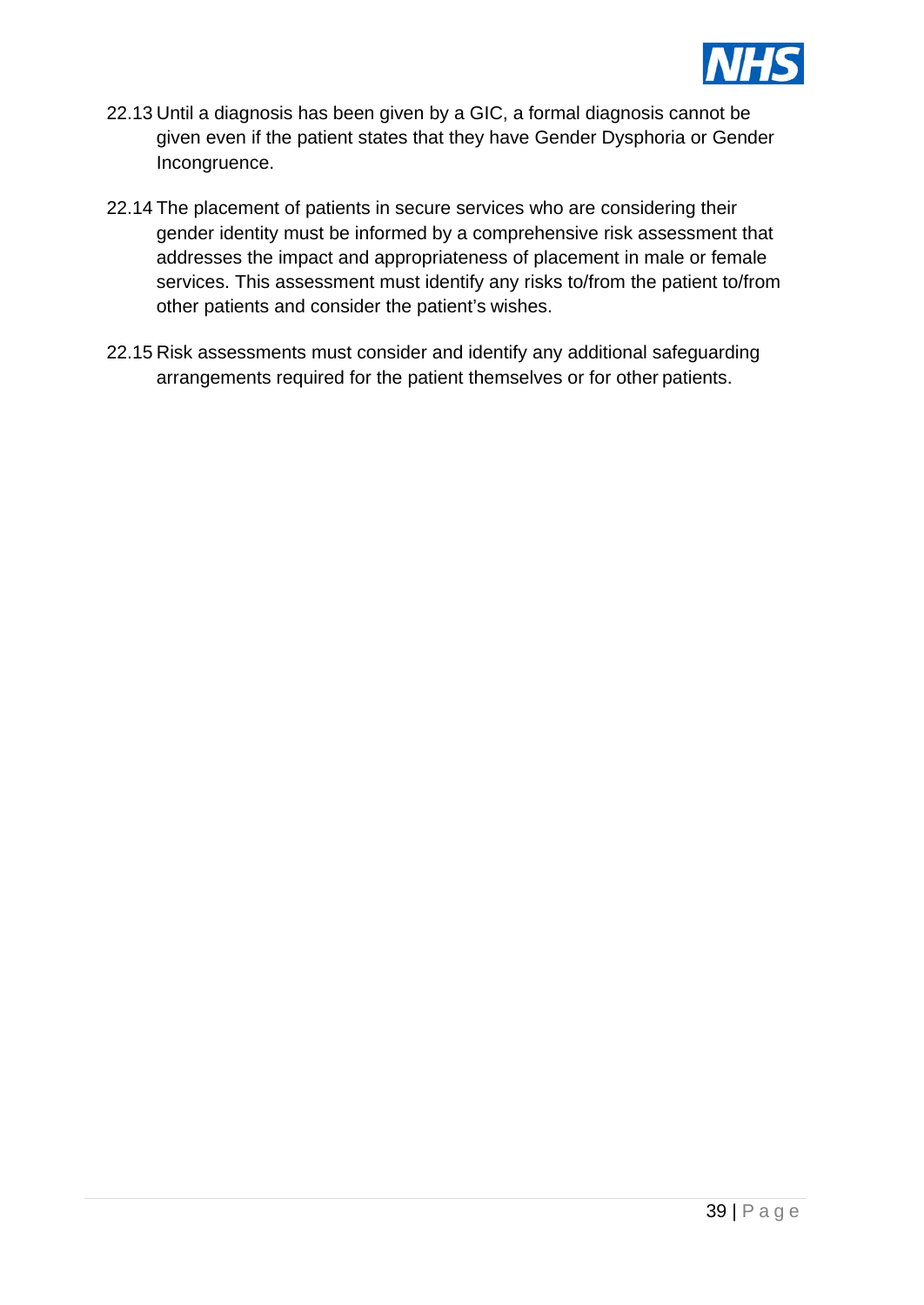22.13 Until a diagnosis has been given by a GIC, a formal diagnosis cannot be given even if the patient states that they have Gender Dysphoria or Gender Incongruence.

22.14 The placement of patients in secure services who are considering their gender identity must be informed by a comprehensive risk assessment that addresses the impact and appropriateness of placement in male or female services. This assessment must identify any risks to/from the patient to/from other patients and consider the patient's wishes.

22.15 Risk assessments must consider and identify any additional safeguarding arrangements required for the patient themselves or for other patients.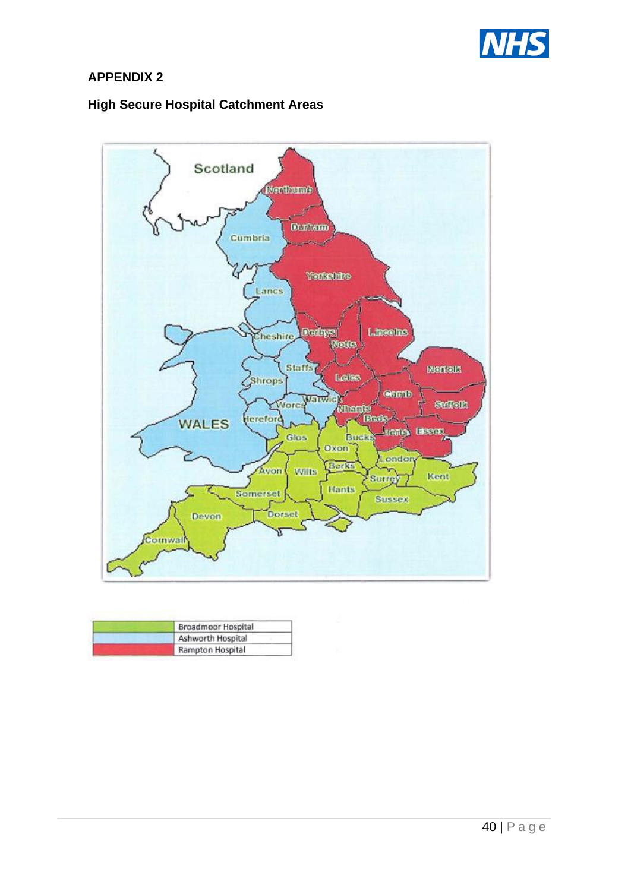## APPENDIX 2

### High Secure Hospital Catchment Areas

| Colour | Hospital |
| --- | --- |
| Green | Broadmoor Hospital |
| Blue | Ashworth Hospital |
| Red | Rampton Hospital |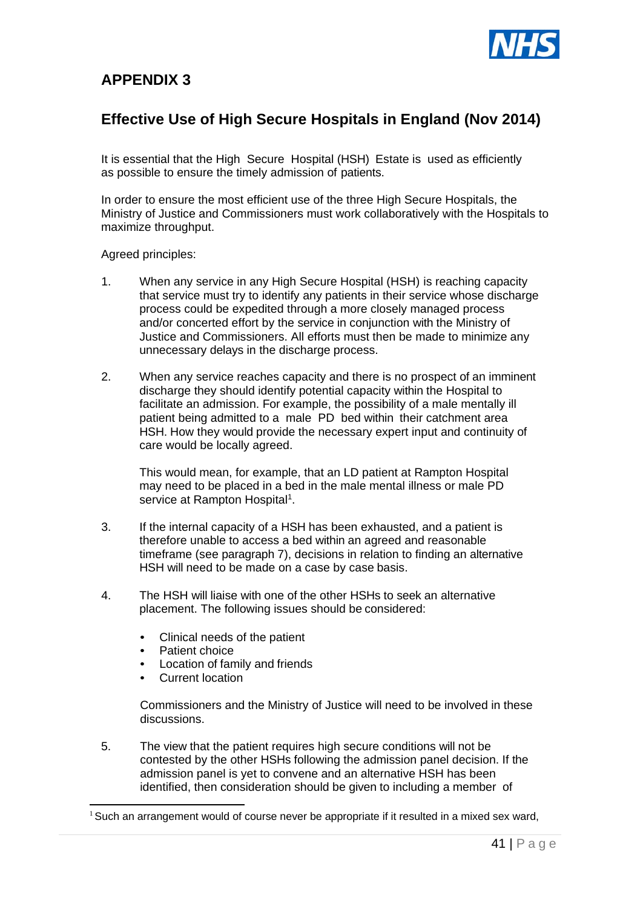## APPENDIX 3

## Effective Use of High Secure Hospitals in England (Nov 2014)

It is essential that the High Secure Hospital (HSH) Estate is used as efficiently as possible to ensure the timely admission of patients.

In order to ensure the most efficient use of the three High Secure Hospitals, the Ministry of Justice and Commissioners must work collaboratively with the Hospitals to maximize throughput.

Agreed principles:

1. When any service in any High Secure Hospital (HSH) is reaching capacity that service must try to identify any patients in their service whose discharge process could be expedited through a more closely managed process and/or concerted effort by the service in conjunction with the Ministry of Justice and Commissioners. All efforts must then be made to minimize any unnecessary delays in the discharge process.

2. When any service reaches capacity and there is no prospect of an imminent discharge they should identify potential capacity within the Hospital to facilitate an admission. For example, the possibility of a male mentally ill patient being admitted to a male PD bed within their catchment area HSH. How they would provide the necessary expert input and continuity of care would be locally agreed.

   This would mean, for example, that an LD patient at Rampton Hospital may need to be placed in a bed in the male mental illness or male PD service at Rampton Hospital[1].

3. If the internal capacity of a HSH has been exhausted, and a patient is therefore unable to access a bed within an agreed and reasonable timeframe (see paragraph 7), decisions in relation to finding an alternative HSH will need to be made on a case by case basis.

4. The HSH will liaise with one of the other HSHs to seek an alternative placement. The following issues should be considered:

   - Clinical needs of the patient
   - Patient choice
   - Location of family and friends
   - Current location

   Commissioners and the Ministry of Justice will need to be involved in these discussions.

5. The view that the patient requires high secure conditions will not be contested by the other HSHs following the admission panel decision. If the admission panel is yet to convene and an alternative HSH has been identified, then consideration should be given to including a member of

[1] Such an arrangement would of course never be appropriate if it resulted in a mixed sex ward,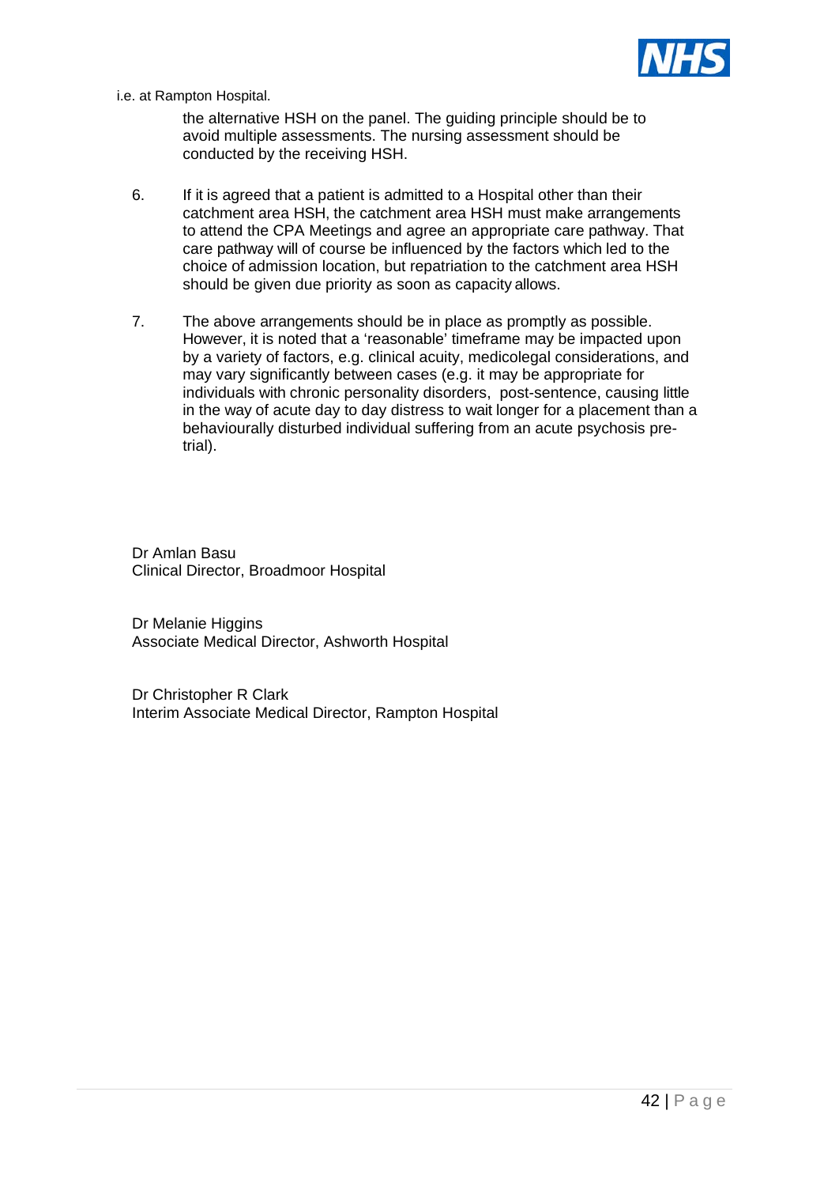i.e. at Rampton Hospital.

the alternative HSH on the panel. The guiding principle should be to avoid multiple assessments. The nursing assessment should be conducted by the receiving HSH.

6. If it is agreed that a patient is admitted to a Hospital other than their catchment area HSH, the catchment area HSH must make arrangements to attend the CPA Meetings and agree an appropriate care pathway. That care pathway will of course be influenced by the factors which led to the choice of admission location, but repatriation to the catchment area HSH should be given due priority as soon as capacity allows.

7. The above arrangements should be in place as promptly as possible. However, it is noted that a 'reasonable' timeframe may be impacted upon by a variety of factors, e.g. clinical acuity, medicolegal considerations, and may vary significantly between cases (e.g. it may be appropriate for individuals with chronic personality disorders, post-sentence, causing little in the way of acute day to day distress to wait longer for a placement than a behaviourally disturbed individual suffering from an acute psychosis pre-trial).

Dr Amlan Basu
Clinical Director, Broadmoor Hospital

Dr Melanie Higgins
Associate Medical Director, Ashworth Hospital

Dr Christopher R Clark
Interim Associate Medical Director, Rampton Hospital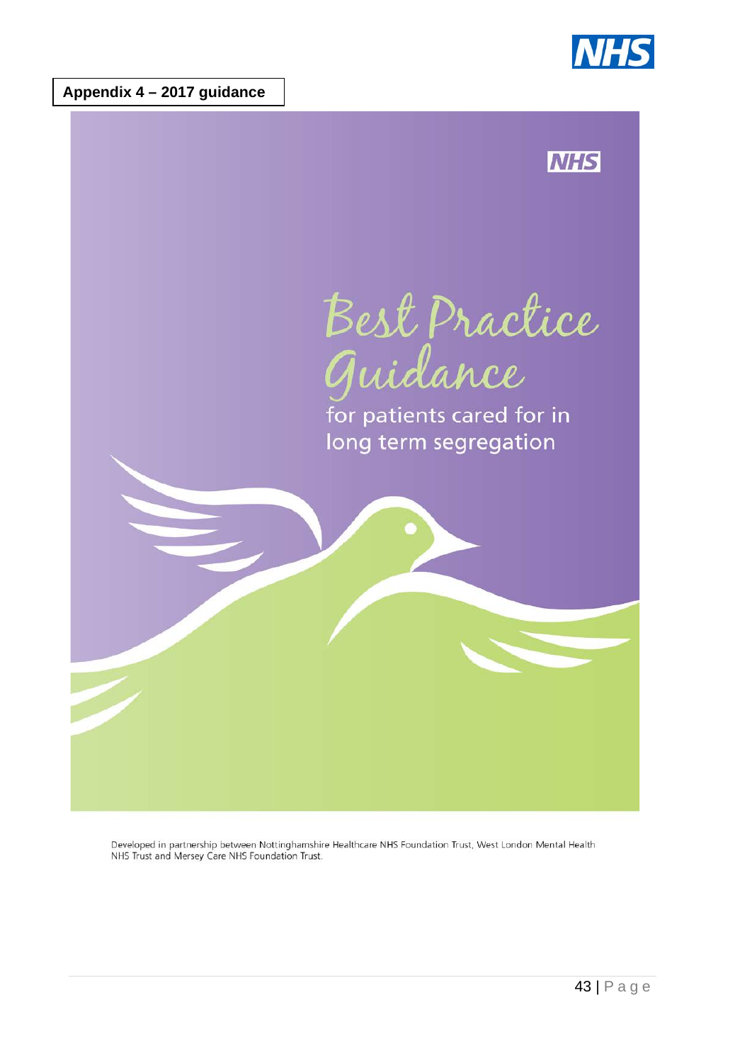**Appendix 4 – 2017 guidance**

# Best Practice Guidance

## for patients cared for in long term segregation

Developed in partnership between Nottinghamshire Healthcare NHS Foundation Trust, West London Mental Health NHS Trust and Mersey Care NHS Foundation Trust.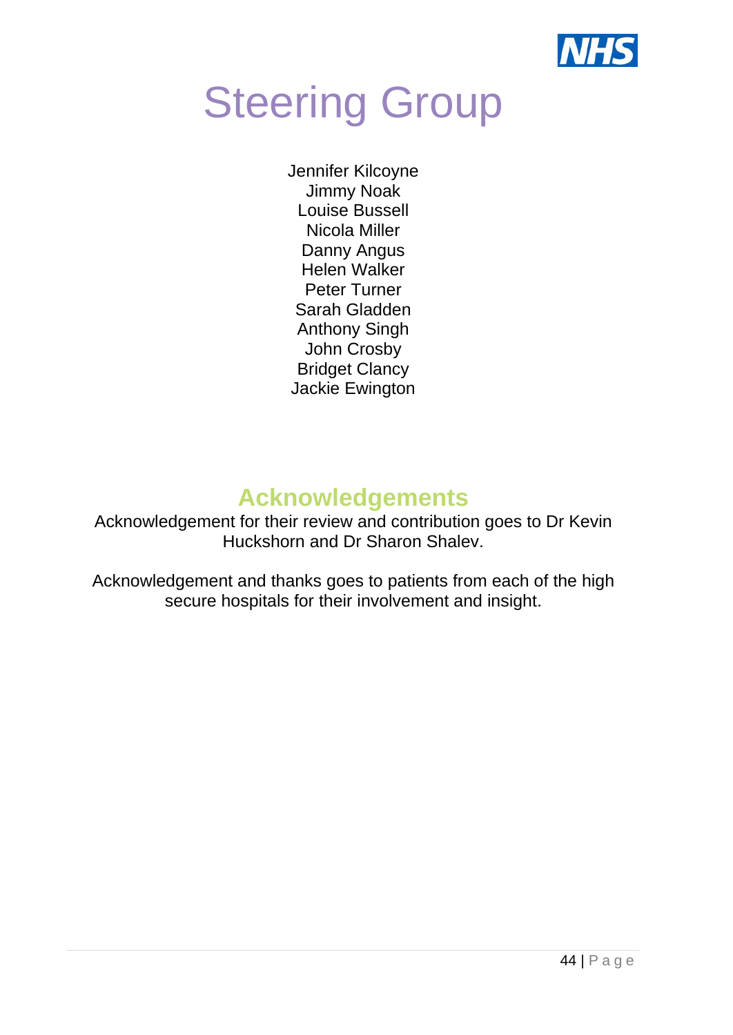# Steering Group

Jennifer Kilcoyne
Jimmy Noak
Louise Bussell
Nicola Miller
Danny Angus
Helen Walker
Peter Turner
Sarah Gladden
Anthony Singh
John Crosby
Bridget Clancy
Jackie Ewington

## Acknowledgements

Acknowledgement for their review and contribution goes to Dr Kevin Huckshorn and Dr Sharon Shalev.

Acknowledgement and thanks goes to patients from each of the high secure hospitals for their involvement and insight.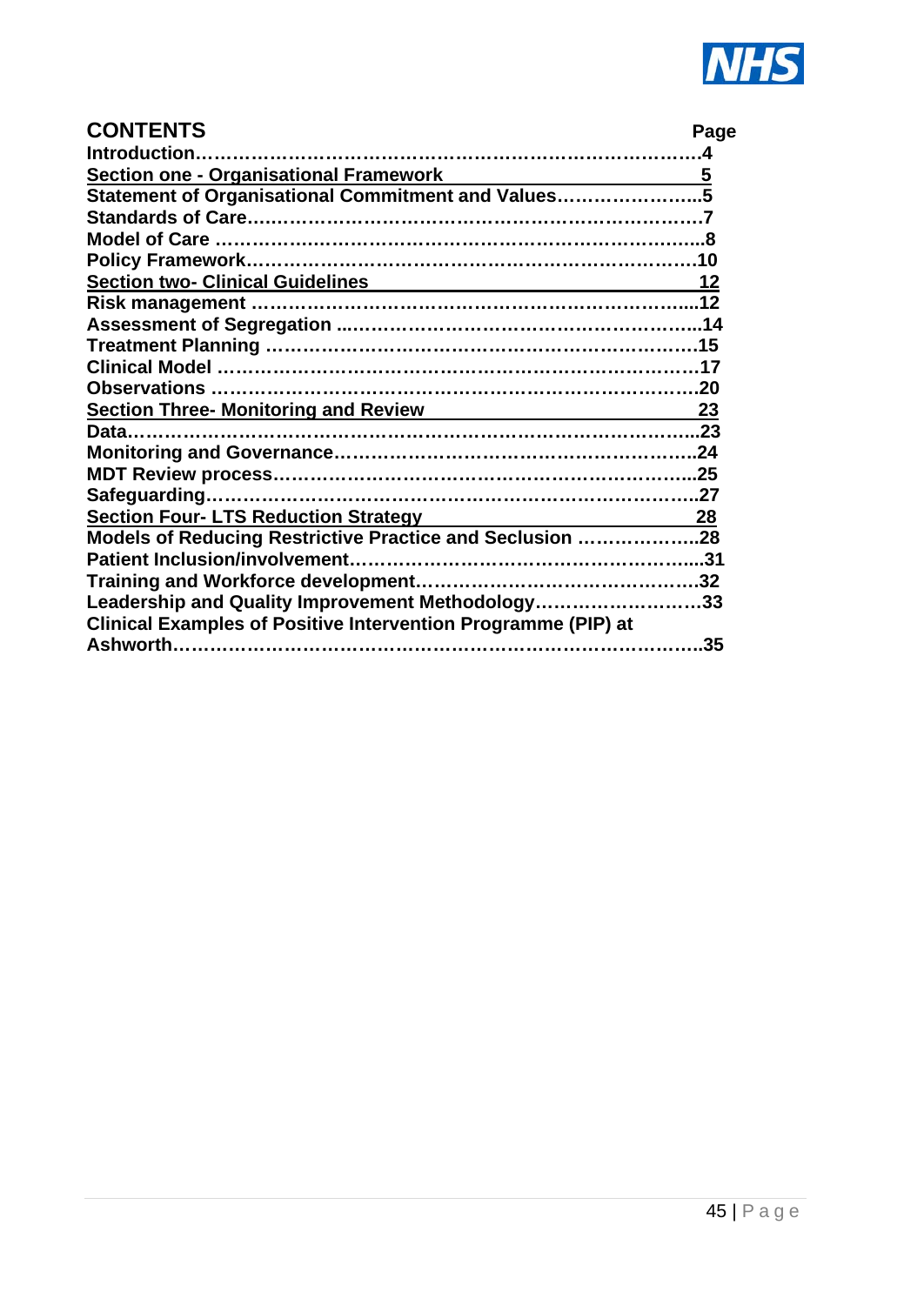## CONTENTS

| | Page |
|---|---|
| **Introduction** | **4** |
| **Section one - Organisational Framework** | **5** |
| **Statement of Organisational Commitment and Values** | **5** |
| **Standards of Care** | **7** |
| **Model of Care** | **8** |
| **Policy Framework** | **10** |
| **Section two- Clinical Guidelines** | **12** |
| **Risk management** | **12** |
| **Assessment of Segregation** | **14** |
| **Treatment Planning** | **15** |
| **Clinical Model** | **17** |
| **Observations** | **20** |
| **Section Three- Monitoring and Review** | **23** |
| **Data** | **23** |
| **Monitoring and Governance** | **24** |
| **MDT Review process** | **25** |
| **Safeguarding** | **27** |
| **Section Four- LTS Reduction Strategy** | **28** |
| **Models of Reducing Restrictive Practice and Seclusion** | **28** |
| **Patient Inclusion/involvement** | **31** |
| **Training and Workforce development** | **32** |
| **Leadership and Quality Improvement Methodology** | **33** |
| **Clinical Examples of Positive Intervention Programme (PIP) at Ashworth** | **35** |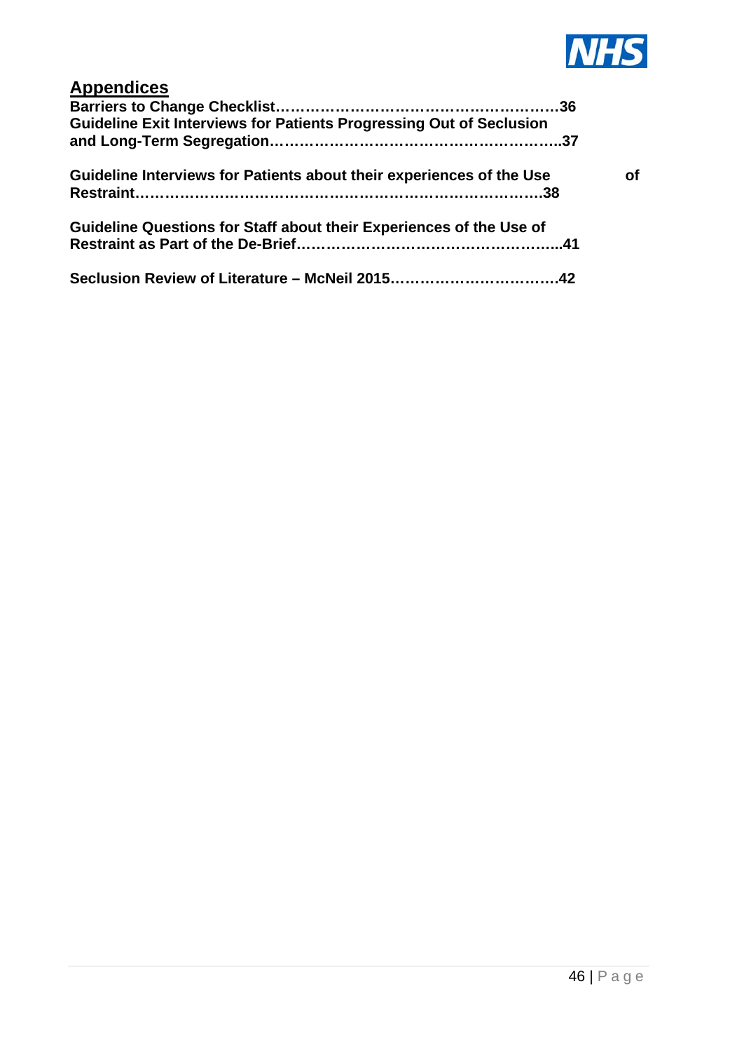## Appendices

**Barriers to Change Checklist……………………………………………………36**

**Guideline Exit Interviews for Patients Progressing Out of Seclusion and Long-Term Segregation…………………………………………………..37**

**Guideline Interviews for Patients about their experiences of the Use of Restraint……………………………………………………………………….38**

**Guideline Questions for Staff about their Experiences of the Use of Restraint as Part of the De-Brief……………………………………………..41**

**Seclusion Review of Literature – McNeil 2015……………………………42**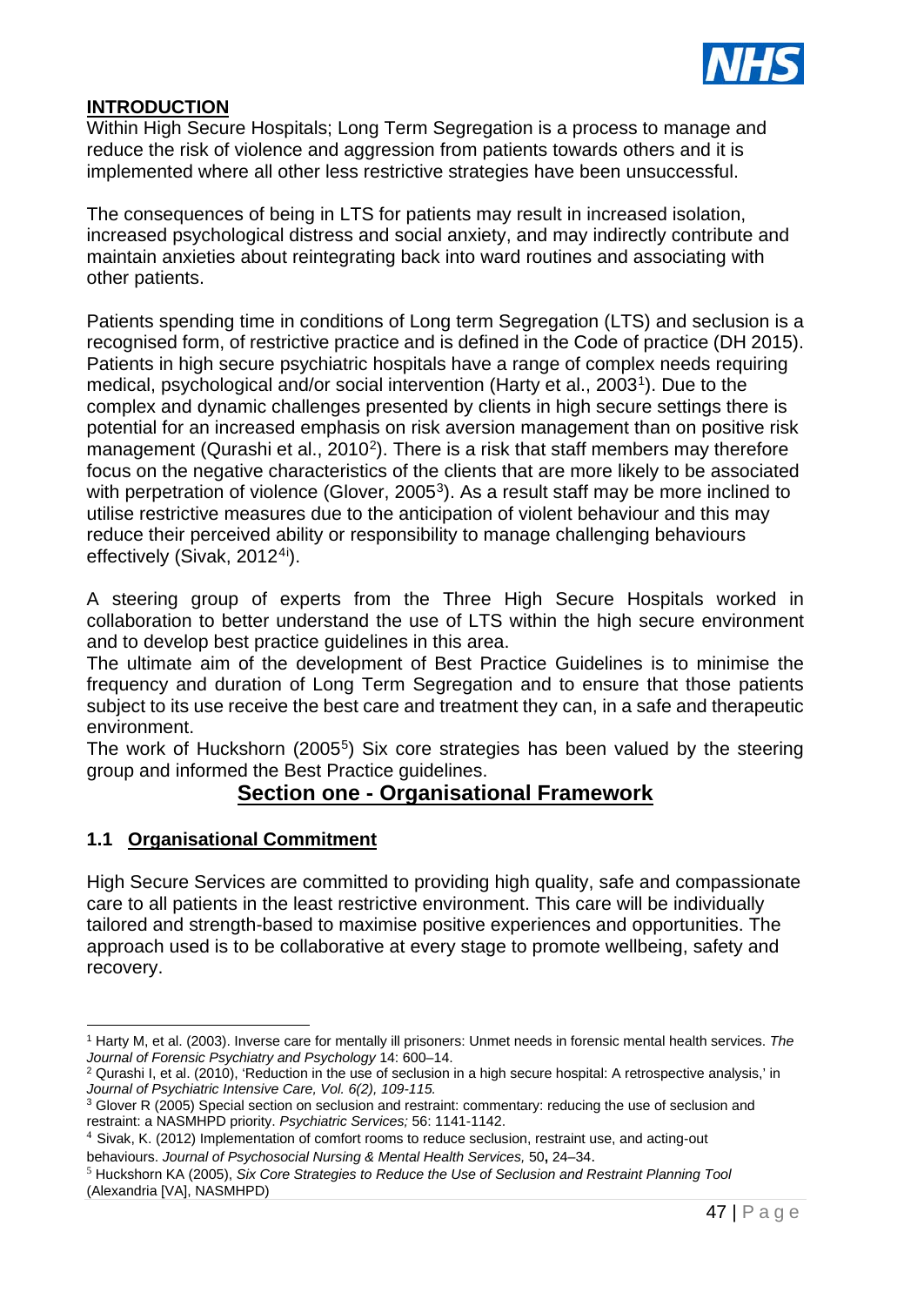## INTRODUCTION

Within High Secure Hospitals; Long Term Segregation is a process to manage and reduce the risk of violence and aggression from patients towards others and it is implemented where all other less restrictive strategies have been unsuccessful.

The consequences of being in LTS for patients may result in increased isolation, increased psychological distress and social anxiety, and may indirectly contribute and maintain anxieties about reintegrating back into ward routines and associating with other patients.

Patients spending time in conditions of Long term Segregation (LTS) and seclusion is a recognised form, of restrictive practice and is defined in the Code of practice (DH 2015). Patients in high secure psychiatric hospitals have a range of complex needs requiring medical, psychological and/or social intervention (Harty et al., 2003[1]). Due to the complex and dynamic challenges presented by clients in high secure settings there is potential for an increased emphasis on risk aversion management than on positive risk management (Qurashi et al., 2010[2]). There is a risk that staff members may therefore focus on the negative characteristics of the clients that are more likely to be associated with perpetration of violence (Glover, 2005[3]). As a result staff may be more inclined to utilise restrictive measures due to the anticipation of violent behaviour and this may reduce their perceived ability or responsibility to manage challenging behaviours effectively (Sivak, 2012[4i]).

A steering group of experts from the Three High Secure Hospitals worked in collaboration to better understand the use of LTS within the high secure environment and to develop best practice guidelines in this area.

The ultimate aim of the development of Best Practice Guidelines is to minimise the frequency and duration of Long Term Segregation and to ensure that those patients subject to its use receive the best care and treatment they can, in a safe and therapeutic environment.

The work of Huckshorn (2005[5]) Six core strategies has been valued by the steering group and informed the Best Practice guidelines.

# Section one - Organisational Framework

### 1.1 Organisational Commitment

High Secure Services are committed to providing high quality, safe and compassionate care to all patients in the least restrictive environment. This care will be individually tailored and strength-based to maximise positive experiences and opportunities. The approach used is to be collaborative at every stage to promote wellbeing, safety and recovery.

---

[1] Harty M, et al. (2003). Inverse care for mentally ill prisoners: Unmet needs in forensic mental health services. *The Journal of Forensic Psychiatry and Psychology* 14: 600–14.

[2] Qurashi I, et al. (2010), 'Reduction in the use of seclusion in a high secure hospital: A retrospective analysis,' in *Journal of Psychiatric Intensive Care, Vol. 6(2), 109-115.*

[3] Glover R (2005) Special section on seclusion and restraint: commentary: reducing the use of seclusion and restraint: a NASMHPD priority. *Psychiatric Services;* 56: 1141-1142.

[4] Sivak, K. (2012) Implementation of comfort rooms to reduce seclusion, restraint use, and acting-out behaviours. *Journal of Psychosocial Nursing & Mental Health Services,* 50**,** 24–34.

[5] Huckshorn KA (2005), *Six Core Strategies to Reduce the Use of Seclusion and Restraint Planning Tool* (Alexandria [VA], NASMHPD)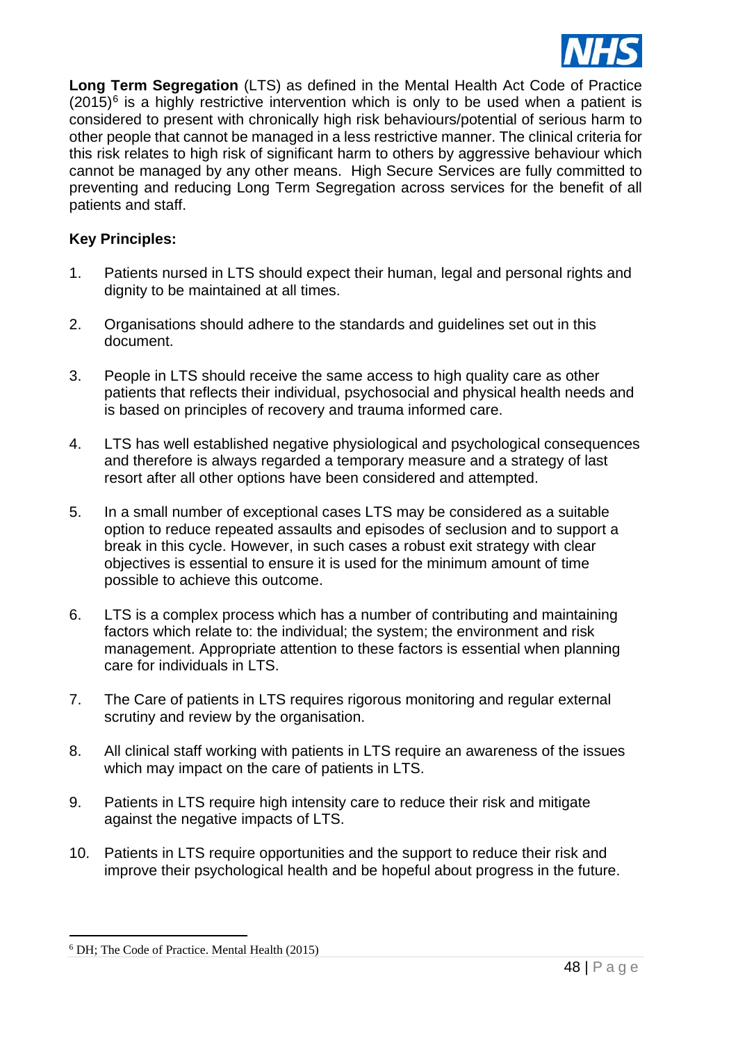**Long Term Segregation** (LTS) as defined in the Mental Health Act Code of Practice (2015)[6] is a highly restrictive intervention which is only to be used when a patient is considered to present with chronically high risk behaviours/potential of serious harm to other people that cannot be managed in a less restrictive manner. The clinical criteria for this risk relates to high risk of significant harm to others by aggressive behaviour which cannot be managed by any other means. High Secure Services are fully committed to preventing and reducing Long Term Segregation across services for the benefit of all patients and staff.

**Key Principles:**

1. Patients nursed in LTS should expect their human, legal and personal rights and dignity to be maintained at all times.

2. Organisations should adhere to the standards and guidelines set out in this document.

3. People in LTS should receive the same access to high quality care as other patients that reflects their individual, psychosocial and physical health needs and is based on principles of recovery and trauma informed care.

4. LTS has well established negative physiological and psychological consequences and therefore is always regarded a temporary measure and a strategy of last resort after all other options have been considered and attempted.

5. In a small number of exceptional cases LTS may be considered as a suitable option to reduce repeated assaults and episodes of seclusion and to support a break in this cycle. However, in such cases a robust exit strategy with clear objectives is essential to ensure it is used for the minimum amount of time possible to achieve this outcome.

6. LTS is a complex process which has a number of contributing and maintaining factors which relate to: the individual; the system; the environment and risk management. Appropriate attention to these factors is essential when planning care for individuals in LTS.

7. The Care of patients in LTS requires rigorous monitoring and regular external scrutiny and review by the organisation.

8. All clinical staff working with patients in LTS require an awareness of the issues which may impact on the care of patients in LTS.

9. Patients in LTS require high intensity care to reduce their risk and mitigate against the negative impacts of LTS.

10. Patients in LTS require opportunities and the support to reduce their risk and improve their psychological health and be hopeful about progress in the future.

[6] DH; The Code of Practice. Mental Health (2015)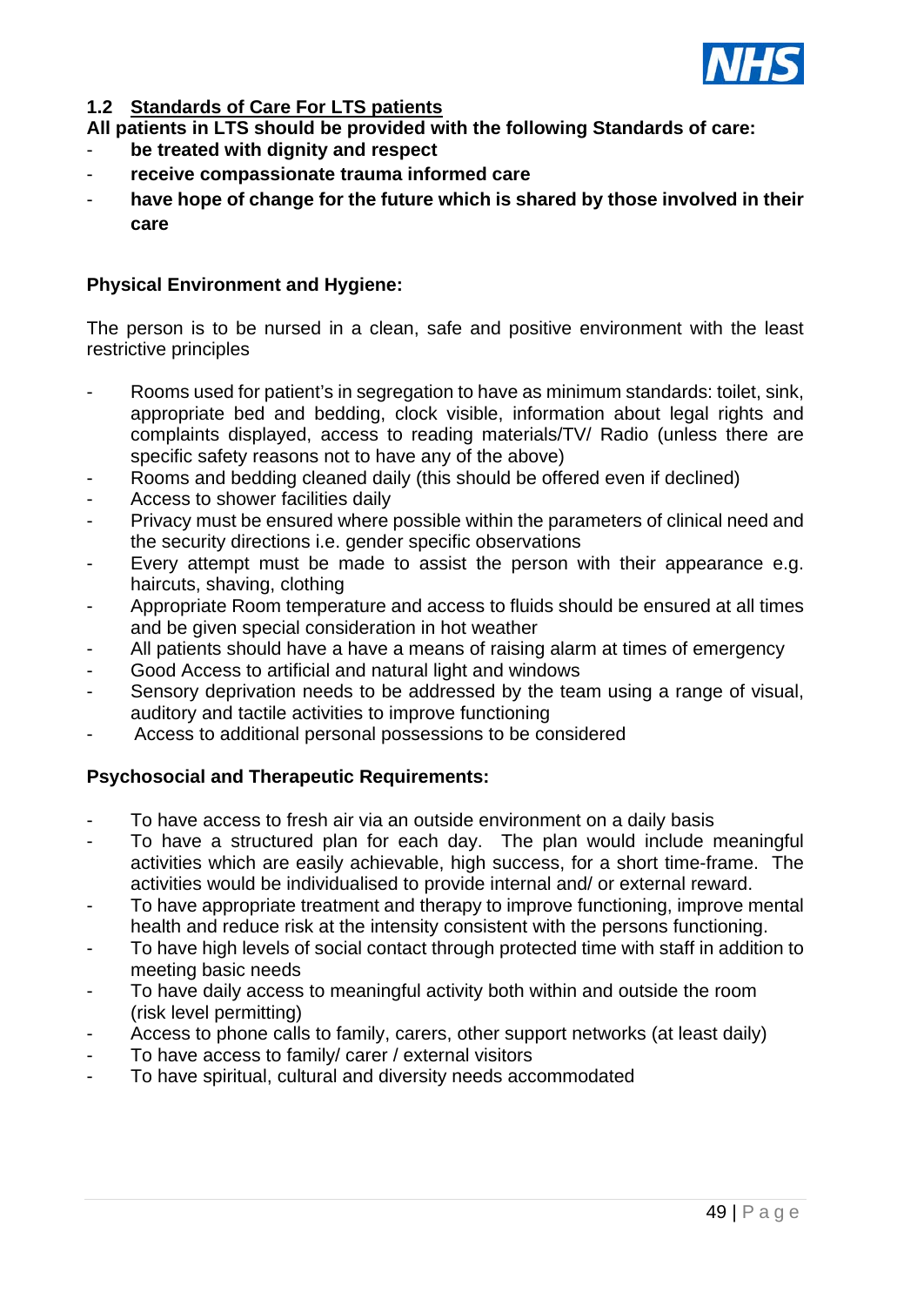### 1.2 Standards of Care For LTS patients

**All patients in LTS should be provided with the following Standards of care:**

- **be treated with dignity and respect**
- **receive compassionate trauma informed care**
- **have hope of change for the future which is shared by those involved in their care**

**Physical Environment and Hygiene:**

The person is to be nursed in a clean, safe and positive environment with the least restrictive principles

- Rooms used for patient's in segregation to have as minimum standards: toilet, sink, appropriate bed and bedding, clock visible, information about legal rights and complaints displayed, access to reading materials/TV/ Radio (unless there are specific safety reasons not to have any of the above)
- Rooms and bedding cleaned daily (this should be offered even if declined)
- Access to shower facilities daily
- Privacy must be ensured where possible within the parameters of clinical need and the security directions i.e. gender specific observations
- Every attempt must be made to assist the person with their appearance e.g. haircuts, shaving, clothing
- Appropriate Room temperature and access to fluids should be ensured at all times and be given special consideration in hot weather
- All patients should have a have a means of raising alarm at times of emergency
- Good Access to artificial and natural light and windows
- Sensory deprivation needs to be addressed by the team using a range of visual, auditory and tactile activities to improve functioning
- Access to additional personal possessions to be considered

**Psychosocial and Therapeutic Requirements:**

- To have access to fresh air via an outside environment on a daily basis
- To have a structured plan for each day. The plan would include meaningful activities which are easily achievable, high success, for a short time-frame. The activities would be individualised to provide internal and/ or external reward.
- To have appropriate treatment and therapy to improve functioning, improve mental health and reduce risk at the intensity consistent with the persons functioning.
- To have high levels of social contact through protected time with staff in addition to meeting basic needs
- To have daily access to meaningful activity both within and outside the room (risk level permitting)
- Access to phone calls to family, carers, other support networks (at least daily)
- To have access to family/ carer / external visitors
- To have spiritual, cultural and diversity needs accommodated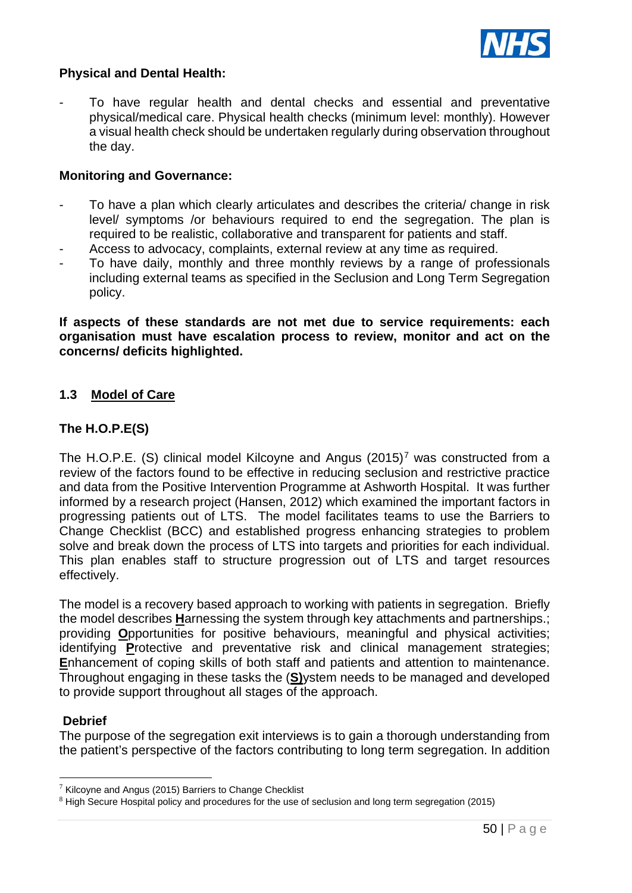**Physical and Dental Health:**

- To have regular health and dental checks and essential and preventative physical/medical care. Physical health checks (minimum level: monthly). However a visual health check should be undertaken regularly during observation throughout the day.

**Monitoring and Governance:**

- To have a plan which clearly articulates and describes the criteria/ change in risk level/ symptoms /or behaviours required to end the segregation. The plan is required to be realistic, collaborative and transparent for patients and staff.
- Access to advocacy, complaints, external review at any time as required.
- To have daily, monthly and three monthly reviews by a range of professionals including external teams as specified in the Seclusion and Long Term Segregation policy.

**If aspects of these standards are not met due to service requirements: each organisation must have escalation process to review, monitor and act on the concerns/ deficits highlighted.**

## 1.3 Model of Care

### The H.O.P.E(S)

The H.O.P.E. (S) clinical model Kilcoyne and Angus (2015)[7] was constructed from a review of the factors found to be effective in reducing seclusion and restrictive practice and data from the Positive Intervention Programme at Ashworth Hospital. It was further informed by a research project (Hansen, 2012) which examined the important factors in progressing patients out of LTS. The model facilitates teams to use the Barriers to Change Checklist (BCC) and established progress enhancing strategies to problem solve and break down the process of LTS into targets and priorities for each individual. This plan enables staff to structure progression out of LTS and target resources effectively.

The model is a recovery based approach to working with patients in segregation. Briefly the model describes **H**arnessing the system through key attachments and partnerships.; providing **O**pportunities for positive behaviours, meaningful and physical activities; identifying **P**rotective and preventative risk and clinical management strategies; **E**nhancement of coping skills of both staff and patients and attention to maintenance. Throughout engaging in these tasks the (**S)**ystem needs to be managed and developed to provide support throughout all stages of the approach.

### Debrief

The purpose of the segregation exit interviews is to gain a thorough understanding from the patient's perspective of the factors contributing to long term segregation. In addition

[7] Kilcoyne and Angus (2015) Barriers to Change Checklist

[8] High Secure Hospital policy and procedures for the use of seclusion and long term segregation (2015)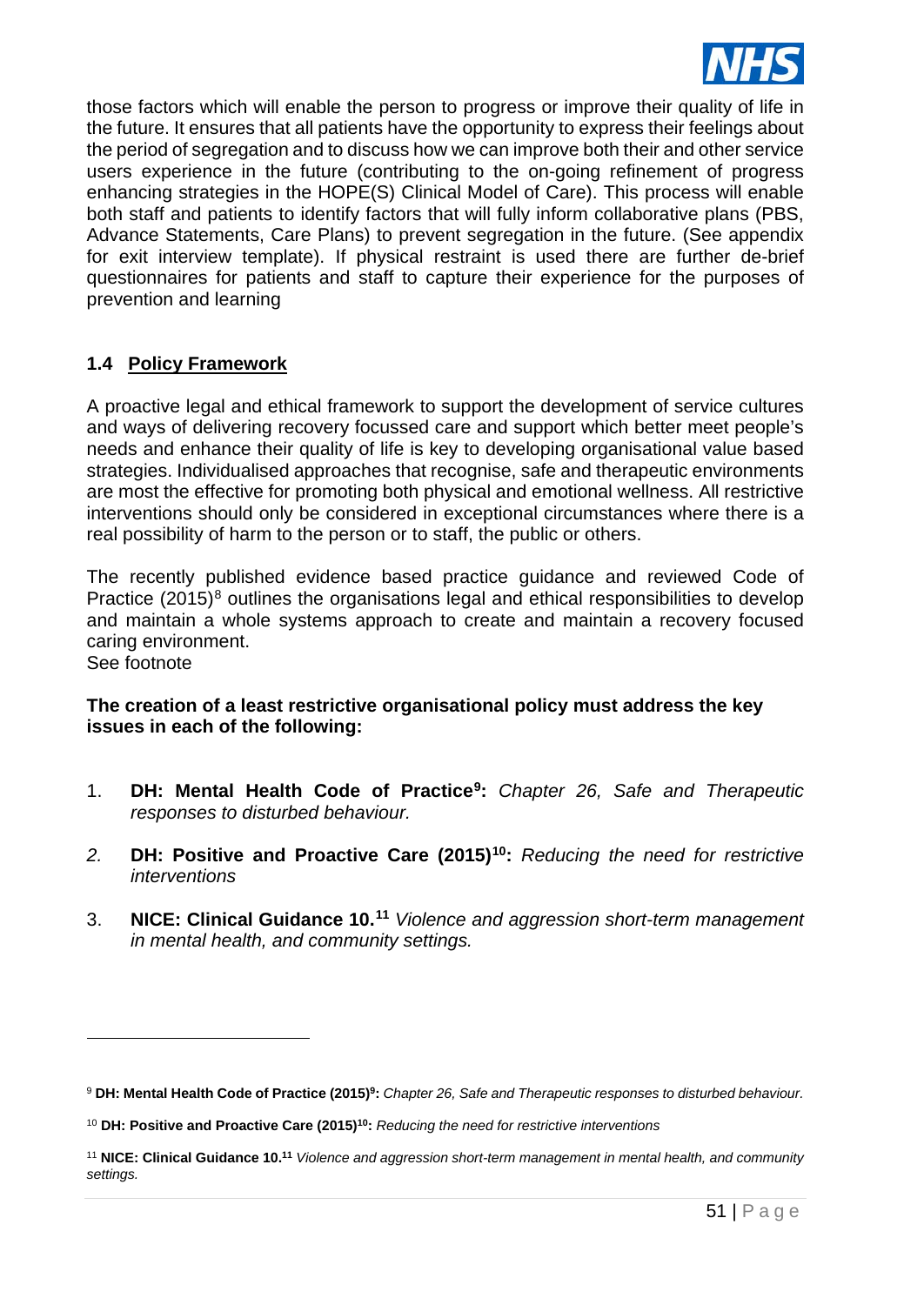those factors which will enable the person to progress or improve their quality of life in the future. It ensures that all patients have the opportunity to express their feelings about the period of segregation and to discuss how we can improve both their and other service users experience in the future (contributing to the on-going refinement of progress enhancing strategies in the HOPE(S) Clinical Model of Care). This process will enable both staff and patients to identify factors that will fully inform collaborative plans (PBS, Advance Statements, Care Plans) to prevent segregation in the future. (See appendix for exit interview template). If physical restraint is used there are further de-brief questionnaires for patients and staff to capture their experience for the purposes of prevention and learning

## 1.4 Policy Framework

A proactive legal and ethical framework to support the development of service cultures and ways of delivering recovery focussed care and support which better meet people's needs and enhance their quality of life is key to developing organisational value based strategies. Individualised approaches that recognise, safe and therapeutic environments are most the effective for promoting both physical and emotional wellness. All restrictive interventions should only be considered in exceptional circumstances where there is a real possibility of harm to the person or to staff, the public or others.

The recently published evidence based practice guidance and reviewed Code of Practice (2015)[8] outlines the organisations legal and ethical responsibilities to develop and maintain a whole systems approach to create and maintain a recovery focused caring environment.
See footnote

**The creation of a least restrictive organisational policy must address the key issues in each of the following:**

1. **DH: Mental Health Code of Practice[9]:** *Chapter 26, Safe and Therapeutic responses to disturbed behaviour.*

2. **DH: Positive and Proactive Care (2015)[10]:** *Reducing the need for restrictive interventions*

3. **NICE: Clinical Guidance 10.[11]** *Violence and aggression short-term management in mental health, and community settings.*

---

[9] **DH: Mental Health Code of Practice (2015)[9]:** *Chapter 26, Safe and Therapeutic responses to disturbed behaviour.*

[10] **DH: Positive and Proactive Care (2015)[10]:** *Reducing the need for restrictive interventions*

[11] **NICE: Clinical Guidance 10.[11]** *Violence and aggression short-term management in mental health, and community settings.*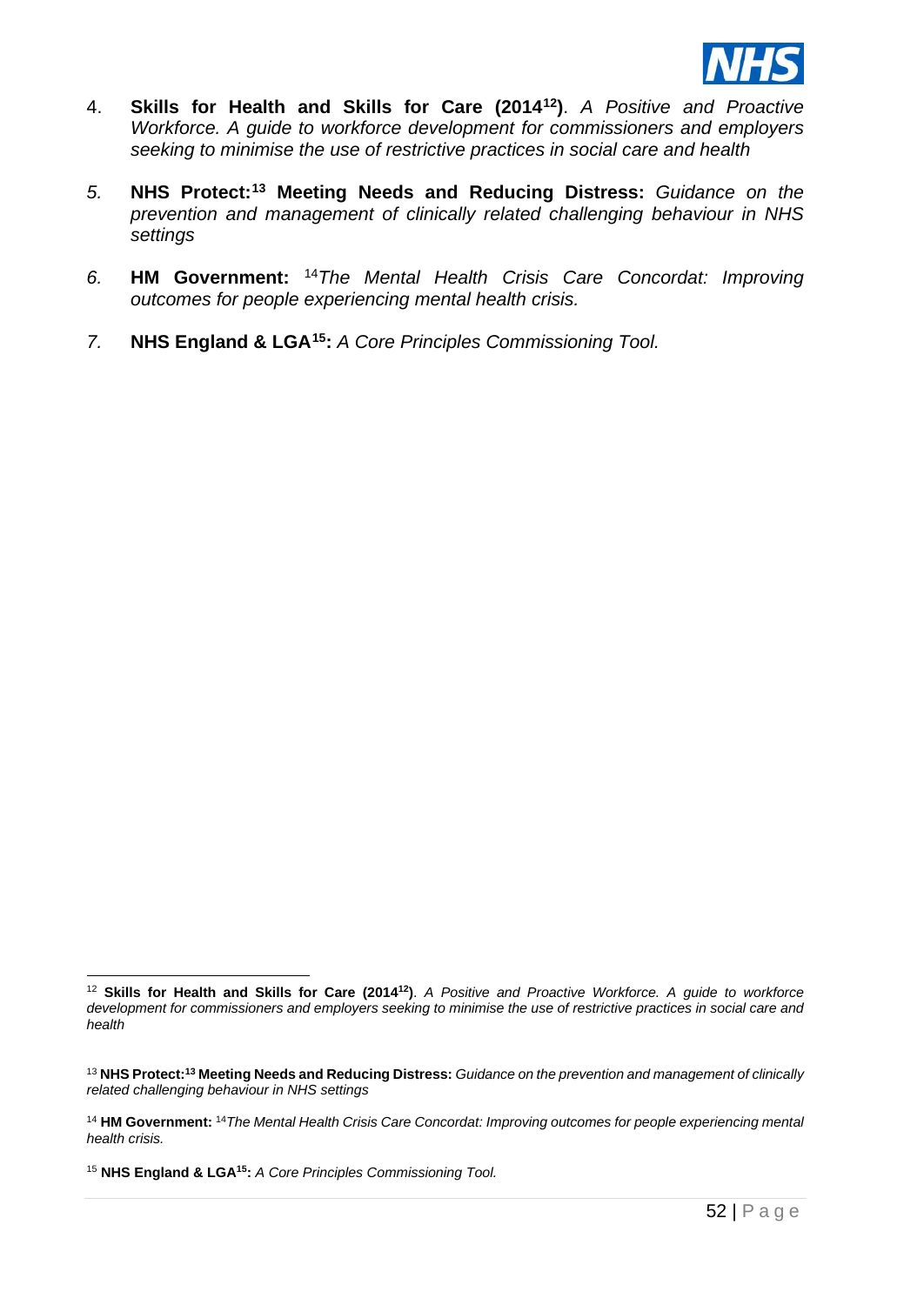4. **Skills for Health and Skills for Care (2014[12])**. *A Positive and Proactive Workforce. A guide to workforce development for commissioners and employers seeking to minimise the use of restrictive practices in social care and health*

5. **NHS Protect:[13] Meeting Needs and Reducing Distress:** *Guidance on the prevention and management of clinically related challenging behaviour in NHS settings*

6. **HM Government:** [14]*The Mental Health Crisis Care Concordat: Improving outcomes for people experiencing mental health crisis.*

7. **NHS England & LGA[15]:** *A Core Principles Commissioning Tool.*

---

[12] **Skills for Health and Skills for Care (2014[12])**. *A Positive and Proactive Workforce. A guide to workforce development for commissioners and employers seeking to minimise the use of restrictive practices in social care and health*

[13] **NHS Protect:[13] Meeting Needs and Reducing Distress:** *Guidance on the prevention and management of clinically related challenging behaviour in NHS settings*

[14] **HM Government:** [14]*The Mental Health Crisis Care Concordat: Improving outcomes for people experiencing mental health crisis.*

[15] **NHS England & LGA[15]:** *A Core Principles Commissioning Tool.*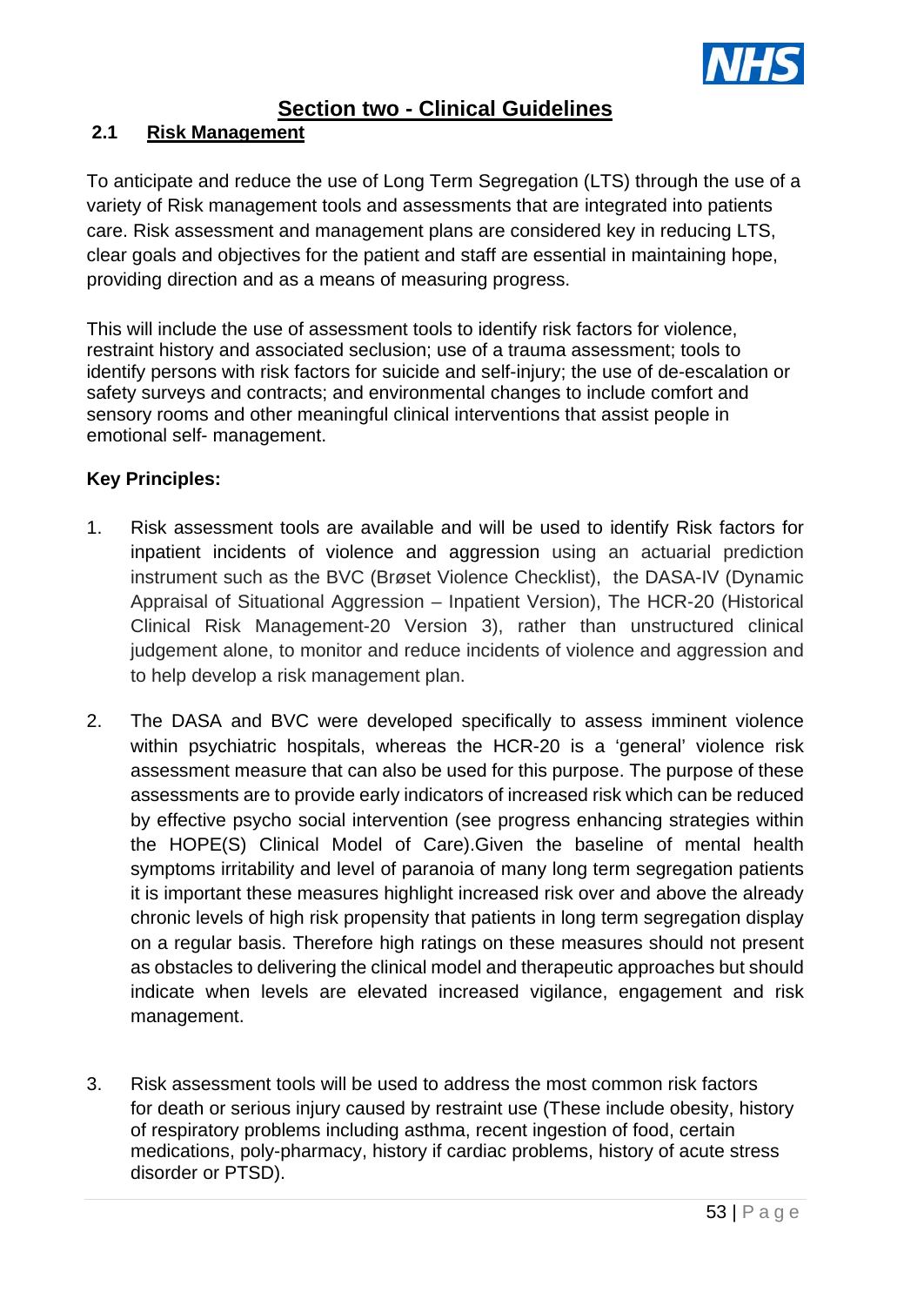# Section two - Clinical Guidelines

## 2.1 Risk Management

To anticipate and reduce the use of Long Term Segregation (LTS) through the use of a variety of Risk management tools and assessments that are integrated into patients care. Risk assessment and management plans are considered key in reducing LTS, clear goals and objectives for the patient and staff are essential in maintaining hope, providing direction and as a means of measuring progress.

This will include the use of assessment tools to identify risk factors for violence, restraint history and associated seclusion; use of a trauma assessment; tools to identify persons with risk factors for suicide and self-injury; the use of de-escalation or safety surveys and contracts; and environmental changes to include comfort and sensory rooms and other meaningful clinical interventions that assist people in emotional self- management.

**Key Principles:**

1. Risk assessment tools are available and will be used to identify Risk factors for inpatient incidents of violence and aggression using an actuarial prediction instrument such as the BVC (Brøset Violence Checklist), the DASA-IV (Dynamic Appraisal of Situational Aggression – Inpatient Version), The HCR-20 (Historical Clinical Risk Management-20 Version 3), rather than unstructured clinical judgement alone, to monitor and reduce incidents of violence and aggression and to help develop a risk management plan.

2. The DASA and BVC were developed specifically to assess imminent violence within psychiatric hospitals, whereas the HCR-20 is a 'general' violence risk assessment measure that can also be used for this purpose. The purpose of these assessments are to provide early indicators of increased risk which can be reduced by effective psycho social intervention (see progress enhancing strategies within the HOPE(S) Clinical Model of Care).Given the baseline of mental health symptoms irritability and level of paranoia of many long term segregation patients it is important these measures highlight increased risk over and above the already chronic levels of high risk propensity that patients in long term segregation display on a regular basis. Therefore high ratings on these measures should not present as obstacles to delivering the clinical model and therapeutic approaches but should indicate when levels are elevated increased vigilance, engagement and risk management.

3. Risk assessment tools will be used to address the most common risk factors for death or serious injury caused by restraint use (These include obesity, history of respiratory problems including asthma, recent ingestion of food, certain medications, poly-pharmacy, history if cardiac problems, history of acute stress disorder or PTSD).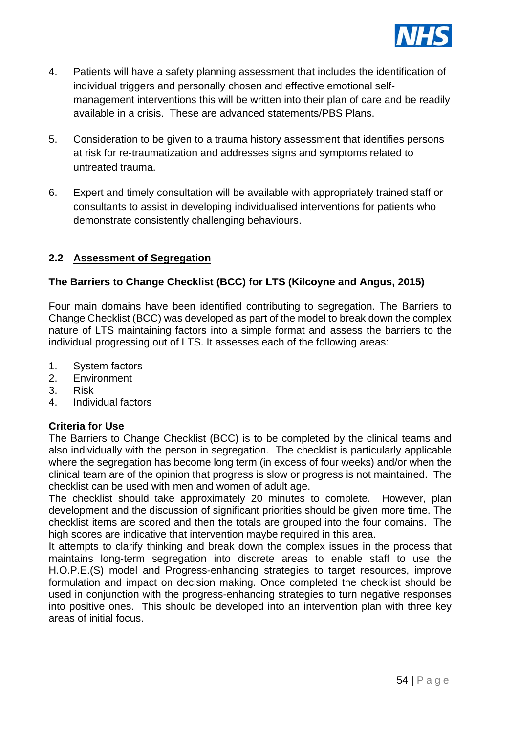4. Patients will have a safety planning assessment that includes the identification of individual triggers and personally chosen and effective emotional self-management interventions this will be written into their plan of care and be readily available in a crisis. These are advanced statements/PBS Plans.

5. Consideration to be given to a trauma history assessment that identifies persons at risk for re-traumatization and addresses signs and symptoms related to untreated trauma.

6. Expert and timely consultation will be available with appropriately trained staff or consultants to assist in developing individualised interventions for patients who demonstrate consistently challenging behaviours.

## 2.2 Assessment of Segregation

**The Barriers to Change Checklist (BCC) for LTS (Kilcoyne and Angus, 2015)**

Four main domains have been identified contributing to segregation. The Barriers to Change Checklist (BCC) was developed as part of the model to break down the complex nature of LTS maintaining factors into a simple format and assess the barriers to the individual progressing out of LTS. It assesses each of the following areas:

1. System factors
2. Environment
3. Risk
4. Individual factors

**Criteria for Use**

The Barriers to Change Checklist (BCC) is to be completed by the clinical teams and also individually with the person in segregation. The checklist is particularly applicable where the segregation has become long term (in excess of four weeks) and/or when the clinical team are of the opinion that progress is slow or progress is not maintained. The checklist can be used with men and women of adult age.

The checklist should take approximately 20 minutes to complete. However, plan development and the discussion of significant priorities should be given more time. The checklist items are scored and then the totals are grouped into the four domains. The high scores are indicative that intervention maybe required in this area.

It attempts to clarify thinking and break down the complex issues in the process that maintains long-term segregation into discrete areas to enable staff to use the H.O.P.E.(S) model and Progress-enhancing strategies to target resources, improve formulation and impact on decision making. Once completed the checklist should be used in conjunction with the progress-enhancing strategies to turn negative responses into positive ones. This should be developed into an intervention plan with three key areas of initial focus.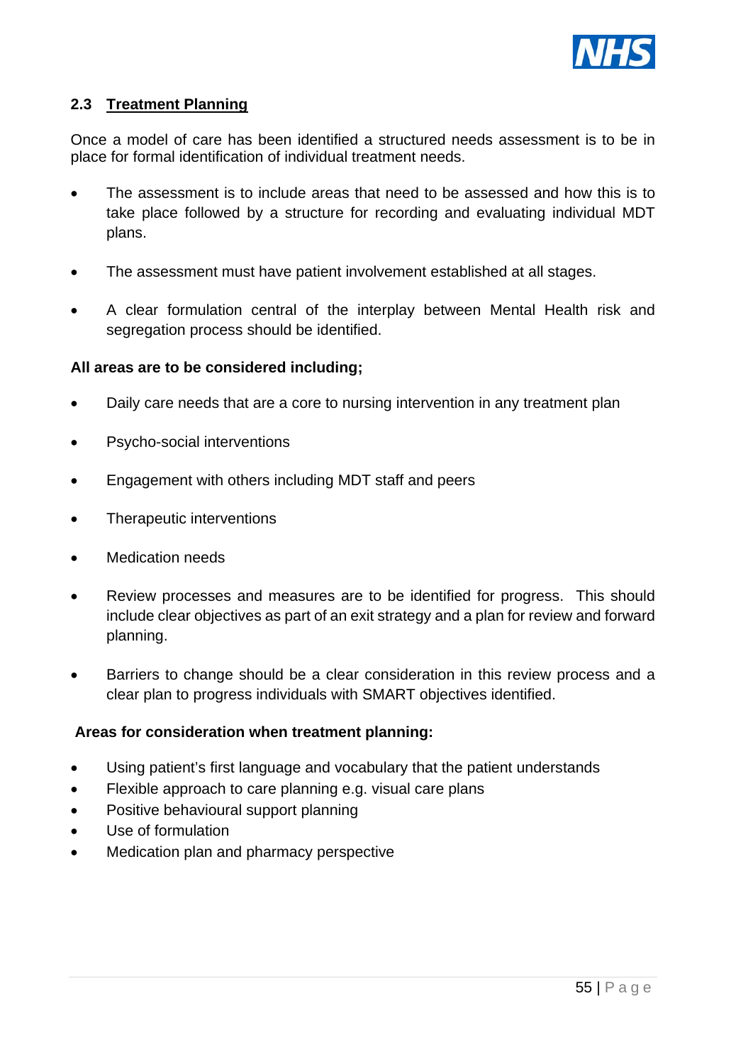## 2.3 Treatment Planning

Once a model of care has been identified a structured needs assessment is to be in place for formal identification of individual treatment needs.

- The assessment is to include areas that need to be assessed and how this is to take place followed by a structure for recording and evaluating individual MDT plans.
- The assessment must have patient involvement established at all stages.
- A clear formulation central of the interplay between Mental Health risk and segregation process should be identified.

**All areas are to be considered including;**

- Daily care needs that are a core to nursing intervention in any treatment plan
- Psycho-social interventions
- Engagement with others including MDT staff and peers
- Therapeutic interventions
- Medication needs
- Review processes and measures are to be identified for progress. This should include clear objectives as part of an exit strategy and a plan for review and forward planning.
- Barriers to change should be a clear consideration in this review process and a clear plan to progress individuals with SMART objectives identified.

**Areas for consideration when treatment planning:**

- Using patient's first language and vocabulary that the patient understands
- Flexible approach to care planning e.g. visual care plans
- Positive behavioural support planning
- Use of formulation
- Medication plan and pharmacy perspective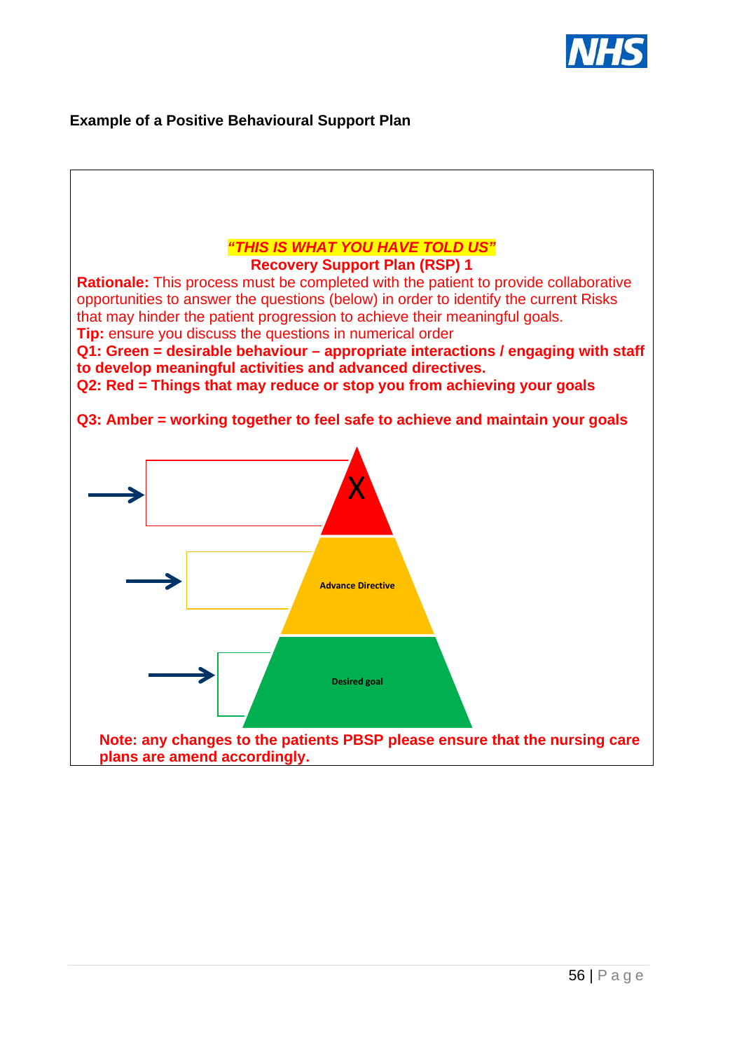**Example of a Positive Behavioural Support Plan**

***"THIS IS WHAT YOU HAVE TOLD US"***

**Recovery Support Plan (RSP) 1**

**Rationale:** This process must be completed with the patient to provide collaborative opportunities to answer the questions (below) in order to identify the current Risks that may hinder the patient progression to achieve their meaningful goals.

**Tip:** ensure you discuss the questions in numerical order

**Q1: Green = desirable behaviour – appropriate interactions / engaging with staff to develop meaningful activities and advanced directives.**

**Q2: Red = Things that may reduce or stop you from achieving your goals**

**Q3: Amber = working together to feel safe to achieve and maintain your goals**

X

**Advance Directive**

**Desired goal**

**Note: any changes to the patients PBSP please ensure that the nursing care plans are amend accordingly.**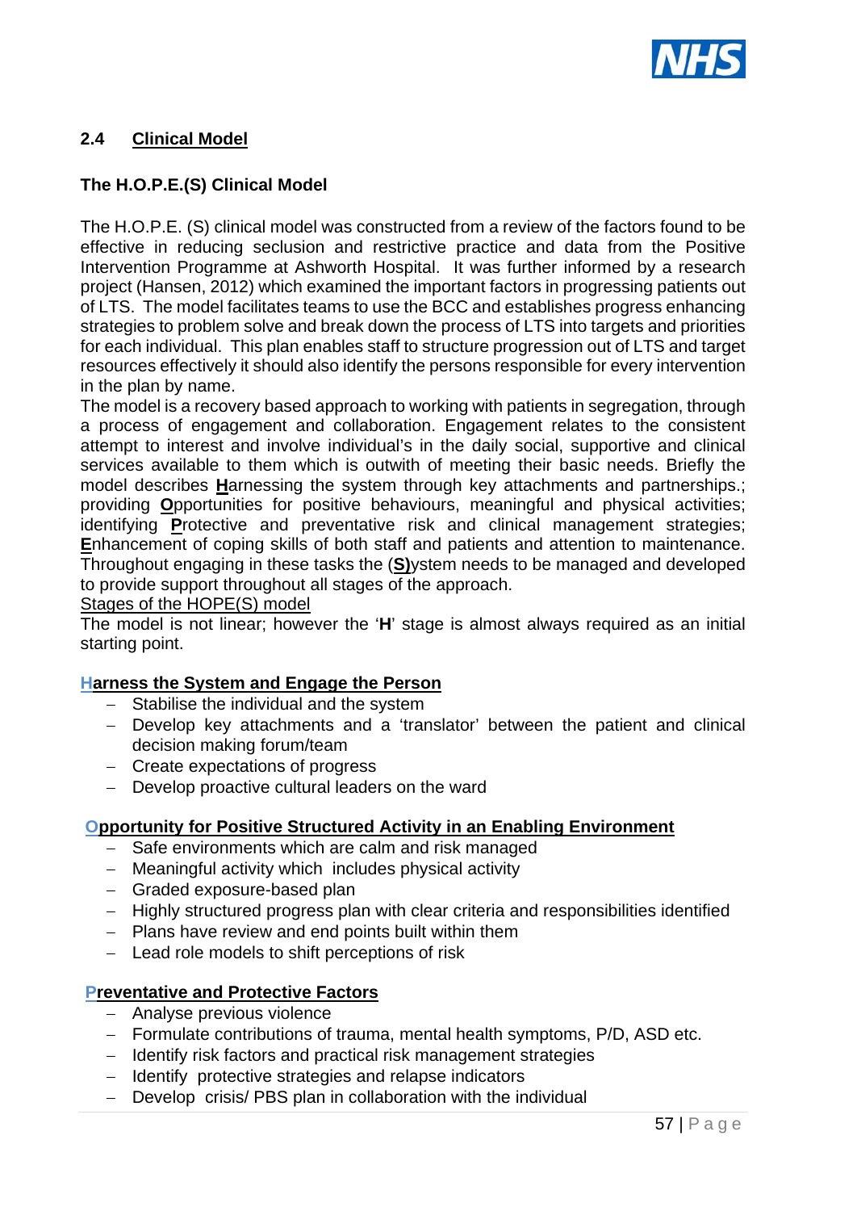## 2.4 Clinical Model

### The H.O.P.E.(S) Clinical Model

The H.O.P.E. (S) clinical model was constructed from a review of the factors found to be effective in reducing seclusion and restrictive practice and data from the Positive Intervention Programme at Ashworth Hospital. It was further informed by a research project (Hansen, 2012) which examined the important factors in progressing patients out of LTS. The model facilitates teams to use the BCC and establishes progress enhancing strategies to problem solve and break down the process of LTS into targets and priorities for each individual. This plan enables staff to structure progression out of LTS and target resources effectively it should also identify the persons responsible for every intervention in the plan by name.

The model is a recovery based approach to working with patients in segregation, through a process of engagement and collaboration. Engagement relates to the consistent attempt to interest and involve individual's in the daily social, supportive and clinical services available to them which is outwith of meeting their basic needs. Briefly the model describes **H**arnessing the system through key attachments and partnerships.; providing **O**pportunities for positive behaviours, meaningful and physical activities; identifying **P**rotective and preventative risk and clinical management strategies; **E**nhancement of coping skills of both staff and patients and attention to maintenance. Throughout engaging in these tasks the (**S)**ystem needs to be managed and developed to provide support throughout all stages of the approach.

Stages of the HOPE(S) model

The model is not linear; however the '**H**' stage is almost always required as an initial starting point.

**Harness the System and Engage the Person**

- Stabilise the individual and the system
- Develop key attachments and a 'translator' between the patient and clinical decision making forum/team
- Create expectations of progress
- Develop proactive cultural leaders on the ward

**Opportunity for Positive Structured Activity in an Enabling Environment**

- Safe environments which are calm and risk managed
- Meaningful activity which includes physical activity
- Graded exposure-based plan
- Highly structured progress plan with clear criteria and responsibilities identified
- Plans have review and end points built within them
- Lead role models to shift perceptions of risk

**Preventative and Protective Factors**

- Analyse previous violence
- Formulate contributions of trauma, mental health symptoms, P/D, ASD etc.
- Identify risk factors and practical risk management strategies
- Identify protective strategies and relapse indicators
- Develop crisis/ PBS plan in collaboration with the individual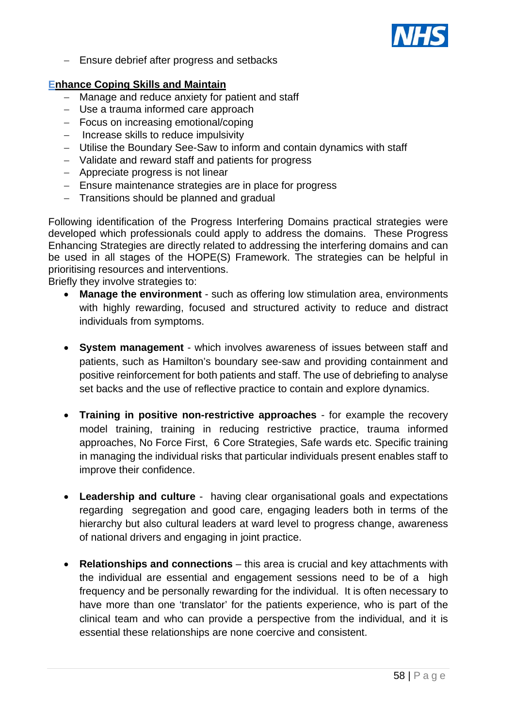- Ensure debrief after progress and setbacks

**Enhance Coping Skills and Maintain**

- Manage and reduce anxiety for patient and staff
- Use a trauma informed care approach
- Focus on increasing emotional/coping
- Increase skills to reduce impulsivity
- Utilise the Boundary See-Saw to inform and contain dynamics with staff
- Validate and reward staff and patients for progress
- Appreciate progress is not linear
- Ensure maintenance strategies are in place for progress
- Transitions should be planned and gradual

Following identification of the Progress Interfering Domains practical strategies were developed which professionals could apply to address the domains. These Progress Enhancing Strategies are directly related to addressing the interfering domains and can be used in all stages of the HOPE(S) Framework. The strategies can be helpful in prioritising resources and interventions.
Briefly they involve strategies to:

- **Manage the environment** - such as offering low stimulation area, environments with highly rewarding, focused and structured activity to reduce and distract individuals from symptoms.

- **System management** - which involves awareness of issues between staff and patients, such as Hamilton's boundary see-saw and providing containment and positive reinforcement for both patients and staff. The use of debriefing to analyse set backs and the use of reflective practice to contain and explore dynamics.

- **Training in positive non-restrictive approaches** - for example the recovery model training, training in reducing restrictive practice, trauma informed approaches, No Force First, 6 Core Strategies, Safe wards etc. Specific training in managing the individual risks that particular individuals present enables staff to improve their confidence.

- **Leadership and culture** - having clear organisational goals and expectations regarding segregation and good care, engaging leaders both in terms of the hierarchy but also cultural leaders at ward level to progress change, awareness of national drivers and engaging in joint practice.

- **Relationships and connections** – this area is crucial and key attachments with the individual are essential and engagement sessions need to be of a high frequency and be personally rewarding for the individual. It is often necessary to have more than one 'translator' for the patients experience, who is part of the clinical team and who can provide a perspective from the individual, and it is essential these relationships are none coercive and consistent.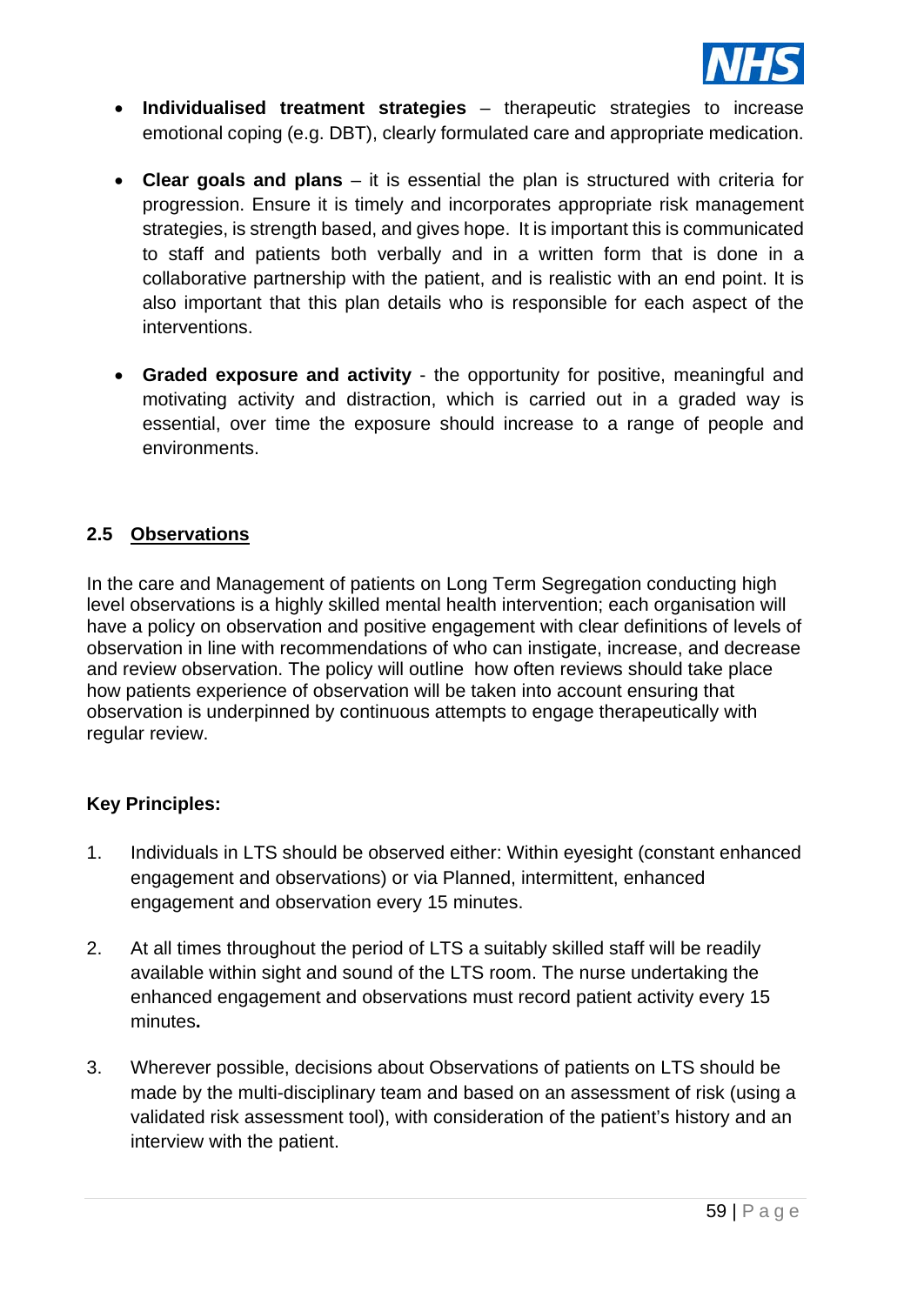- **Individualised treatment strategies** – therapeutic strategies to increase emotional coping (e.g. DBT), clearly formulated care and appropriate medication.

- **Clear goals and plans** – it is essential the plan is structured with criteria for progression. Ensure it is timely and incorporates appropriate risk management strategies, is strength based, and gives hope. It is important this is communicated to staff and patients both verbally and in a written form that is done in a collaborative partnership with the patient, and is realistic with an end point. It is also important that this plan details who is responsible for each aspect of the interventions.

- **Graded exposure and activity** - the opportunity for positive, meaningful and motivating activity and distraction, which is carried out in a graded way is essential, over time the exposure should increase to a range of people and environments.

### 2.5 Observations

In the care and Management of patients on Long Term Segregation conducting high level observations is a highly skilled mental health intervention; each organisation will have a policy on observation and positive engagement with clear definitions of levels of observation in line with recommendations of who can instigate, increase, and decrease and review observation. The policy will outline how often reviews should take place how patients experience of observation will be taken into account ensuring that observation is underpinned by continuous attempts to engage therapeutically with regular review.

**Key Principles:**

1. Individuals in LTS should be observed either: Within eyesight (constant enhanced engagement and observations) or via Planned, intermittent, enhanced engagement and observation every 15 minutes.

2. At all times throughout the period of LTS a suitably skilled staff will be readily available within sight and sound of the LTS room. The nurse undertaking the enhanced engagement and observations must record patient activity every 15 minutes**.**

3. Wherever possible, decisions about Observations of patients on LTS should be made by the multi-disciplinary team and based on an assessment of risk (using a validated risk assessment tool), with consideration of the patient's history and an interview with the patient.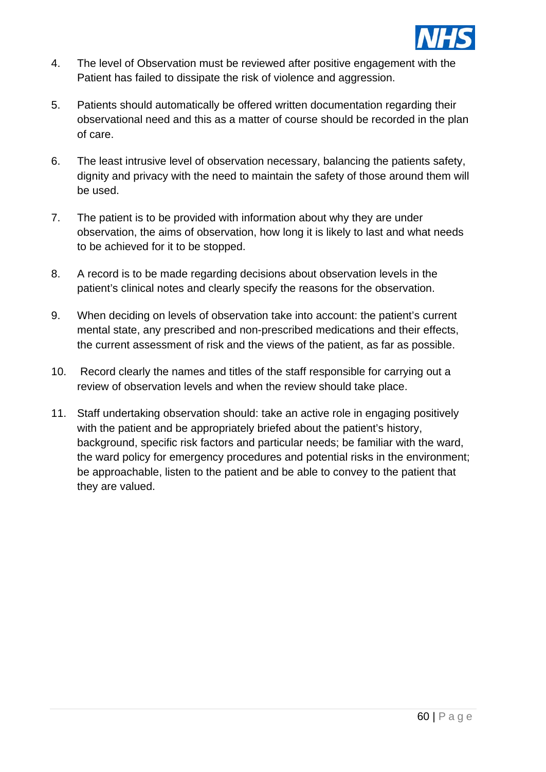4. The level of Observation must be reviewed after positive engagement with the Patient has failed to dissipate the risk of violence and aggression.

5. Patients should automatically be offered written documentation regarding their observational need and this as a matter of course should be recorded in the plan of care.

6. The least intrusive level of observation necessary, balancing the patients safety, dignity and privacy with the need to maintain the safety of those around them will be used.

7. The patient is to be provided with information about why they are under observation, the aims of observation, how long it is likely to last and what needs to be achieved for it to be stopped.

8. A record is to be made regarding decisions about observation levels in the patient's clinical notes and clearly specify the reasons for the observation.

9. When deciding on levels of observation take into account: the patient's current mental state, any prescribed and non-prescribed medications and their effects, the current assessment of risk and the views of the patient, as far as possible.

10. Record clearly the names and titles of the staff responsible for carrying out a review of observation levels and when the review should take place.

11. Staff undertaking observation should: take an active role in engaging positively with the patient and be appropriately briefed about the patient's history, background, specific risk factors and particular needs; be familiar with the ward, the ward policy for emergency procedures and potential risks in the environment; be approachable, listen to the patient and be able to convey to the patient that they are valued.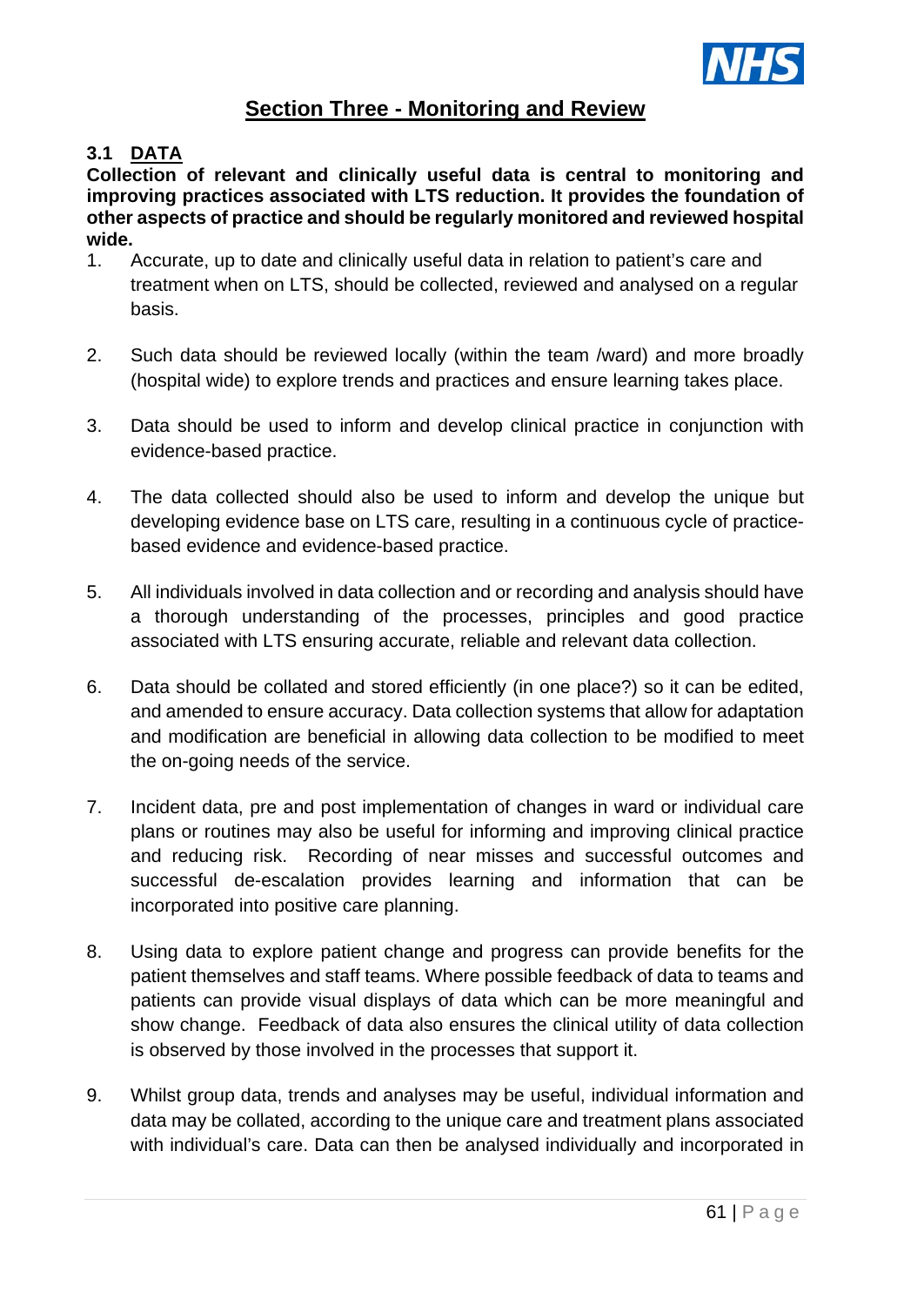## Section Three - Monitoring and Review

### 3.1 DATA

**Collection of relevant and clinically useful data is central to monitoring and improving practices associated with LTS reduction. It provides the foundation of other aspects of practice and should be regularly monitored and reviewed hospital wide.**

1. Accurate, up to date and clinically useful data in relation to patient's care and treatment when on LTS, should be collected, reviewed and analysed on a regular basis.

2. Such data should be reviewed locally (within the team /ward) and more broadly (hospital wide) to explore trends and practices and ensure learning takes place.

3. Data should be used to inform and develop clinical practice in conjunction with evidence-based practice.

4. The data collected should also be used to inform and develop the unique but developing evidence base on LTS care, resulting in a continuous cycle of practice-based evidence and evidence-based practice.

5. All individuals involved in data collection and or recording and analysis should have a thorough understanding of the processes, principles and good practice associated with LTS ensuring accurate, reliable and relevant data collection.

6. Data should be collated and stored efficiently (in one place?) so it can be edited, and amended to ensure accuracy. Data collection systems that allow for adaptation and modification are beneficial in allowing data collection to be modified to meet the on-going needs of the service.

7. Incident data, pre and post implementation of changes in ward or individual care plans or routines may also be useful for informing and improving clinical practice and reducing risk. Recording of near misses and successful outcomes and successful de-escalation provides learning and information that can be incorporated into positive care planning.

8. Using data to explore patient change and progress can provide benefits for the patient themselves and staff teams. Where possible feedback of data to teams and patients can provide visual displays of data which can be more meaningful and show change. Feedback of data also ensures the clinical utility of data collection is observed by those involved in the processes that support it.

9. Whilst group data, trends and analyses may be useful, individual information and data may be collated, according to the unique care and treatment plans associated with individual's care. Data can then be analysed individually and incorporated in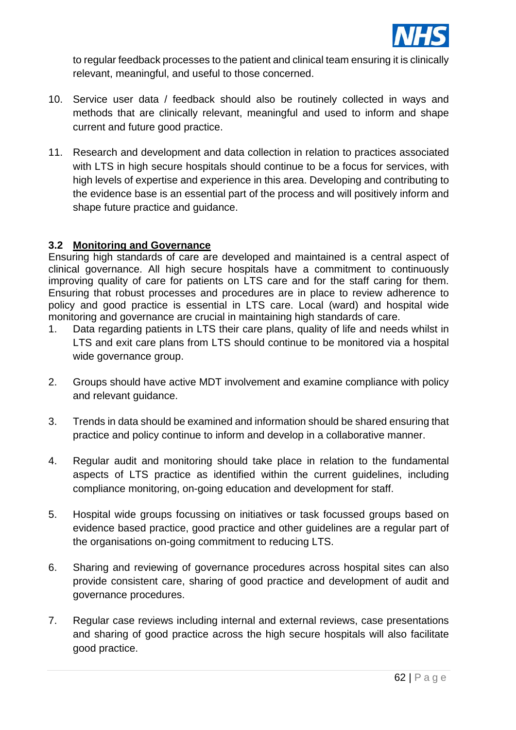to regular feedback processes to the patient and clinical team ensuring it is clinically relevant, meaningful, and useful to those concerned.

10. Service user data / feedback should also be routinely collected in ways and methods that are clinically relevant, meaningful and used to inform and shape current and future good practice.

11. Research and development and data collection in relation to practices associated with LTS in high secure hospitals should continue to be a focus for services, with high levels of expertise and experience in this area. Developing and contributing to the evidence base is an essential part of the process and will positively inform and shape future practice and guidance.

### 3.2 Monitoring and Governance

Ensuring high standards of care are developed and maintained is a central aspect of clinical governance. All high secure hospitals have a commitment to continuously improving quality of care for patients on LTS care and for the staff caring for them. Ensuring that robust processes and procedures are in place to review adherence to policy and good practice is essential in LTS care. Local (ward) and hospital wide monitoring and governance are crucial in maintaining high standards of care.

1. Data regarding patients in LTS their care plans, quality of life and needs whilst in LTS and exit care plans from LTS should continue to be monitored via a hospital wide governance group.

2. Groups should have active MDT involvement and examine compliance with policy and relevant guidance.

3. Trends in data should be examined and information should be shared ensuring that practice and policy continue to inform and develop in a collaborative manner.

4. Regular audit and monitoring should take place in relation to the fundamental aspects of LTS practice as identified within the current guidelines, including compliance monitoring, on-going education and development for staff.

5. Hospital wide groups focussing on initiatives or task focussed groups based on evidence based practice, good practice and other guidelines are a regular part of the organisations on-going commitment to reducing LTS.

6. Sharing and reviewing of governance procedures across hospital sites can also provide consistent care, sharing of good practice and development of audit and governance procedures.

7. Regular case reviews including internal and external reviews, case presentations and sharing of good practice across the high secure hospitals will also facilitate good practice.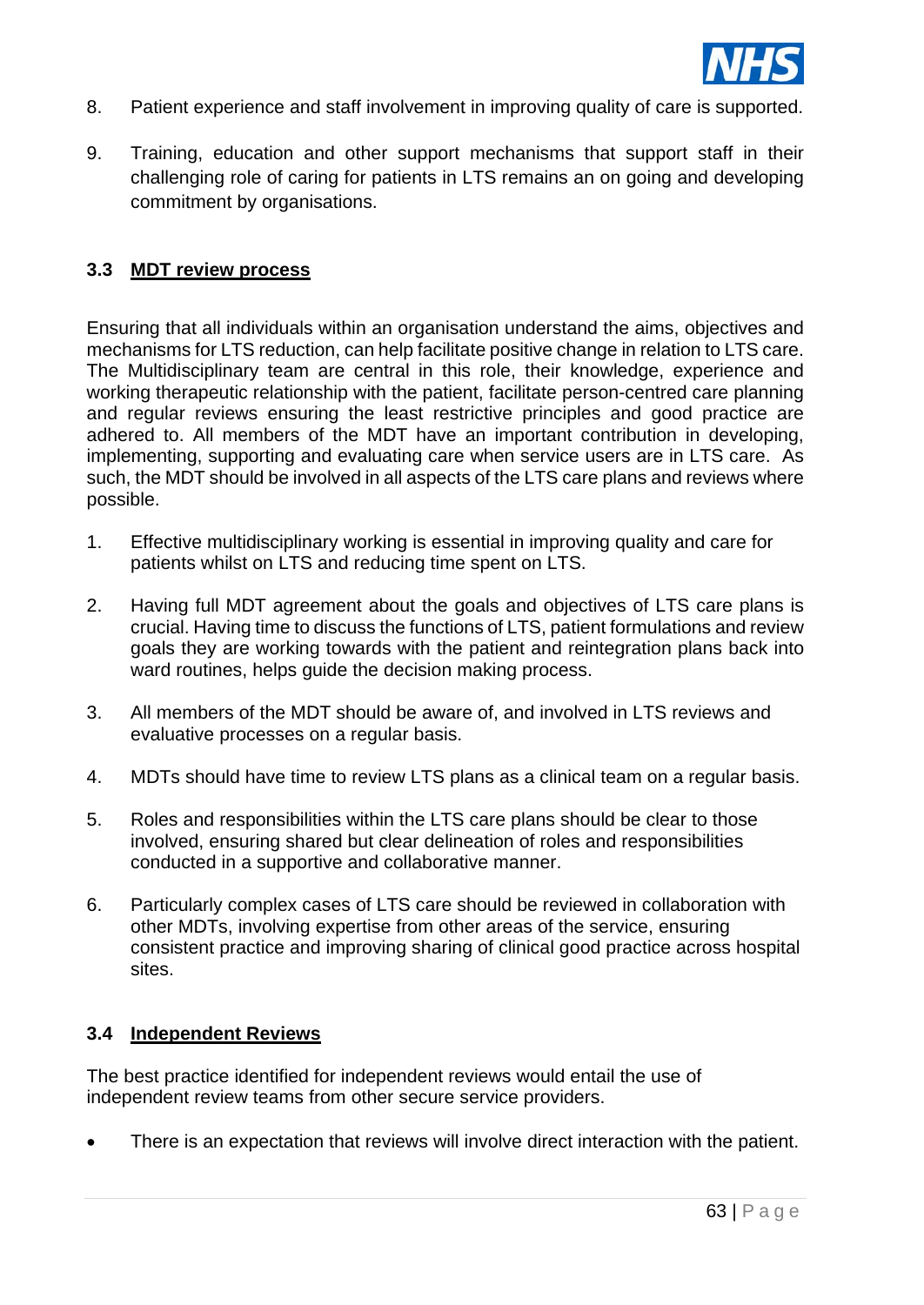8. Patient experience and staff involvement in improving quality of care is supported.

9. Training, education and other support mechanisms that support staff in their challenging role of caring for patients in LTS remains an on going and developing commitment by organisations.

### 3.3 MDT review process

Ensuring that all individuals within an organisation understand the aims, objectives and mechanisms for LTS reduction, can help facilitate positive change in relation to LTS care. The Multidisciplinary team are central in this role, their knowledge, experience and working therapeutic relationship with the patient, facilitate person-centred care planning and regular reviews ensuring the least restrictive principles and good practice are adhered to. All members of the MDT have an important contribution in developing, implementing, supporting and evaluating care when service users are in LTS care. As such, the MDT should be involved in all aspects of the LTS care plans and reviews where possible.

1. Effective multidisciplinary working is essential in improving quality and care for patients whilst on LTS and reducing time spent on LTS.

2. Having full MDT agreement about the goals and objectives of LTS care plans is crucial. Having time to discuss the functions of LTS, patient formulations and review goals they are working towards with the patient and reintegration plans back into ward routines, helps guide the decision making process.

3. All members of the MDT should be aware of, and involved in LTS reviews and evaluative processes on a regular basis.

4. MDTs should have time to review LTS plans as a clinical team on a regular basis.

5. Roles and responsibilities within the LTS care plans should be clear to those involved, ensuring shared but clear delineation of roles and responsibilities conducted in a supportive and collaborative manner.

6. Particularly complex cases of LTS care should be reviewed in collaboration with other MDTs, involving expertise from other areas of the service, ensuring consistent practice and improving sharing of clinical good practice across hospital sites.

### 3.4 Independent Reviews

The best practice identified for independent reviews would entail the use of independent review teams from other secure service providers.

- There is an expectation that reviews will involve direct interaction with the patient.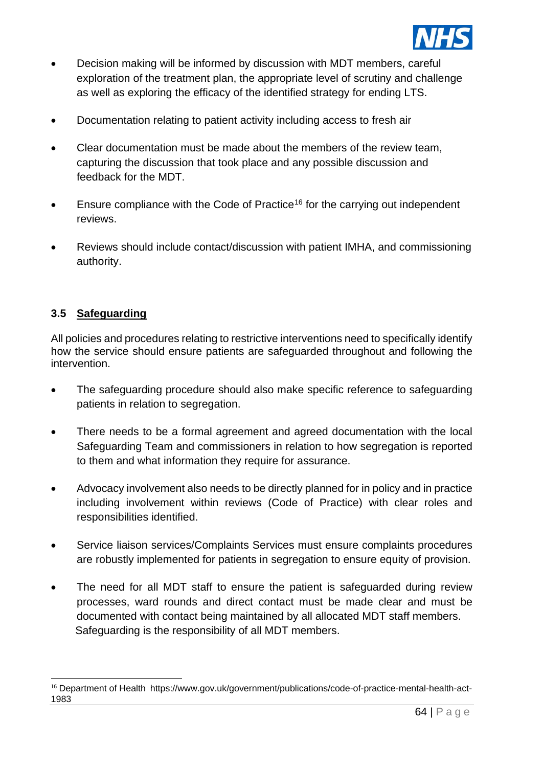- Decision making will be informed by discussion with MDT members, careful exploration of the treatment plan, the appropriate level of scrutiny and challenge as well as exploring the efficacy of the identified strategy for ending LTS.

- Documentation relating to patient activity including access to fresh air

- Clear documentation must be made about the members of the review team, capturing the discussion that took place and any possible discussion and feedback for the MDT.

- Ensure compliance with the Code of Practice[16] for the carrying out independent reviews.

- Reviews should include contact/discussion with patient IMHA, and commissioning authority.

### 3.5 Safeguarding

All policies and procedures relating to restrictive interventions need to specifically identify how the service should ensure patients are safeguarded throughout and following the intervention.

- The safeguarding procedure should also make specific reference to safeguarding patients in relation to segregation.

- There needs to be a formal agreement and agreed documentation with the local Safeguarding Team and commissioners in relation to how segregation is reported to them and what information they require for assurance.

- Advocacy involvement also needs to be directly planned for in policy and in practice including involvement within reviews (Code of Practice) with clear roles and responsibilities identified.

- Service liaison services/Complaints Services must ensure complaints procedures are robustly implemented for patients in segregation to ensure equity of provision.

- The need for all MDT staff to ensure the patient is safeguarded during review processes, ward rounds and direct contact must be made clear and must be documented with contact being maintained by all allocated MDT staff members. Safeguarding is the responsibility of all MDT members.

---

[16] Department of Health https://www.gov.uk/government/publications/code-of-practice-mental-health-act-1983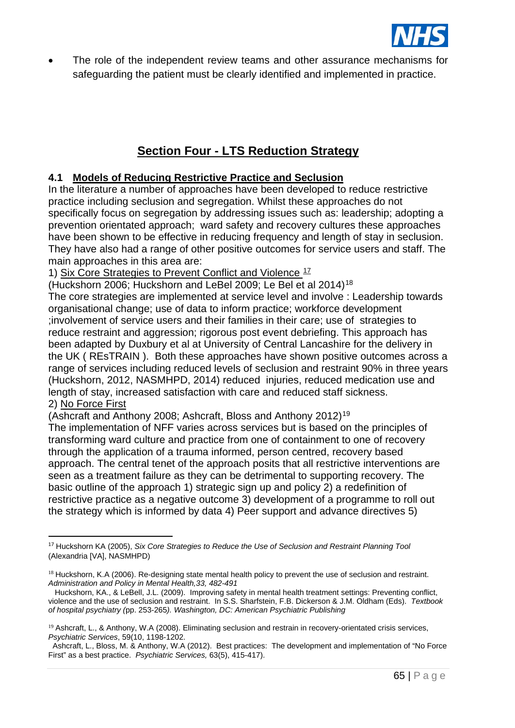- The role of the independent review teams and other assurance mechanisms for safeguarding the patient must be clearly identified and implemented in practice.

## Section Four - LTS Reduction Strategy

### 4.1 Models of Reducing Restrictive Practice and Seclusion

In the literature a number of approaches have been developed to reduce restrictive practice including seclusion and segregation. Whilst these approaches do not specifically focus on segregation by addressing issues such as: leadership; adopting a prevention orientated approach; ward safety and recovery cultures these approaches have been shown to be effective in reducing frequency and length of stay in seclusion. They have also had a range of other positive outcomes for service users and staff. The main approaches in this area are:

1) Six Core Strategies to Prevent Conflict and Violence [17]

(Huckshorn 2006; Huckshorn and LeBel 2009; Le Bel et al 2014)[18]

The core strategies are implemented at service level and involve : Leadership towards organisational change; use of data to inform practice; workforce development ;involvement of service users and their families in their care; use of strategies to reduce restraint and aggression; rigorous post event debriefing. This approach has been adapted by Duxbury et al at University of Central Lancashire for the delivery in the UK ( REsTRAIN ). Both these approaches have shown positive outcomes across a range of services including reduced levels of seclusion and restraint 90% in three years (Huckshorn, 2012, NASMHPD, 2014) reduced injuries, reduced medication use and length of stay, increased satisfaction with care and reduced staff sickness.

2) No Force First

(Ashcraft and Anthony 2008; Ashcraft, Bloss and Anthony 2012)[19]

The implementation of NFF varies across services but is based on the principles of transforming ward culture and practice from one of containment to one of recovery through the application of a trauma informed, person centred, recovery based approach. The central tenet of the approach posits that all restrictive interventions are seen as a treatment failure as they can be detrimental to supporting recovery. The basic outline of the approach 1) strategic sign up and policy 2) a redefinition of restrictive practice as a negative outcome 3) development of a programme to roll out the strategy which is informed by data 4) Peer support and advance directives 5)

---

[17] Huckshorn KA (2005), *Six Core Strategies to Reduce the Use of Seclusion and Restraint Planning Tool* (Alexandria [VA], NASMHPD)

[18] Huckshorn, K.A (2006). Re-designing state mental health policy to prevent the use of seclusion and restraint. *Administration and Policy in Mental Health,33, 482-491*

Huckshorn, KA., & LeBell, J.L. (2009). Improving safety in mental health treatment settings: Preventing conflict, violence and the use of seclusion and restraint. In S.S. Sharfstein, F.B. Dickerson & J.M. Oldham (Eds). *Textbook of hospital psychiatry (*pp. 253-265*). Washington, DC: American Psychiatric Publishing*

[19] Ashcraft, L., & Anthony, W.A (2008). Eliminating seclusion and restrain in recovery-orientated crisis services, *Psychiatric Services*, 59(10, 1198-1202.

Ashcraft, L., Bloss, M. & Anthony, W.A (2012). Best practices: The development and implementation of "No Force First" as a best practice. *Psychiatric Services,* 63(5), 415-417).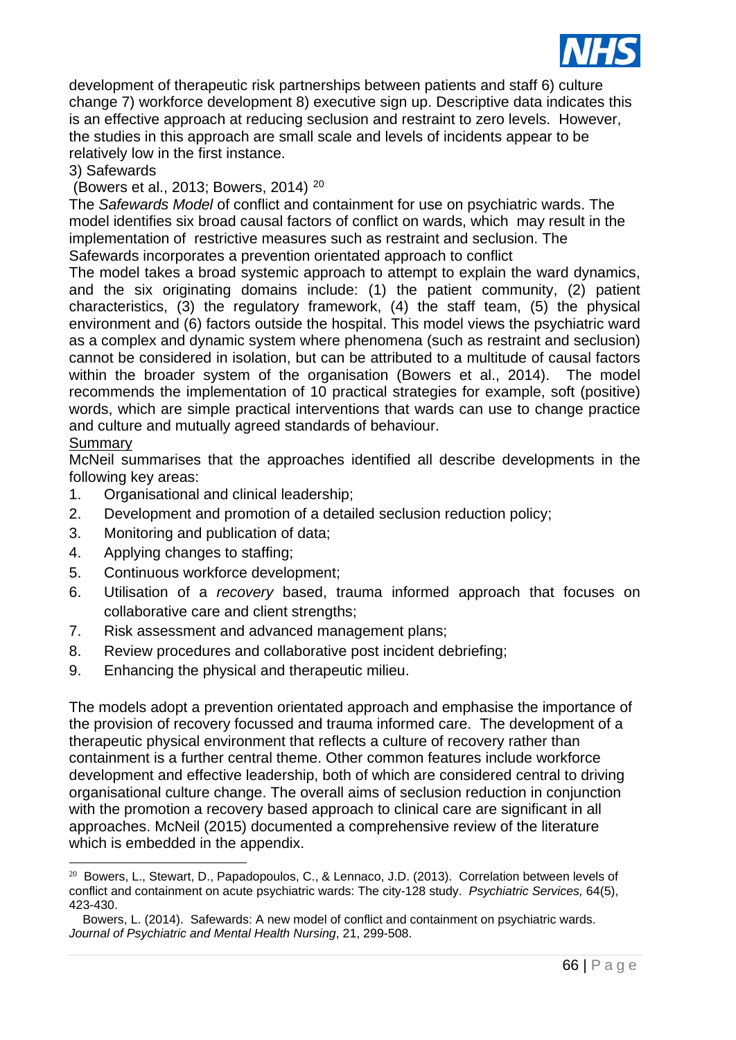development of therapeutic risk partnerships between patients and staff 6) culture change 7) workforce development 8) executive sign up. Descriptive data indicates this is an effective approach at reducing seclusion and restraint to zero levels. However, the studies in this approach are small scale and levels of incidents appear to be relatively low in the first instance.

3) Safewards

(Bowers et al., 2013; Bowers, 2014) [20]

The *Safewards Model* of conflict and containment for use on psychiatric wards. The model identifies six broad causal factors of conflict on wards, which may result in the implementation of restrictive measures such as restraint and seclusion. The Safewards incorporates a prevention orientated approach to conflict

The model takes a broad systemic approach to attempt to explain the ward dynamics, and the six originating domains include: (1) the patient community, (2) patient characteristics, (3) the regulatory framework, (4) the staff team, (5) the physical environment and (6) factors outside the hospital. This model views the psychiatric ward as a complex and dynamic system where phenomena (such as restraint and seclusion) cannot be considered in isolation, but can be attributed to a multitude of causal factors within the broader system of the organisation (Bowers et al., 2014). The model recommends the implementation of 10 practical strategies for example, soft (positive) words, which are simple practical interventions that wards can use to change practice and culture and mutually agreed standards of behaviour.

<u>Summary</u>

McNeil summarises that the approaches identified all describe developments in the following key areas:

1. Organisational and clinical leadership;
2. Development and promotion of a detailed seclusion reduction policy;
3. Monitoring and publication of data;
4. Applying changes to staffing;
5. Continuous workforce development;
6. Utilisation of a *recovery* based, trauma informed approach that focuses on collaborative care and client strengths;
7. Risk assessment and advanced management plans;
8. Review procedures and collaborative post incident debriefing;
9. Enhancing the physical and therapeutic milieu.

The models adopt a prevention orientated approach and emphasise the importance of the provision of recovery focussed and trauma informed care. The development of a therapeutic physical environment that reflects a culture of recovery rather than containment is a further central theme. Other common features include workforce development and effective leadership, both of which are considered central to driving organisational culture change. The overall aims of seclusion reduction in conjunction with the promotion a recovery based approach to clinical care are significant in all approaches. McNeil (2015) documented a comprehensive review of the literature which is embedded in the appendix.

---

[20] Bowers, L., Stewart, D., Papadopoulos, C., & Lennaco, J.D. (2013). Correlation between levels of conflict and containment on acute psychiatric wards: The city-128 study. *Psychiatric Services,* 64(5), 423-430.

Bowers, L. (2014). Safewards: A new model of conflict and containment on psychiatric wards. *Journal of Psychiatric and Mental Health Nursing*, 21, 299-508.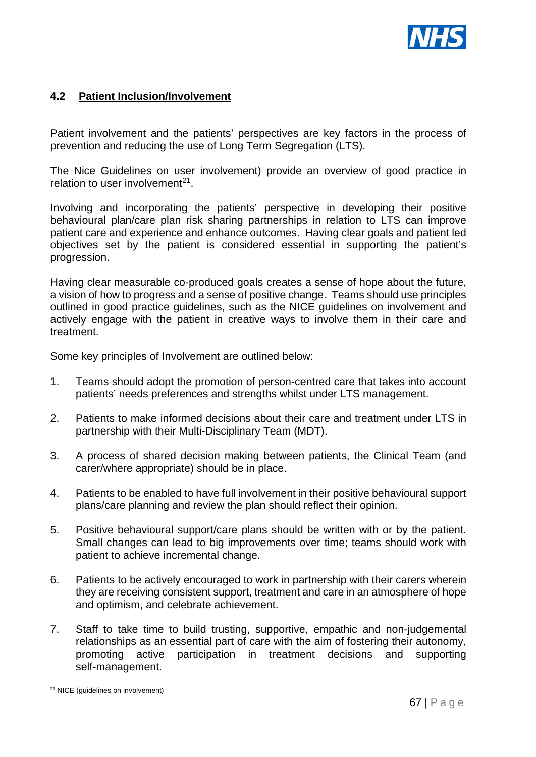## 4.2 Patient Inclusion/Involvement

Patient involvement and the patients' perspectives are key factors in the process of prevention and reducing the use of Long Term Segregation (LTS).

The Nice Guidelines on user involvement) provide an overview of good practice in relation to user involvement[21].

Involving and incorporating the patients' perspective in developing their positive behavioural plan/care plan risk sharing partnerships in relation to LTS can improve patient care and experience and enhance outcomes. Having clear goals and patient led objectives set by the patient is considered essential in supporting the patient's progression.

Having clear measurable co-produced goals creates a sense of hope about the future, a vision of how to progress and a sense of positive change. Teams should use principles outlined in good practice guidelines, such as the NICE guidelines on involvement and actively engage with the patient in creative ways to involve them in their care and treatment.

Some key principles of Involvement are outlined below:

1. Teams should adopt the promotion of person-centred care that takes into account patients' needs preferences and strengths whilst under LTS management.

2. Patients to make informed decisions about their care and treatment under LTS in partnership with their Multi-Disciplinary Team (MDT).

3. A process of shared decision making between patients, the Clinical Team (and carer/where appropriate) should be in place.

4. Patients to be enabled to have full involvement in their positive behavioural support plans/care planning and review the plan should reflect their opinion.

5. Positive behavioural support/care plans should be written with or by the patient. Small changes can lead to big improvements over time; teams should work with patient to achieve incremental change.

6. Patients to be actively encouraged to work in partnership with their carers wherein they are receiving consistent support, treatment and care in an atmosphere of hope and optimism, and celebrate achievement.

7. Staff to take time to build trusting, supportive, empathic and non-judgemental relationships as an essential part of care with the aim of fostering their autonomy, promoting active participation in treatment decisions and supporting self-management.

[21] NICE (guidelines on involvement)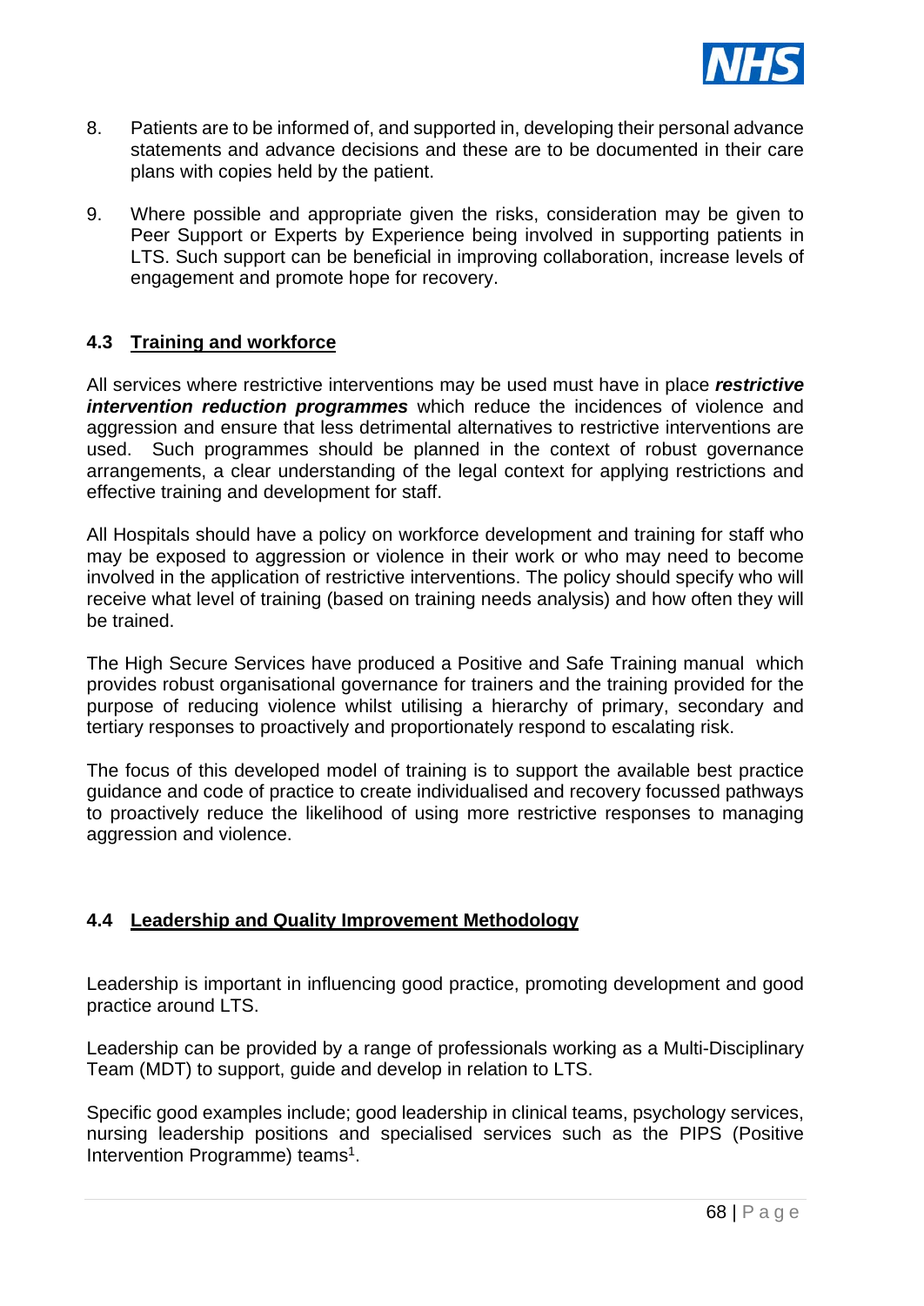8. Patients are to be informed of, and supported in, developing their personal advance statements and advance decisions and these are to be documented in their care plans with copies held by the patient.

9. Where possible and appropriate given the risks, consideration may be given to Peer Support or Experts by Experience being involved in supporting patients in LTS. Such support can be beneficial in improving collaboration, increase levels of engagement and promote hope for recovery.

### 4.3 Training and workforce

All services where restrictive interventions may be used must have in place ***restrictive intervention reduction programmes*** which reduce the incidences of violence and aggression and ensure that less detrimental alternatives to restrictive interventions are used. Such programmes should be planned in the context of robust governance arrangements, a clear understanding of the legal context for applying restrictions and effective training and development for staff.

All Hospitals should have a policy on workforce development and training for staff who may be exposed to aggression or violence in their work or who may need to become involved in the application of restrictive interventions. The policy should specify who will receive what level of training (based on training needs analysis) and how often they will be trained.

The High Secure Services have produced a Positive and Safe Training manual which provides robust organisational governance for trainers and the training provided for the purpose of reducing violence whilst utilising a hierarchy of primary, secondary and tertiary responses to proactively and proportionately respond to escalating risk.

The focus of this developed model of training is to support the available best practice guidance and code of practice to create individualised and recovery focussed pathways to proactively reduce the likelihood of using more restrictive responses to managing aggression and violence.

### 4.4 Leadership and Quality Improvement Methodology

Leadership is important in influencing good practice, promoting development and good practice around LTS.

Leadership can be provided by a range of professionals working as a Multi-Disciplinary Team (MDT) to support, guide and develop in relation to LTS.

Specific good examples include; good leadership in clinical teams, psychology services, nursing leadership positions and specialised services such as the PIPS (Positive Intervention Programme) teams[1].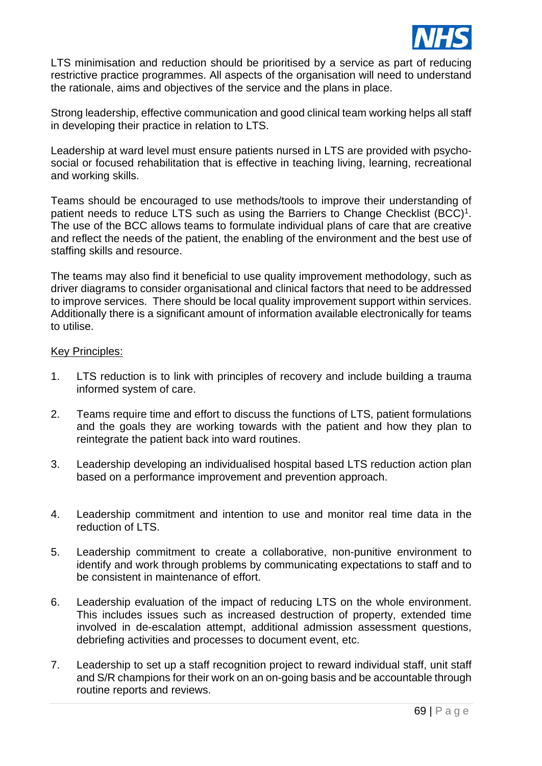LTS minimisation and reduction should be prioritised by a service as part of reducing restrictive practice programmes. All aspects of the organisation will need to understand the rationale, aims and objectives of the service and the plans in place.

Strong leadership, effective communication and good clinical team working helps all staff in developing their practice in relation to LTS.

Leadership at ward level must ensure patients nursed in LTS are provided with psycho-social or focused rehabilitation that is effective in teaching living, learning, recreational and working skills.

Teams should be encouraged to use methods/tools to improve their understanding of patient needs to reduce LTS such as using the Barriers to Change Checklist (BCC)[1]. The use of the BCC allows teams to formulate individual plans of care that are creative and reflect the needs of the patient, the enabling of the environment and the best use of staffing skills and resource.

The teams may also find it beneficial to use quality improvement methodology, such as driver diagrams to consider organisational and clinical factors that need to be addressed to improve services. There should be local quality improvement support within services. Additionally there is a significant amount of information available electronically for teams to utilise.

Key Principles:

1. LTS reduction is to link with principles of recovery and include building a trauma informed system of care.

2. Teams require time and effort to discuss the functions of LTS, patient formulations and the goals they are working towards with the patient and how they plan to reintegrate the patient back into ward routines.

3. Leadership developing an individualised hospital based LTS reduction action plan based on a performance improvement and prevention approach.

4. Leadership commitment and intention to use and monitor real time data in the reduction of LTS.

5. Leadership commitment to create a collaborative, non-punitive environment to identify and work through problems by communicating expectations to staff and to be consistent in maintenance of effort.

6. Leadership evaluation of the impact of reducing LTS on the whole environment. This includes issues such as increased destruction of property, extended time involved in de-escalation attempt, additional admission assessment questions, debriefing activities and processes to document event, etc.

7. Leadership to set up a staff recognition project to reward individual staff, unit staff and S/R champions for their work on an on-going basis and be accountable through routine reports and reviews.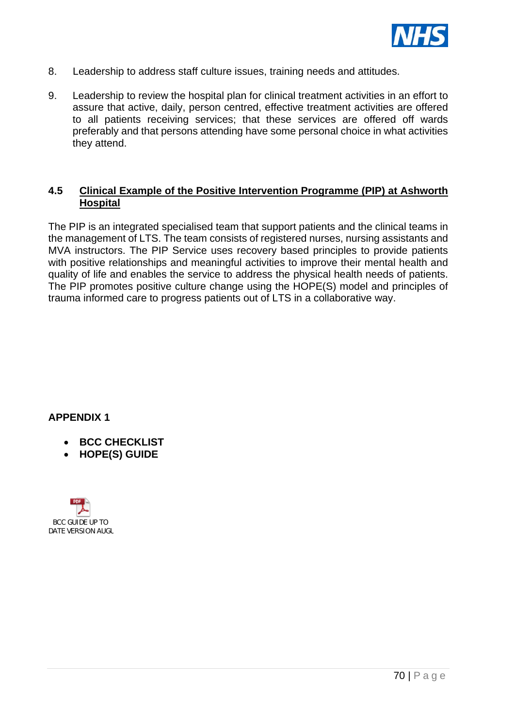8. Leadership to address staff culture issues, training needs and attitudes.

9. Leadership to review the hospital plan for clinical treatment activities in an effort to assure that active, daily, person centred, effective treatment activities are offered to all patients receiving services; that these services are offered off wards preferably and that persons attending have some personal choice in what activities they attend.

### 4.5 Clinical Example of the Positive Intervention Programme (PIP) at Ashworth Hospital

The PIP is an integrated specialised team that support patients and the clinical teams in the management of LTS. The team consists of registered nurses, nursing assistants and MVA instructors. The PIP Service uses recovery based principles to provide patients with positive relationships and meaningful activities to improve their mental health and quality of life and enables the service to address the physical health needs of patients. The PIP promotes positive culture change using the HOPE(S) model and principles of trauma informed care to progress patients out of LTS in a collaborative way.

## APPENDIX 1

- **BCC CHECKLIST**
- **HOPE(S) GUIDE**

BCC GUIDE UP TO DATE VERSION AUGU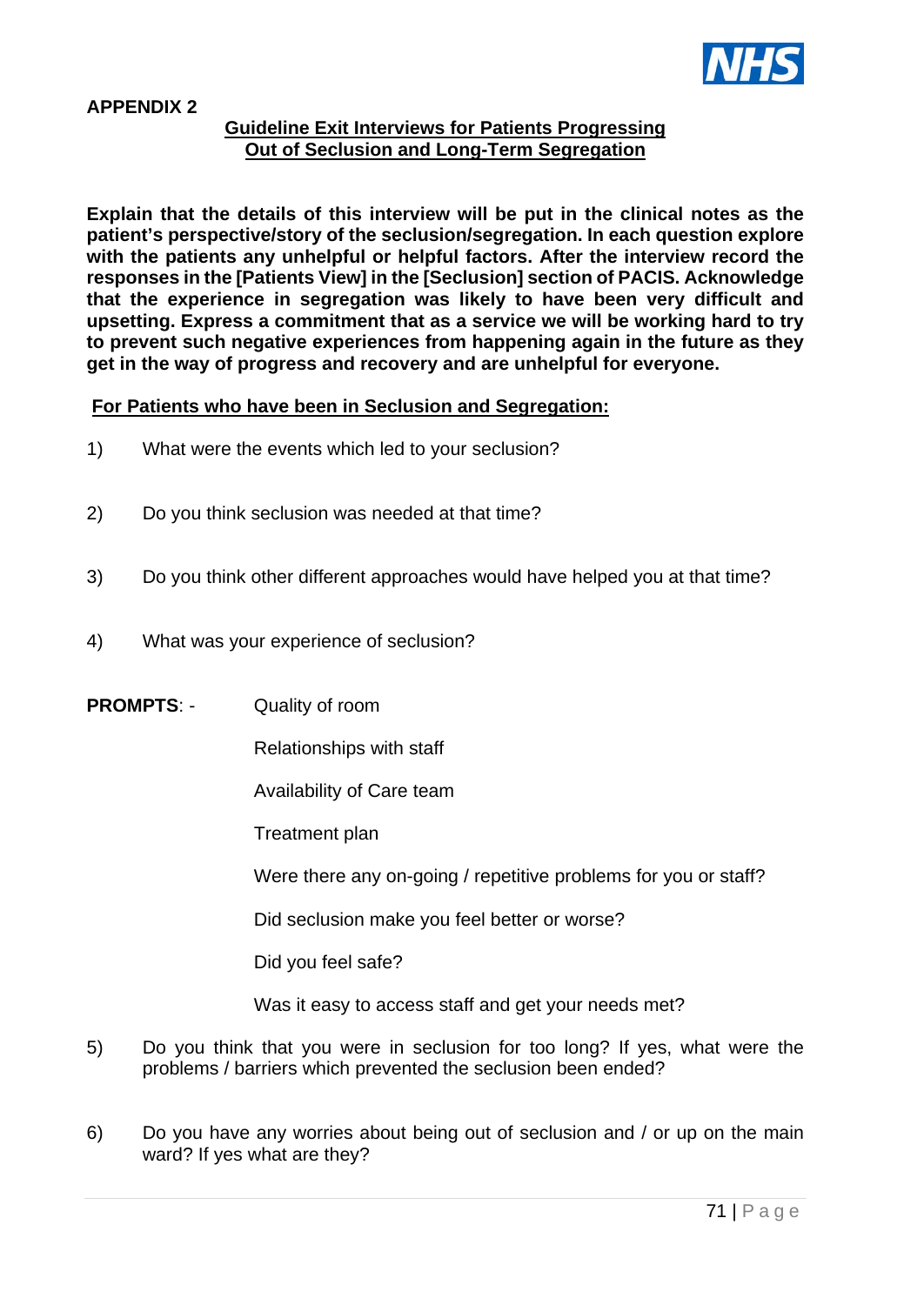**APPENDIX 2**

## Guideline Exit Interviews for Patients Progressing Out of Seclusion and Long-Term Segregation

**Explain that the details of this interview will be put in the clinical notes as the patient's perspective/story of the seclusion/segregation. In each question explore with the patients any unhelpful or helpful factors. After the interview record the responses in the [Patients View] in the [Seclusion] section of PACIS. Acknowledge that the experience in segregation was likely to have been very difficult and upsetting. Express a commitment that as a service we will be working hard to try to prevent such negative experiences from happening again in the future as they get in the way of progress and recovery and are unhelpful for everyone.**

### For Patients who have been in Seclusion and Segregation:

1) What were the events which led to your seclusion?

2) Do you think seclusion was needed at that time?

3) Do you think other different approaches would have helped you at that time?

4) What was your experience of seclusion?

**PROMPTS**: -

- Quality of room
- Relationships with staff
- Availability of Care team
- Treatment plan
- Were there any on-going / repetitive problems for you or staff?
- Did seclusion make you feel better or worse?
- Did you feel safe?
- Was it easy to access staff and get your needs met?

5) Do you think that you were in seclusion for too long? If yes, what were the problems / barriers which prevented the seclusion been ended?

6) Do you have any worries about being out of seclusion and / or up on the main ward? If yes what are they?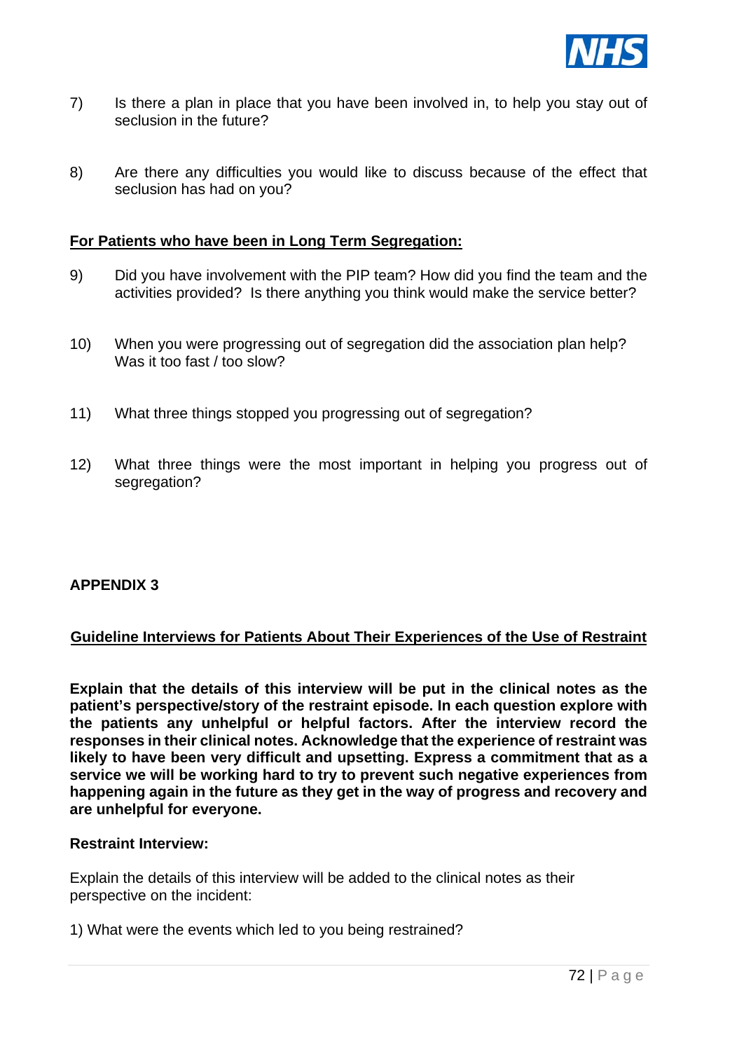7) Is there a plan in place that you have been involved in, to help you stay out of seclusion in the future?

8) Are there any difficulties you would like to discuss because of the effect that seclusion has had on you?

**<u>For Patients who have been in Long Term Segregation:</u>**

9) Did you have involvement with the PIP team? How did you find the team and the activities provided? Is there anything you think would make the service better?

10) When you were progressing out of segregation did the association plan help? Was it too fast / too slow?

11) What three things stopped you progressing out of segregation?

12) What three things were the most important in helping you progress out of segregation?

**APPENDIX 3**

**<u>Guideline Interviews for Patients About Their Experiences of the Use of Restraint</u>**

**Explain that the details of this interview will be put in the clinical notes as the patient's perspective/story of the restraint episode. In each question explore with the patients any unhelpful or helpful factors. After the interview record the responses in their clinical notes. Acknowledge that the experience of restraint was likely to have been very difficult and upsetting. Express a commitment that as a service we will be working hard to try to prevent such negative experiences from happening again in the future as they get in the way of progress and recovery and are unhelpful for everyone.**

**Restraint Interview:**

Explain the details of this interview will be added to the clinical notes as their perspective on the incident:

1) What were the events which led to you being restrained?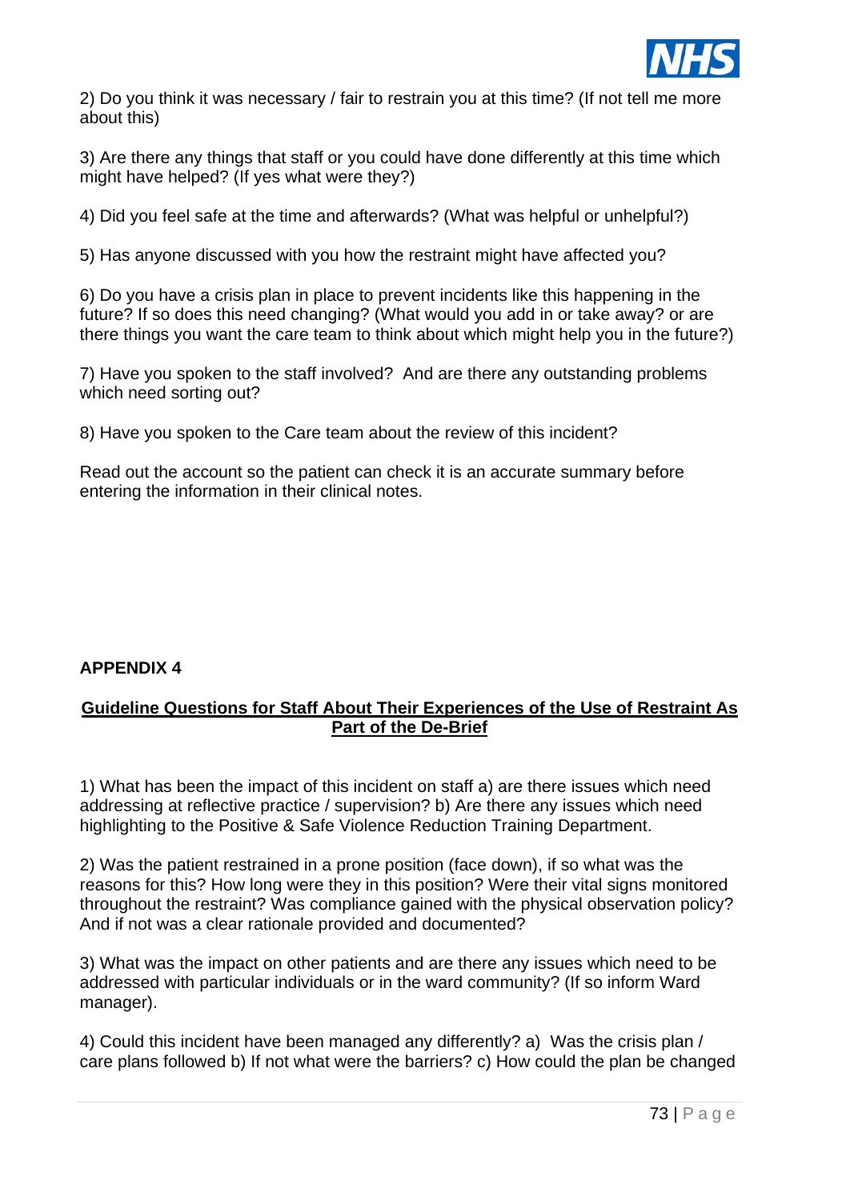2) Do you think it was necessary / fair to restrain you at this time? (If not tell me more about this)

3) Are there any things that staff or you could have done differently at this time which might have helped? (If yes what were they?)

4) Did you feel safe at the time and afterwards? (What was helpful or unhelpful?)

5) Has anyone discussed with you how the restraint might have affected you?

6) Do you have a crisis plan in place to prevent incidents like this happening in the future? If so does this need changing? (What would you add in or take away? or are there things you want the care team to think about which might help you in the future?)

7) Have you spoken to the staff involved? And are there any outstanding problems which need sorting out?

8) Have you spoken to the Care team about the review of this incident?

Read out the account so the patient can check it is an accurate summary before entering the information in their clinical notes.

**APPENDIX 4**

**<u>Guideline Questions for Staff About Their Experiences of the Use of Restraint As Part of the De-Brief</u>**

1) What has been the impact of this incident on staff a) are there issues which need addressing at reflective practice / supervision? b) Are there any issues which need highlighting to the Positive & Safe Violence Reduction Training Department.

2) Was the patient restrained in a prone position (face down), if so what was the reasons for this? How long were they in this position? Were their vital signs monitored throughout the restraint? Was compliance gained with the physical observation policy? And if not was a clear rationale provided and documented?

3) What was the impact on other patients and are there any issues which need to be addressed with particular individuals or in the ward community? (If so inform Ward manager).

4) Could this incident have been managed any differently? a) Was the crisis plan / care plans followed b) If not what were the barriers? c) How could the plan be changed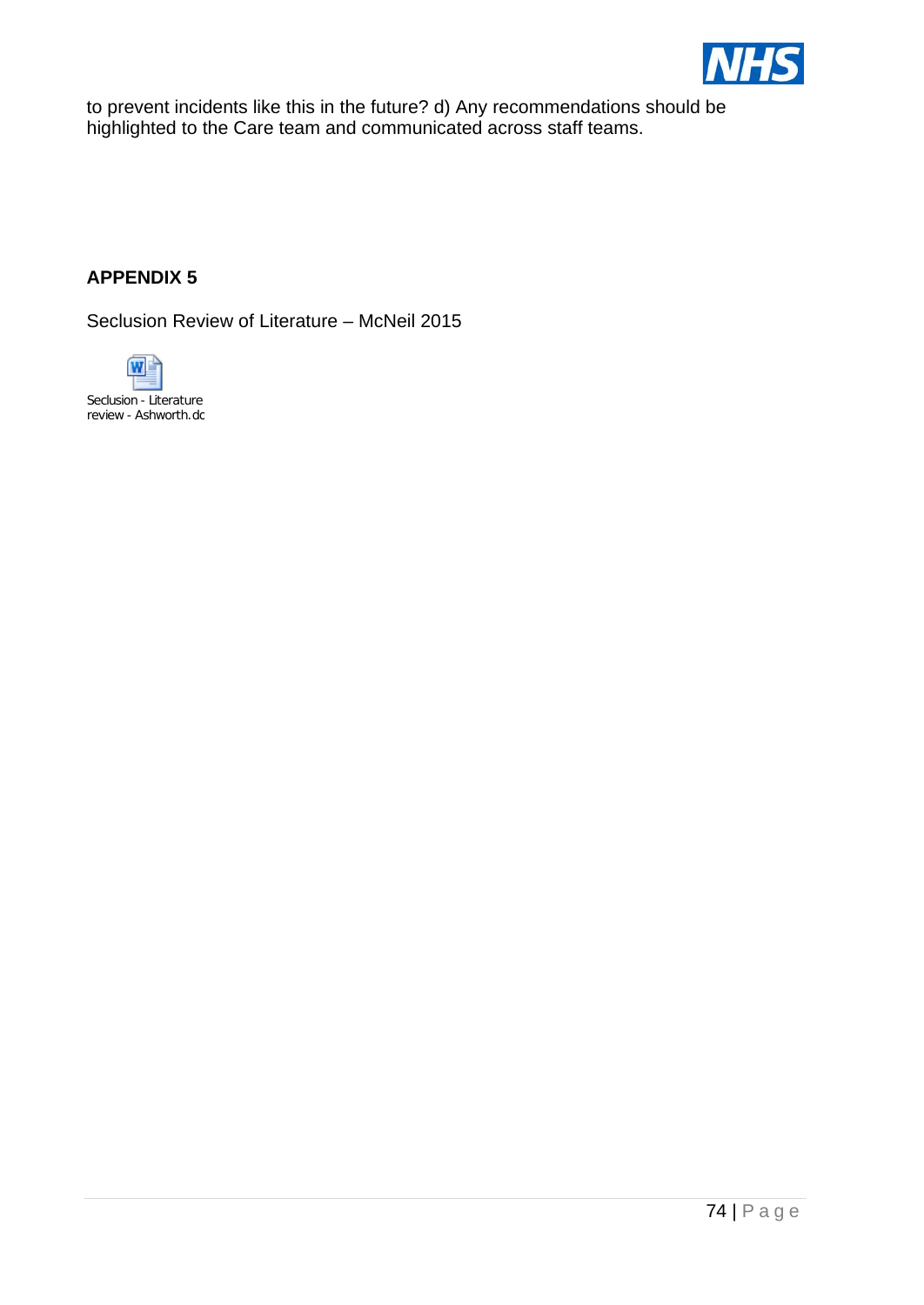to prevent incidents like this in the future? d) Any recommendations should be highlighted to the Care team and communicated across staff teams.

## APPENDIX 5

Seclusion Review of Literature – McNeil 2015

Seclusion - Literature review - Ashworth.dc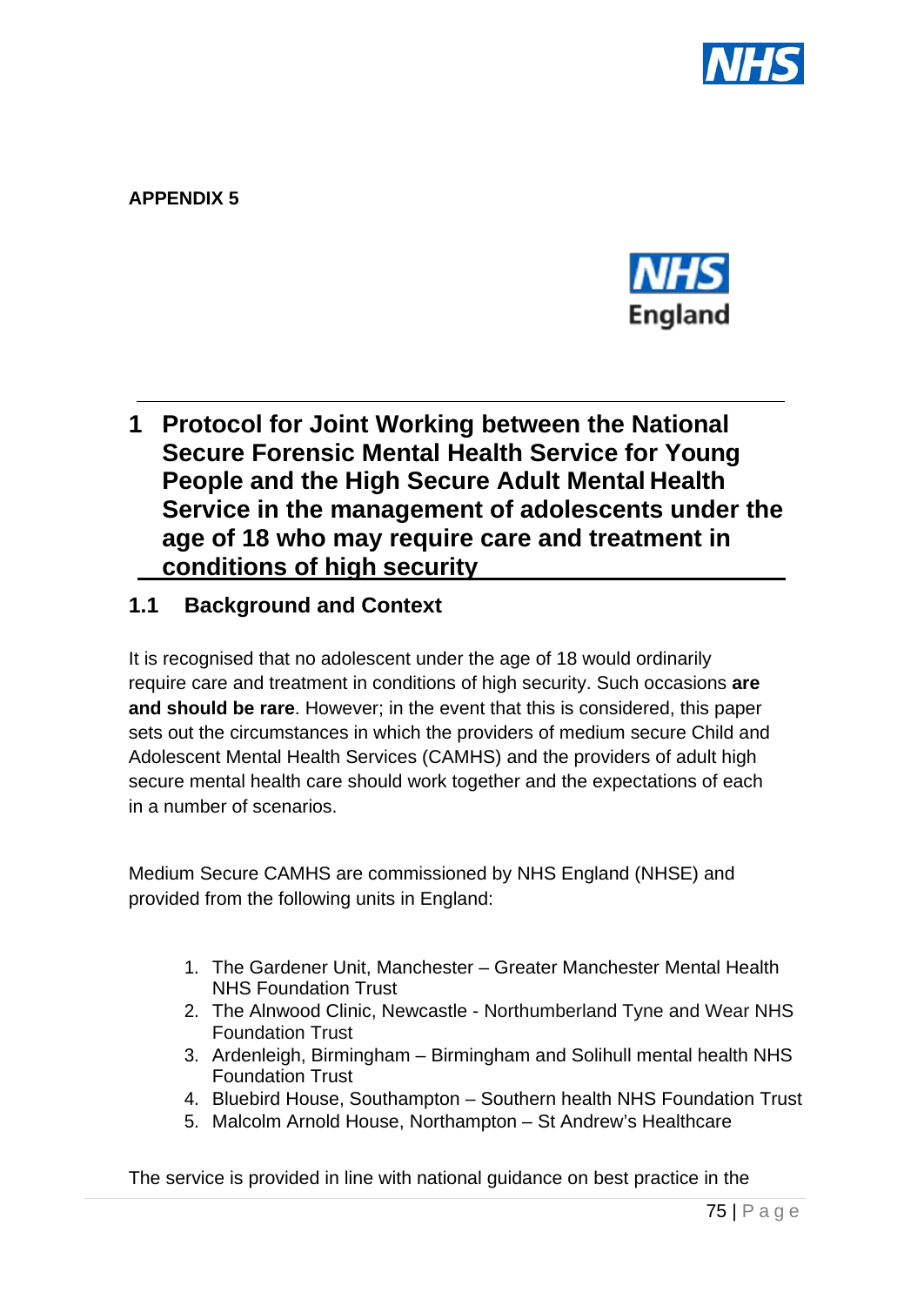**APPENDIX 5**

# 1 Protocol for Joint Working between the National Secure Forensic Mental Health Service for Young People and the High Secure Adult Mental Health Service in the management of adolescents under the age of 18 who may require care and treatment in conditions of high security

## 1.1 Background and Context

It is recognised that no adolescent under the age of 18 would ordinarily require care and treatment in conditions of high security. Such occasions **are and should be rare**. However; in the event that this is considered, this paper sets out the circumstances in which the providers of medium secure Child and Adolescent Mental Health Services (CAMHS) and the providers of adult high secure mental health care should work together and the expectations of each in a number of scenarios.

Medium Secure CAMHS are commissioned by NHS England (NHSE) and provided from the following units in England:

1. The Gardener Unit, Manchester – Greater Manchester Mental Health NHS Foundation Trust
2. The Alnwood Clinic, Newcastle - Northumberland Tyne and Wear NHS Foundation Trust
3. Ardenleigh, Birmingham – Birmingham and Solihull mental health NHS Foundation Trust
4. Bluebird House, Southampton – Southern health NHS Foundation Trust
5. Malcolm Arnold House, Northampton – St Andrew's Healthcare

The service is provided in line with national guidance on best practice in the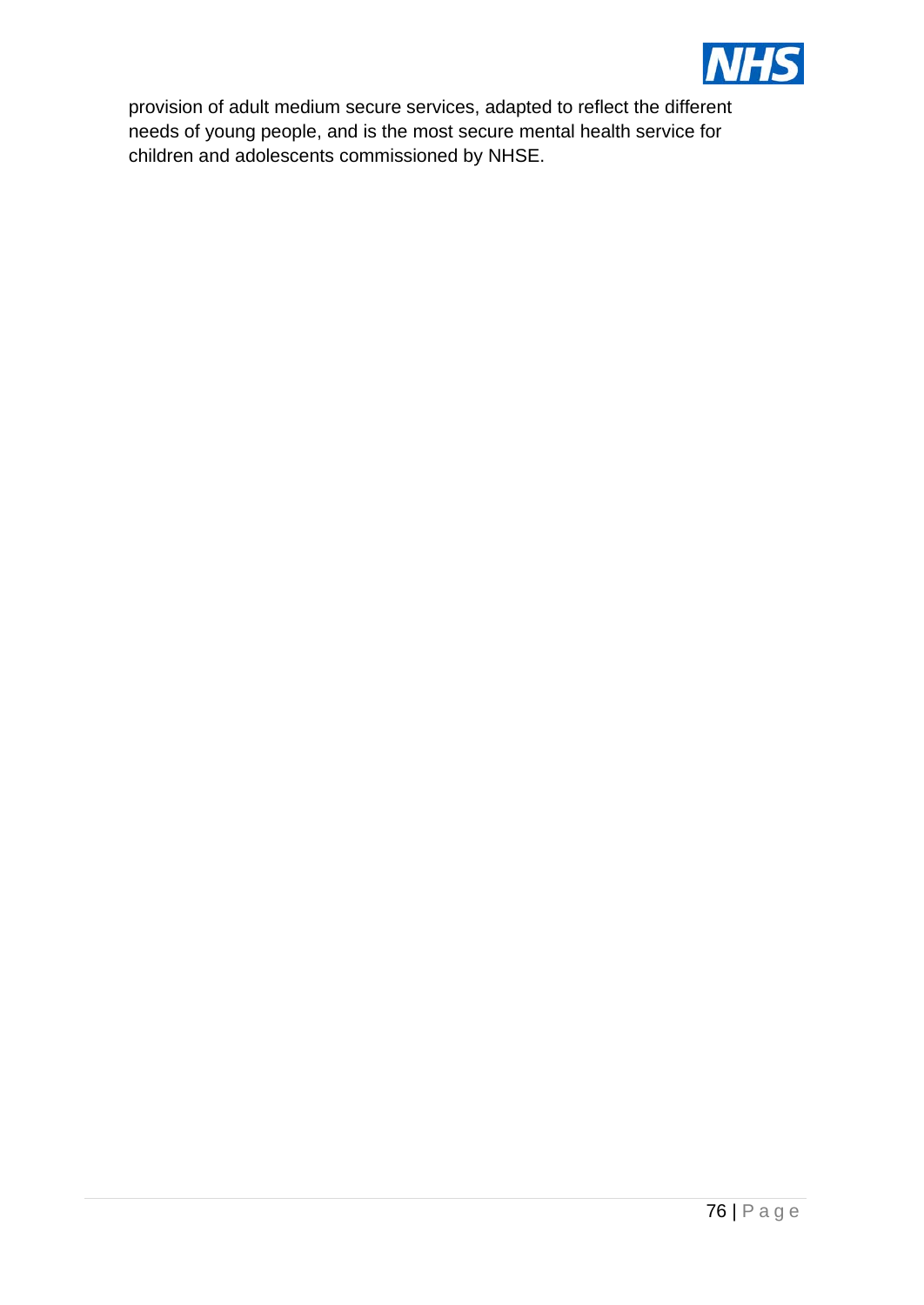provision of adult medium secure services, adapted to reflect the different needs of young people, and is the most secure mental health service for children and adolescents commissioned by NHSE.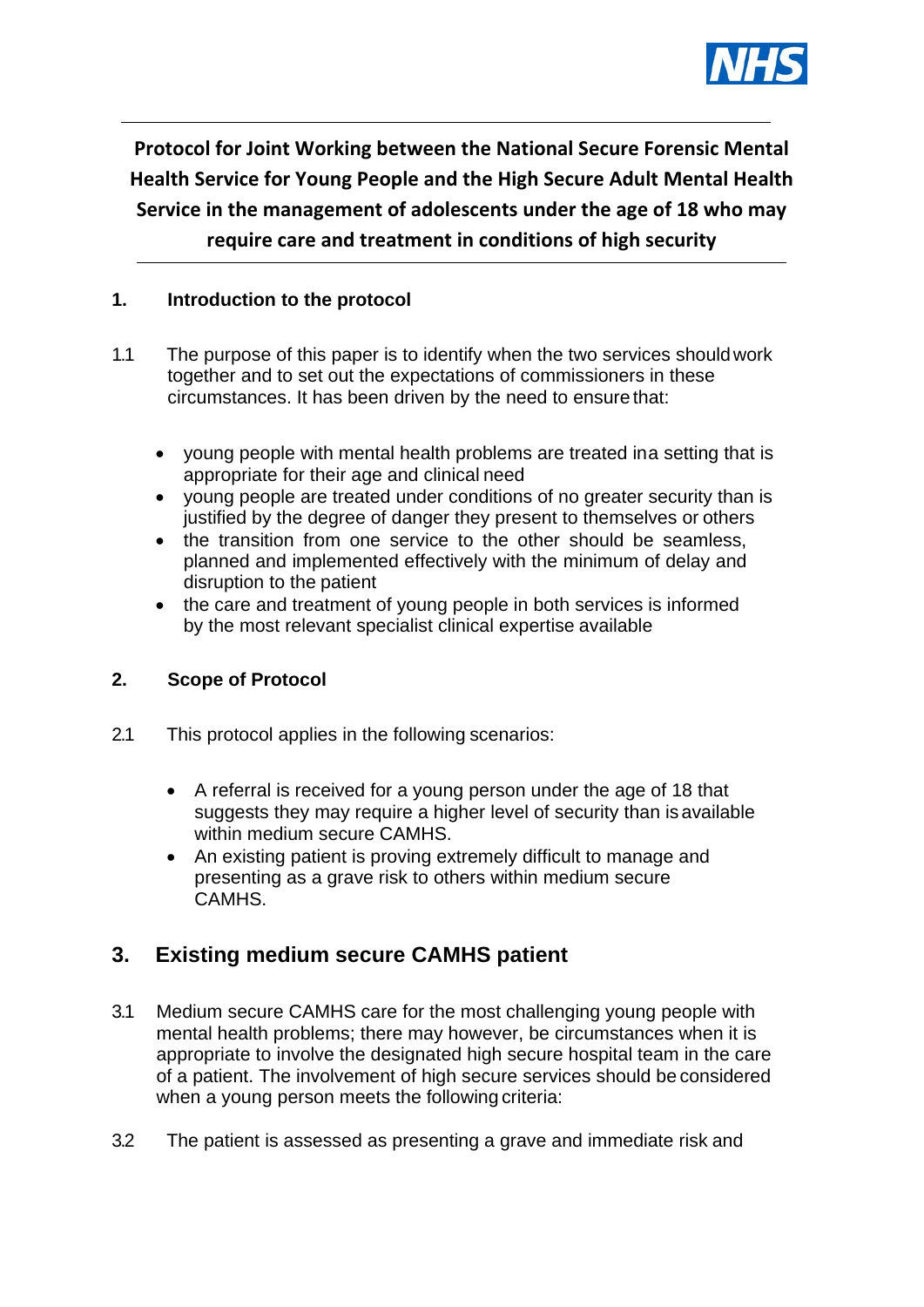**Protocol for Joint Working between the National Secure Forensic Mental Health Service for Young People and the High Secure Adult Mental Health Service in the management of adolescents under the age of 18 who may require care and treatment in conditions of high security**

## 1. Introduction to the protocol

1.1 The purpose of this paper is to identify when the two services should work together and to set out the expectations of commissioners in these circumstances. It has been driven by the need to ensure that:

- young people with mental health problems are treated in a setting that is appropriate for their age and clinical need
- young people are treated under conditions of no greater security than is justified by the degree of danger they present to themselves or others
- the transition from one service to the other should be seamless, planned and implemented effectively with the minimum of delay and disruption to the patient
- the care and treatment of young people in both services is informed by the most relevant specialist clinical expertise available

## 2. Scope of Protocol

2.1 This protocol applies in the following scenarios:

- A referral is received for a young person under the age of 18 that suggests they may require a higher level of security than is available within medium secure CAMHS.
- An existing patient is proving extremely difficult to manage and presenting as a grave risk to others within medium secure CAMHS.

## 3. Existing medium secure CAMHS patient

3.1 Medium secure CAMHS care for the most challenging young people with mental health problems; there may however, be circumstances when it is appropriate to involve the designated high secure hospital team in the care of a patient. The involvement of high secure services should be considered when a young person meets the following criteria:

3.2 The patient is assessed as presenting a grave and immediate risk and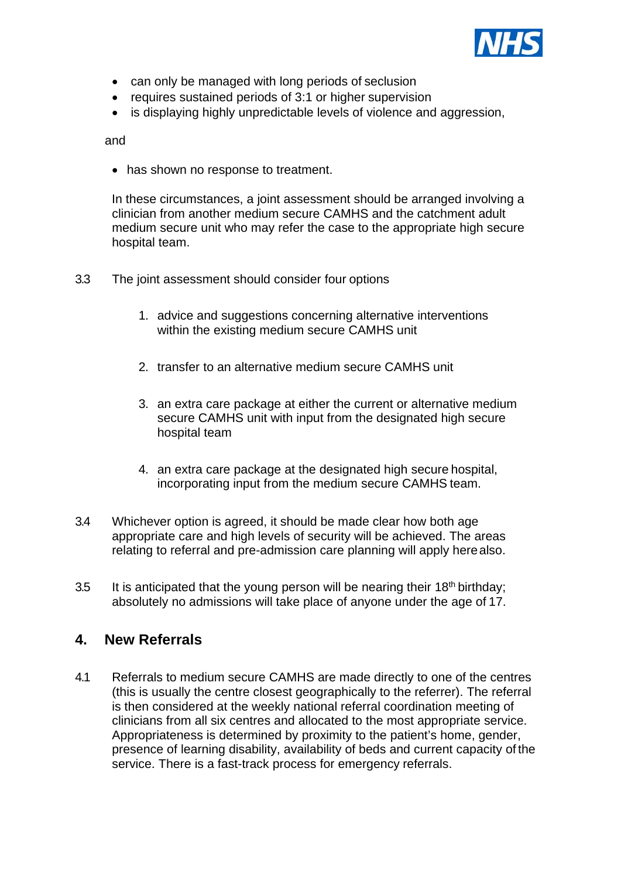- can only be managed with long periods of seclusion
- requires sustained periods of 3:1 or higher supervision
- is displaying highly unpredictable levels of violence and aggression,

and

- has shown no response to treatment.

In these circumstances, a joint assessment should be arranged involving a clinician from another medium secure CAMHS and the catchment adult medium secure unit who may refer the case to the appropriate high secure hospital team.

3.3 The joint assessment should consider four options

1. advice and suggestions concerning alternative interventions within the existing medium secure CAMHS unit

2. transfer to an alternative medium secure CAMHS unit

3. an extra care package at either the current or alternative medium secure CAMHS unit with input from the designated high secure hospital team

4. an extra care package at the designated high secure hospital, incorporating input from the medium secure CAMHS team.

3.4 Whichever option is agreed, it should be made clear how both age appropriate care and high levels of security will be achieved. The areas relating to referral and pre-admission care planning will apply here also.

3.5 It is anticipated that the young person will be nearing their 18th birthday; absolutely no admissions will take place of anyone under the age of 17.

## 4. New Referrals

4.1 Referrals to medium secure CAMHS are made directly to one of the centres (this is usually the centre closest geographically to the referrer). The referral is then considered at the weekly national referral coordination meeting of clinicians from all six centres and allocated to the most appropriate service. Appropriateness is determined by proximity to the patient's home, gender, presence of learning disability, availability of beds and current capacity of the service. There is a fast-track process for emergency referrals.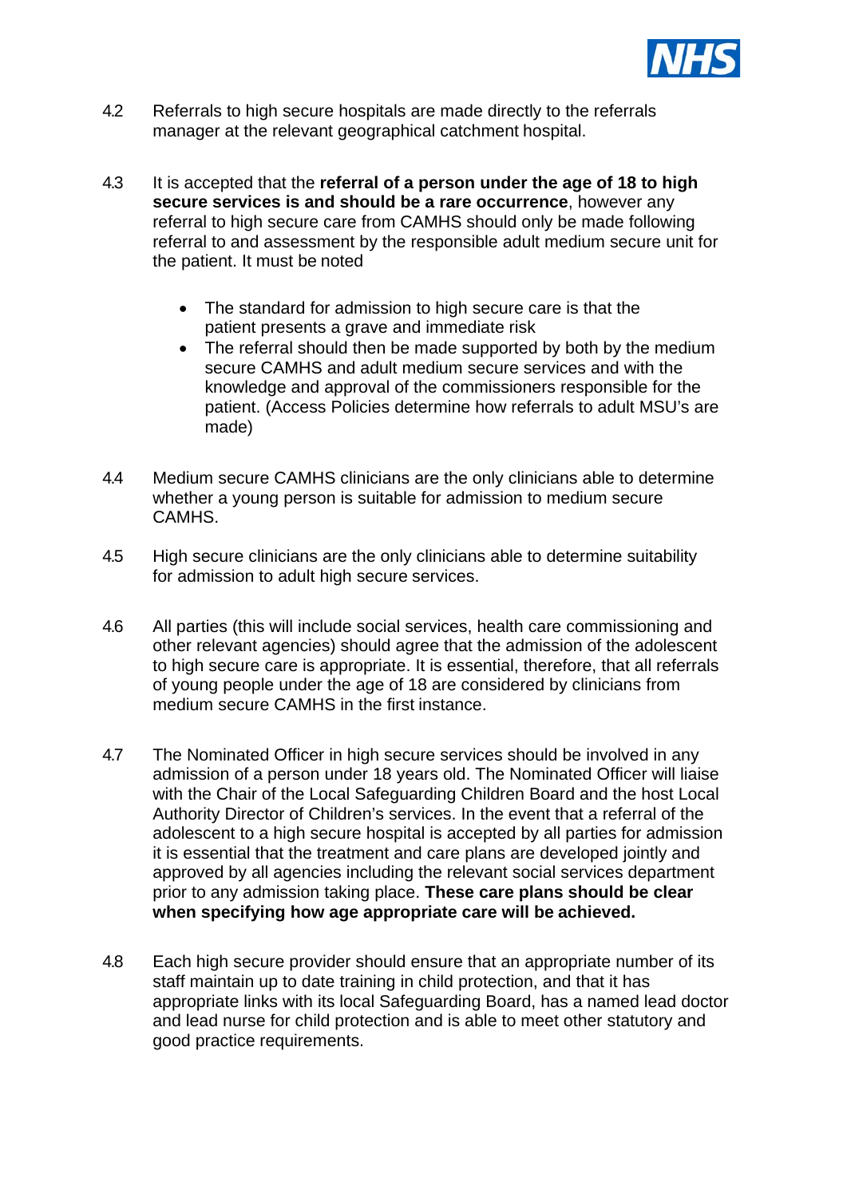4.2 Referrals to high secure hospitals are made directly to the referrals manager at the relevant geographical catchment hospital.

4.3 It is accepted that the **referral of a person under the age of 18 to high secure services is and should be a rare occurrence**, however any referral to high secure care from CAMHS should only be made following referral to and assessment by the responsible adult medium secure unit for the patient. It must be noted

- The standard for admission to high secure care is that the patient presents a grave and immediate risk
- The referral should then be made supported by both by the medium secure CAMHS and adult medium secure services and with the knowledge and approval of the commissioners responsible for the patient. (Access Policies determine how referrals to adult MSU's are made)

4.4 Medium secure CAMHS clinicians are the only clinicians able to determine whether a young person is suitable for admission to medium secure CAMHS.

4.5 High secure clinicians are the only clinicians able to determine suitability for admission to adult high secure services.

4.6 All parties (this will include social services, health care commissioning and other relevant agencies) should agree that the admission of the adolescent to high secure care is appropriate. It is essential, therefore, that all referrals of young people under the age of 18 are considered by clinicians from medium secure CAMHS in the first instance.

4.7 The Nominated Officer in high secure services should be involved in any admission of a person under 18 years old. The Nominated Officer will liaise with the Chair of the Local Safeguarding Children Board and the host Local Authority Director of Children's services. In the event that a referral of the adolescent to a high secure hospital is accepted by all parties for admission it is essential that the treatment and care plans are developed jointly and approved by all agencies including the relevant social services department prior to any admission taking place. **These care plans should be clear when specifying how age appropriate care will be achieved.**

4.8 Each high secure provider should ensure that an appropriate number of its staff maintain up to date training in child protection, and that it has appropriate links with its local Safeguarding Board, has a named lead doctor and lead nurse for child protection and is able to meet other statutory and good practice requirements.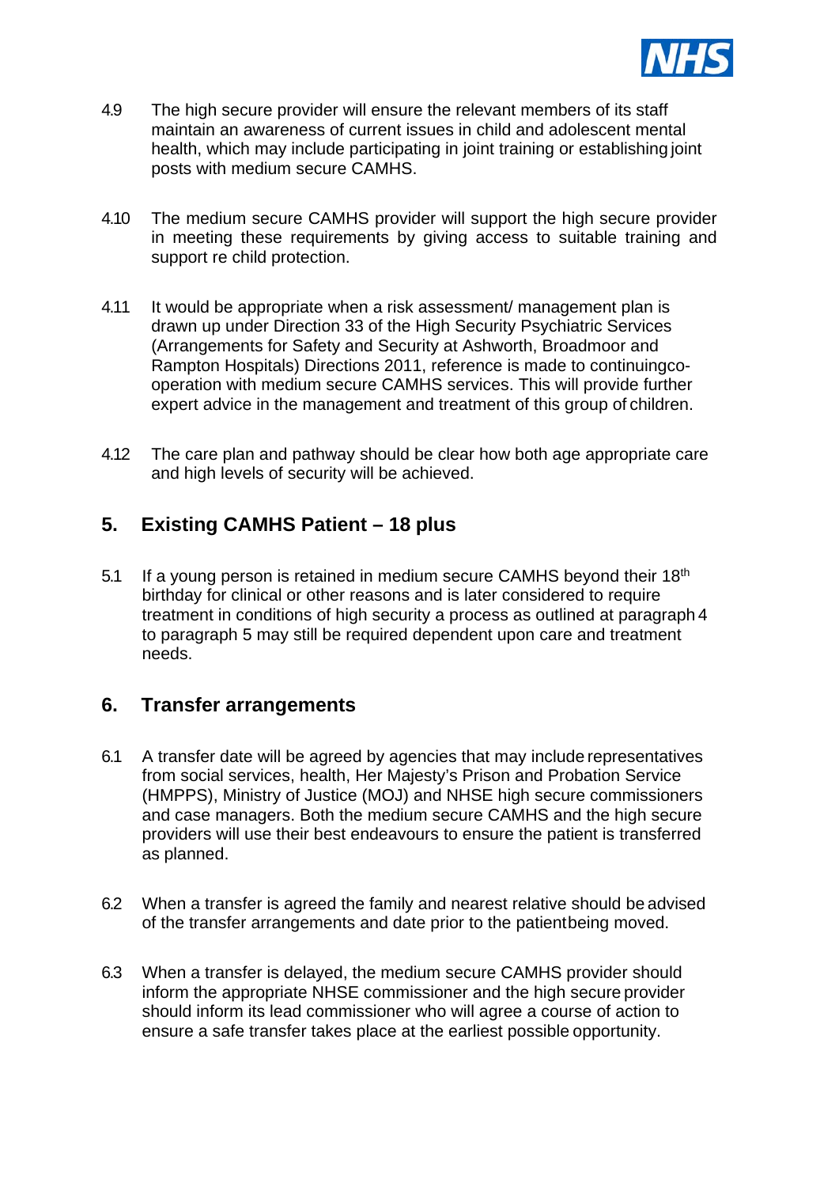4.9 The high secure provider will ensure the relevant members of its staff maintain an awareness of current issues in child and adolescent mental health, which may include participating in joint training or establishing joint posts with medium secure CAMHS.

4.10 The medium secure CAMHS provider will support the high secure provider in meeting these requirements by giving access to suitable training and support re child protection.

4.11 It would be appropriate when a risk assessment/ management plan is drawn up under Direction 33 of the High Security Psychiatric Services (Arrangements for Safety and Security at Ashworth, Broadmoor and Rampton Hospitals) Directions 2011, reference is made to continuingco-operation with medium secure CAMHS services. This will provide further expert advice in the management and treatment of this group of children.

4.12 The care plan and pathway should be clear how both age appropriate care and high levels of security will be achieved.

## 5. Existing CAMHS Patient – 18 plus

5.1 If a young person is retained in medium secure CAMHS beyond their 18th birthday for clinical or other reasons and is later considered to require treatment in conditions of high security a process as outlined at paragraph 4 to paragraph 5 may still be required dependent upon care and treatment needs.

## 6. Transfer arrangements

6.1 A transfer date will be agreed by agencies that may include representatives from social services, health, Her Majesty's Prison and Probation Service (HMPPS), Ministry of Justice (MOJ) and NHSE high secure commissioners and case managers. Both the medium secure CAMHS and the high secure providers will use their best endeavours to ensure the patient is transferred as planned.

6.2 When a transfer is agreed the family and nearest relative should be advised of the transfer arrangements and date prior to the patientbeing moved.

6.3 When a transfer is delayed, the medium secure CAMHS provider should inform the appropriate NHSE commissioner and the high secure provider should inform its lead commissioner who will agree a course of action to ensure a safe transfer takes place at the earliest possible opportunity.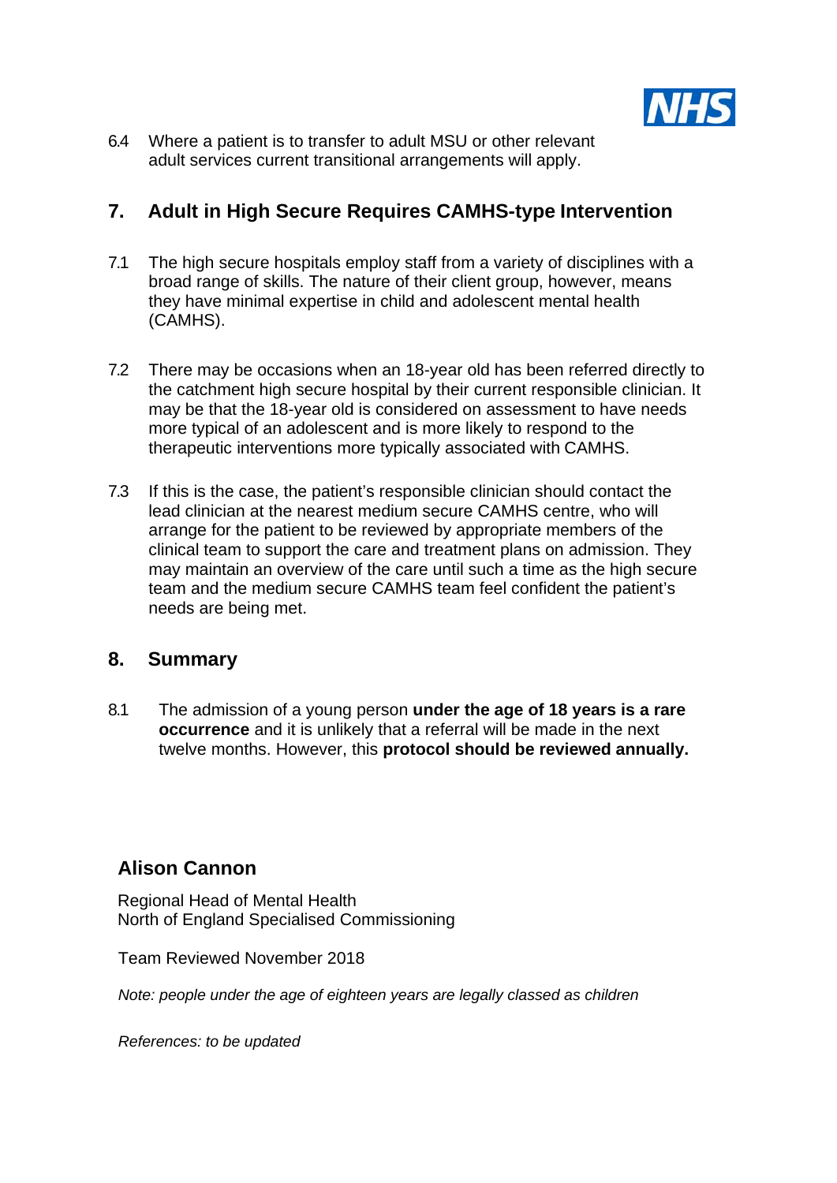6.4 Where a patient is to transfer to adult MSU or other relevant adult services current transitional arrangements will apply.

## 7. Adult in High Secure Requires CAMHS-type Intervention

7.1 The high secure hospitals employ staff from a variety of disciplines with a broad range of skills. The nature of their client group, however, means they have minimal expertise in child and adolescent mental health (CAMHS).

7.2 There may be occasions when an 18-year old has been referred directly to the catchment high secure hospital by their current responsible clinician. It may be that the 18-year old is considered on assessment to have needs more typical of an adolescent and is more likely to respond to the therapeutic interventions more typically associated with CAMHS.

7.3 If this is the case, the patient's responsible clinician should contact the lead clinician at the nearest medium secure CAMHS centre, who will arrange for the patient to be reviewed by appropriate members of the clinical team to support the care and treatment plans on admission. They may maintain an overview of the care until such a time as the high secure team and the medium secure CAMHS team feel confident the patient's needs are being met.

## 8. Summary

8.1 The admission of a young person **under the age of 18 years is a rare occurrence** and it is unlikely that a referral will be made in the next twelve months. However, this **protocol should be reviewed annually.**

**Alison Cannon**

Regional Head of Mental Health
North of England Specialised Commissioning

Team Reviewed November 2018

*Note: people under the age of eighteen years are legally classed as children*

*References: to be updated*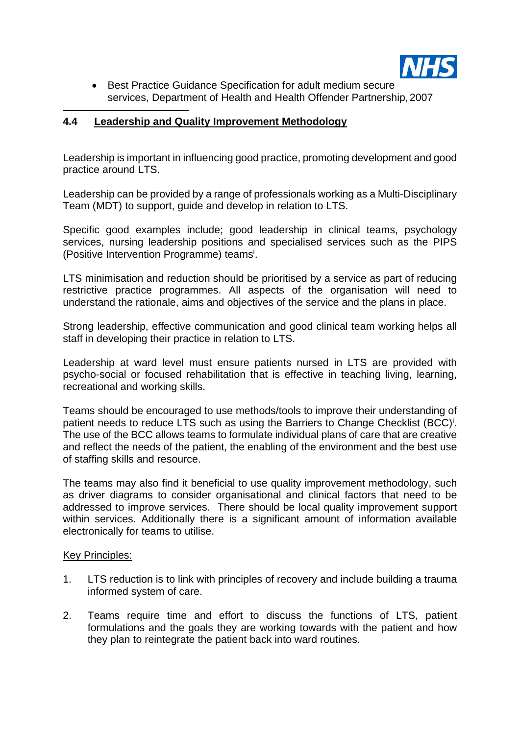- Best Practice Guidance Specification for adult medium secure services, Department of Health and Health Offender Partnership, 2007

---

## 4.4 Leadership and Quality Improvement Methodology

Leadership is important in influencing good practice, promoting development and good practice around LTS.

Leadership can be provided by a range of professionals working as a Multi-Disciplinary Team (MDT) to support, guide and develop in relation to LTS.

Specific good examples include; good leadership in clinical teams, psychology services, nursing leadership positions and specialised services such as the PIPS (Positive Intervention Programme) teams[i].

LTS minimisation and reduction should be prioritised by a service as part of reducing restrictive practice programmes. All aspects of the organisation will need to understand the rationale, aims and objectives of the service and the plans in place.

Strong leadership, effective communication and good clinical team working helps all staff in developing their practice in relation to LTS.

Leadership at ward level must ensure patients nursed in LTS are provided with psycho-social or focused rehabilitation that is effective in teaching living, learning, recreational and working skills.

Teams should be encouraged to use methods/tools to improve their understanding of patient needs to reduce LTS such as using the Barriers to Change Checklist (BCC)[i]. The use of the BCC allows teams to formulate individual plans of care that are creative and reflect the needs of the patient, the enabling of the environment and the best use of staffing skills and resource.

The teams may also find it beneficial to use quality improvement methodology, such as driver diagrams to consider organisational and clinical factors that need to be addressed to improve services. There should be local quality improvement support within services. Additionally there is a significant amount of information available electronically for teams to utilise.

Key Principles:

1. LTS reduction is to link with principles of recovery and include building a trauma informed system of care.

2. Teams require time and effort to discuss the functions of LTS, patient formulations and the goals they are working towards with the patient and how they plan to reintegrate the patient back into ward routines.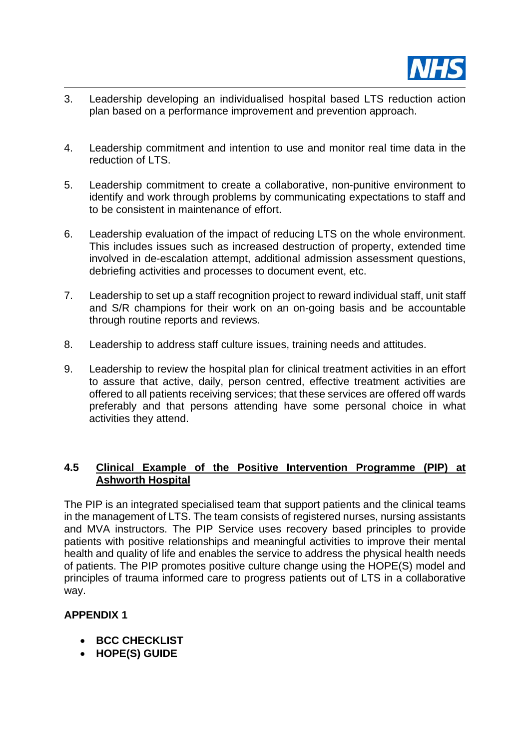3. Leadership developing an individualised hospital based LTS reduction action plan based on a performance improvement and prevention approach.

4. Leadership commitment and intention to use and monitor real time data in the reduction of LTS.

5. Leadership commitment to create a collaborative, non-punitive environment to identify and work through problems by communicating expectations to staff and to be consistent in maintenance of effort.

6. Leadership evaluation of the impact of reducing LTS on the whole environment. This includes issues such as increased destruction of property, extended time involved in de-escalation attempt, additional admission assessment questions, debriefing activities and processes to document event, etc.

7. Leadership to set up a staff recognition project to reward individual staff, unit staff and S/R champions for their work on an on-going basis and be accountable through routine reports and reviews.

8. Leadership to address staff culture issues, training needs and attitudes.

9. Leadership to review the hospital plan for clinical treatment activities in an effort to assure that active, daily, person centred, effective treatment activities are offered to all patients receiving services; that these services are offered off wards preferably and that persons attending have some personal choice in what activities they attend.

### 4.5 Clinical Example of the Positive Intervention Programme (PIP) at Ashworth Hospital

The PIP is an integrated specialised team that support patients and the clinical teams in the management of LTS. The team consists of registered nurses, nursing assistants and MVA instructors. The PIP Service uses recovery based principles to provide patients with positive relationships and meaningful activities to improve their mental health and quality of life and enables the service to address the physical health needs of patients. The PIP promotes positive culture change using the HOPE(S) model and principles of trauma informed care to progress patients out of LTS in a collaborative way.

**APPENDIX 1**

- **BCC CHECKLIST**
- **HOPE(S) GUIDE**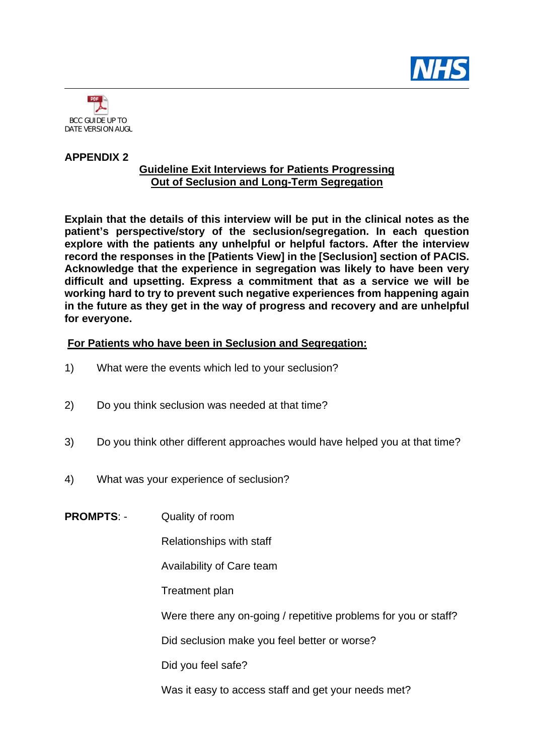BCC GUIDE UP TO DATE VERSION AUGL

**APPENDIX 2**

## Guideline Exit Interviews for Patients Progressing Out of Seclusion and Long-Term Segregation

**Explain that the details of this interview will be put in the clinical notes as the patient's perspective/story of the seclusion/segregation. In each question explore with the patients any unhelpful or helpful factors. After the interview record the responses in the [Patients View] in the [Seclusion] section of PACIS. Acknowledge that the experience in segregation was likely to have been very difficult and upsetting. Express a commitment that as a service we will be working hard to try to prevent such negative experiences from happening again in the future as they get in the way of progress and recovery and are unhelpful for everyone.**

### For Patients who have been in Seclusion and Segregation:

1) What were the events which led to your seclusion?

2) Do you think seclusion was needed at that time?

3) Do you think other different approaches would have helped you at that time?

4) What was your experience of seclusion?

**PROMPTS**: -

- Quality of room
- Relationships with staff
- Availability of Care team
- Treatment plan
- Were there any on-going / repetitive problems for you or staff?
- Did seclusion make you feel better or worse?
- Did you feel safe?
- Was it easy to access staff and get your needs met?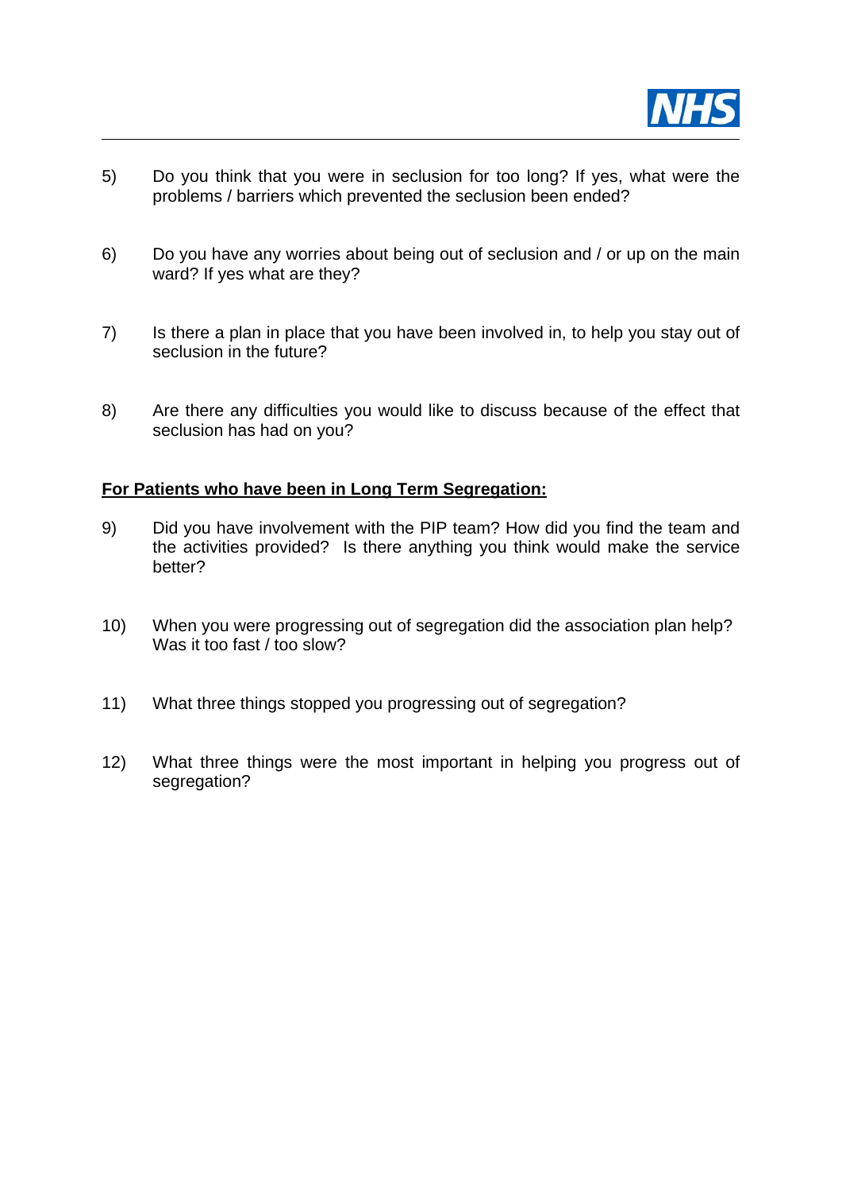5) Do you think that you were in seclusion for too long? If yes, what were the problems / barriers which prevented the seclusion been ended?

6) Do you have any worries about being out of seclusion and / or up on the main ward? If yes what are they?

7) Is there a plan in place that you have been involved in, to help you stay out of seclusion in the future?

8) Are there any difficulties you would like to discuss because of the effect that seclusion has had on you?

**For Patients who have been in Long Term Segregation:**

9) Did you have involvement with the PIP team? How did you find the team and the activities provided? Is there anything you think would make the service better?

10) When you were progressing out of segregation did the association plan help? Was it too fast / too slow?

11) What three things stopped you progressing out of segregation?

12) What three things were the most important in helping you progress out of segregation?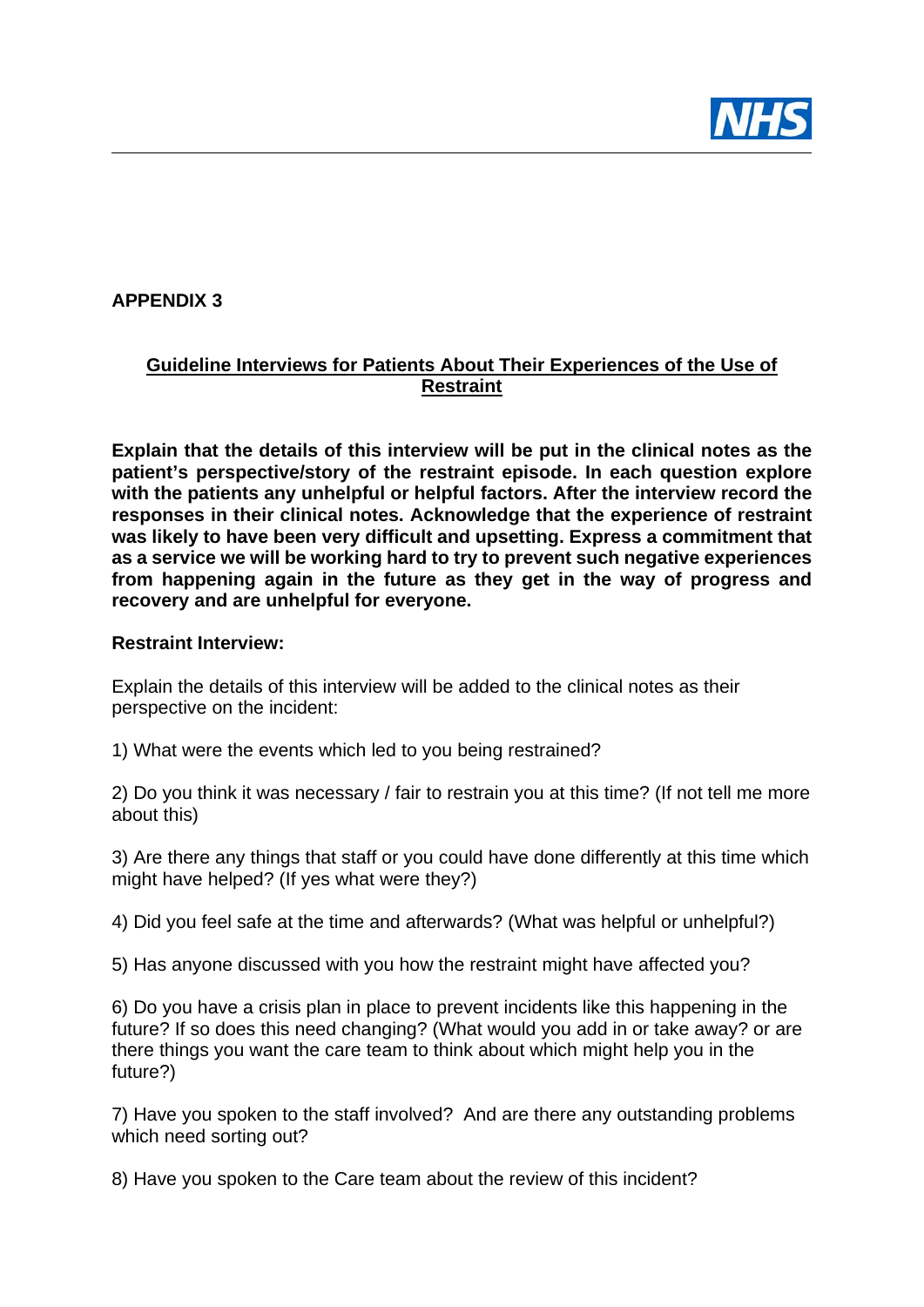## APPENDIX 3

### Guideline Interviews for Patients About Their Experiences of the Use of Restraint

**Explain that the details of this interview will be put in the clinical notes as the patient's perspective/story of the restraint episode. In each question explore with the patients any unhelpful or helpful factors. After the interview record the responses in their clinical notes. Acknowledge that the experience of restraint was likely to have been very difficult and upsetting. Express a commitment that as a service we will be working hard to try to prevent such negative experiences from happening again in the future as they get in the way of progress and recovery and are unhelpful for everyone.**

**Restraint Interview:**

Explain the details of this interview will be added to the clinical notes as their perspective on the incident:

1) What were the events which led to you being restrained?

2) Do you think it was necessary / fair to restrain you at this time? (If not tell me more about this)

3) Are there any things that staff or you could have done differently at this time which might have helped? (If yes what were they?)

4) Did you feel safe at the time and afterwards? (What was helpful or unhelpful?)

5) Has anyone discussed with you how the restraint might have affected you?

6) Do you have a crisis plan in place to prevent incidents like this happening in the future? If so does this need changing? (What would you add in or take away? or are there things you want the care team to think about which might help you in the future?)

7) Have you spoken to the staff involved? And are there any outstanding problems which need sorting out?

8) Have you spoken to the Care team about the review of this incident?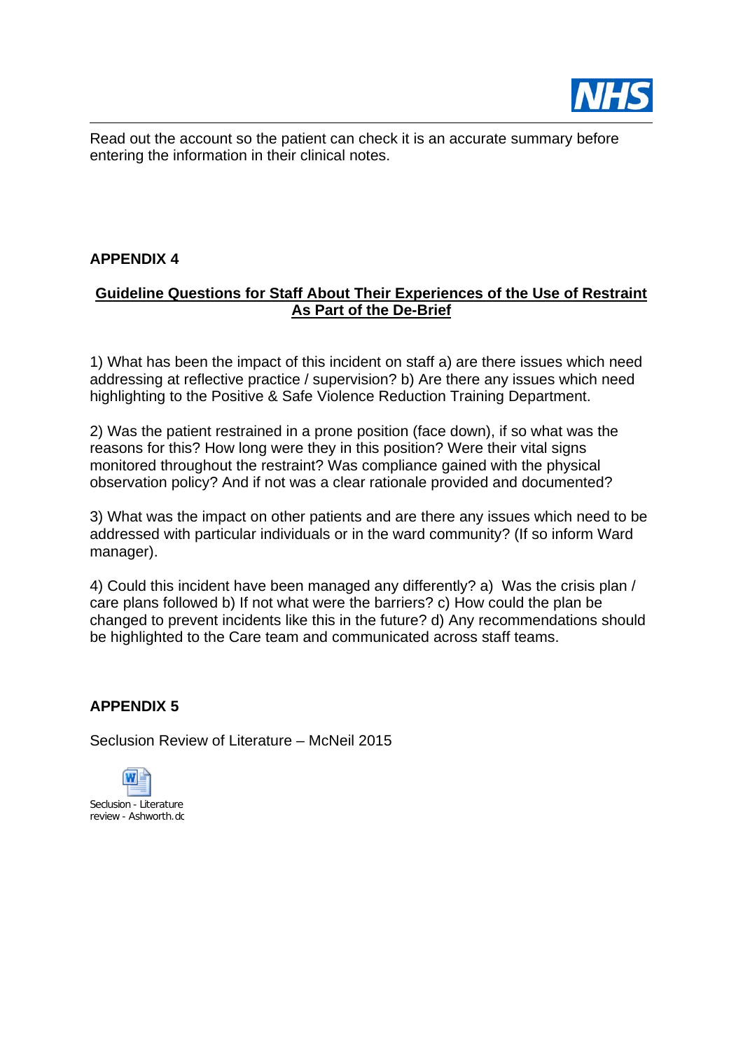Read out the account so the patient can check it is an accurate summary before entering the information in their clinical notes.

## APPENDIX 4

**Guideline Questions for Staff About Their Experiences of the Use of Restraint As Part of the De-Brief**

1) What has been the impact of this incident on staff a) are there issues which need addressing at reflective practice / supervision? b) Are there any issues which need highlighting to the Positive & Safe Violence Reduction Training Department.

2) Was the patient restrained in a prone position (face down), if so what was the reasons for this? How long were they in this position? Were their vital signs monitored throughout the restraint? Was compliance gained with the physical observation policy? And if not was a clear rationale provided and documented?

3) What was the impact on other patients and are there any issues which need to be addressed with particular individuals or in the ward community? (If so inform Ward manager).

4) Could this incident have been managed any differently? a) Was the crisis plan / care plans followed b) If not what were the barriers? c) How could the plan be changed to prevent incidents like this in the future? d) Any recommendations should be highlighted to the Care team and communicated across staff teams.

## APPENDIX 5

Seclusion Review of Literature – McNeil 2015

Seclusion - Literature review - Ashworth.dc